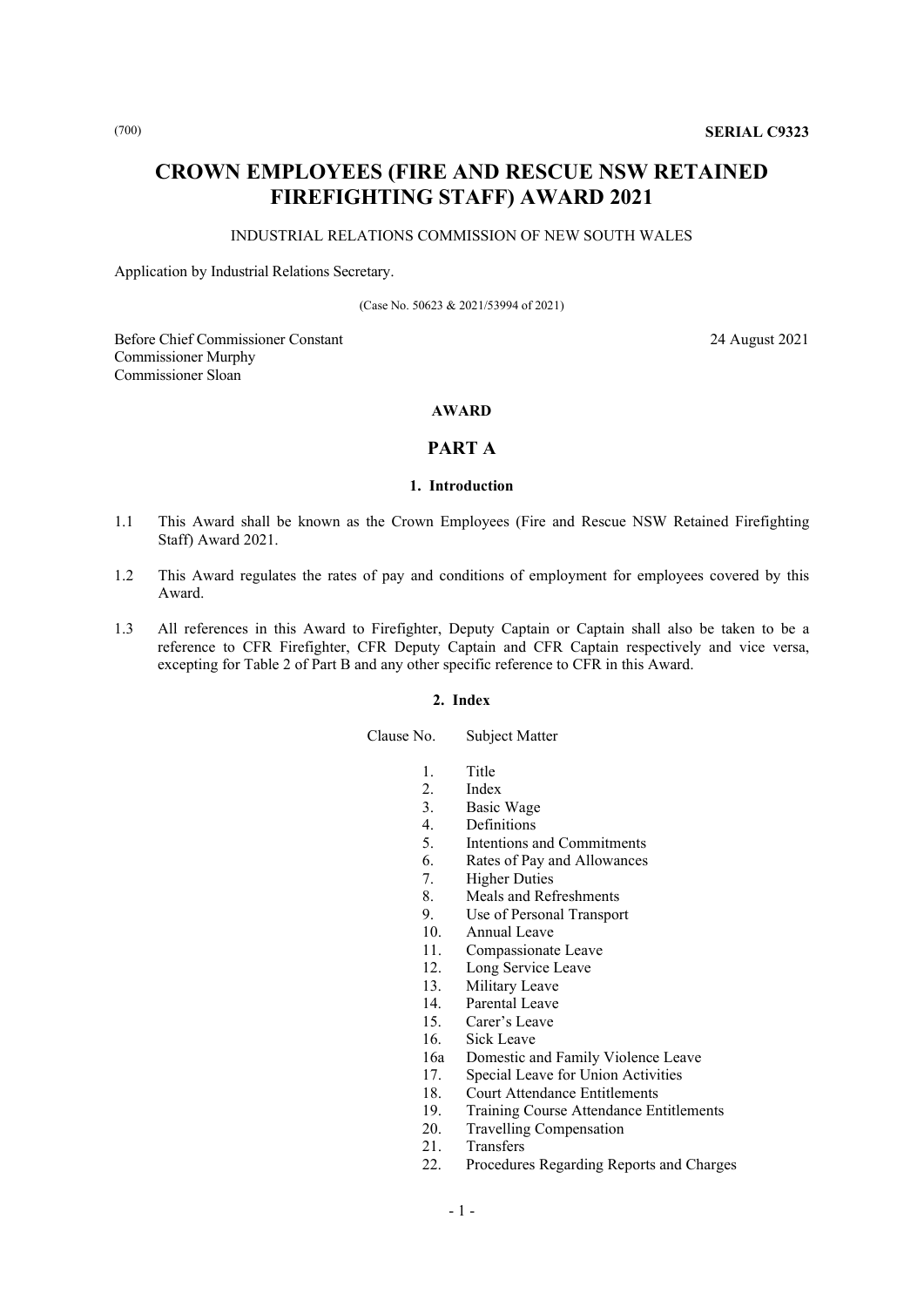(700) **SERIAL C9323**

# CROWN EMPLOYEES (FIRE AND RESCUE NSW RETAINED FIREFIGHTING STAFF) AWARD 2021

INDUSTRIAL RELATIONS COMMISSION OF NEW SOUTH WALES

Application by Industrial Relations Secretary.

(Case No. 50623 & 2021/53994 of 2021)

Before Chief Commissioner Constant
Commissioner Murphy
Commissioner Sloan

24 August 2021

**AWARD**

## PART A

### 1. Introduction

1.1 This Award shall be known as the Crown Employees (Fire and Rescue NSW Retained Firefighting Staff) Award 2021.

1.2 This Award regulates the rates of pay and conditions of employment for employees covered by this Award.

1.3 All references in this Award to Firefighter, Deputy Captain or Captain shall also be taken to be a reference to CFR Firefighter, CFR Deputy Captain and CFR Captain respectively and vice versa, excepting for Table 2 of Part B and any other specific reference to CFR in this Award.

### 2. Index

| Clause No. | Subject Matter |
|---|---|
| 1. | Title |
| 2. | Index |
| 3. | Basic Wage |
| 4. | Definitions |
| 5. | Intentions and Commitments |
| 6. | Rates of Pay and Allowances |
| 7. | Higher Duties |
| 8. | Meals and Refreshments |
| 9. | Use of Personal Transport |
| 10. | Annual Leave |
| 11. | Compassionate Leave |
| 12. | Long Service Leave |
| 13. | Military Leave |
| 14. | Parental Leave |
| 15. | Carer's Leave |
| 16. | Sick Leave |
| 16a | Domestic and Family Violence Leave |
| 17. | Special Leave for Union Activities |
| 18. | Court Attendance Entitlements |
| 19. | Training Course Attendance Entitlements |
| 20. | Travelling Compensation |
| 21. | Transfers |
| 22. | Procedures Regarding Reports and Charges |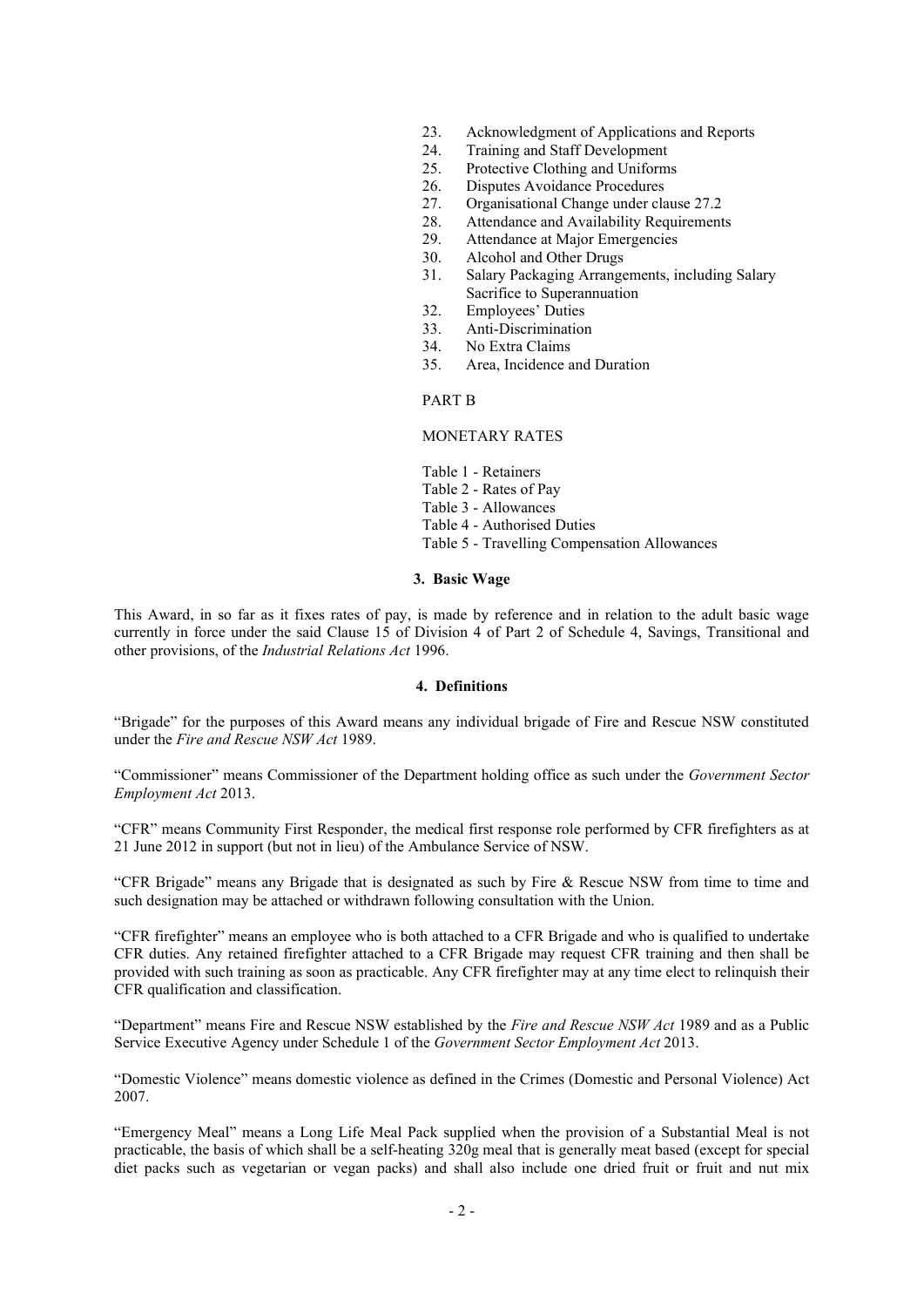23. Acknowledgment of Applications and Reports
24. Training and Staff Development
25. Protective Clothing and Uniforms
26. Disputes Avoidance Procedures
27. Organisational Change under clause 27.2
28. Attendance and Availability Requirements
29. Attendance at Major Emergencies
30. Alcohol and Other Drugs
31. Salary Packaging Arrangements, including Salary Sacrifice to Superannuation
32. Employees' Duties
33. Anti-Discrimination
34. No Extra Claims
35. Area, Incidence and Duration

PART B

MONETARY RATES

Table 1 - Retainers
Table 2 - Rates of Pay
Table 3 - Allowances
Table 4 - Authorised Duties
Table 5 - Travelling Compensation Allowances

## 3. Basic Wage

This Award, in so far as it fixes rates of pay, is made by reference and in relation to the adult basic wage currently in force under the said Clause 15 of Division 4 of Part 2 of Schedule 4, Savings, Transitional and other provisions, of the *Industrial Relations Act* 1996.

## 4. Definitions

"Brigade" for the purposes of this Award means any individual brigade of Fire and Rescue NSW constituted under the *Fire and Rescue NSW Act* 1989.

"Commissioner" means Commissioner of the Department holding office as such under the *Government Sector Employment Act* 2013.

"CFR" means Community First Responder, the medical first response role performed by CFR firefighters as at 21 June 2012 in support (but not in lieu) of the Ambulance Service of NSW.

"CFR Brigade" means any Brigade that is designated as such by Fire & Rescue NSW from time to time and such designation may be attached or withdrawn following consultation with the Union.

"CFR firefighter" means an employee who is both attached to a CFR Brigade and who is qualified to undertake CFR duties. Any retained firefighter attached to a CFR Brigade may request CFR training and then shall be provided with such training as soon as practicable. Any CFR firefighter may at any time elect to relinquish their CFR qualification and classification.

"Department" means Fire and Rescue NSW established by the *Fire and Rescue NSW Act* 1989 and as a Public Service Executive Agency under Schedule 1 of the *Government Sector Employment Act* 2013.

"Domestic Violence" means domestic violence as defined in the Crimes (Domestic and Personal Violence) Act 2007.

"Emergency Meal" means a Long Life Meal Pack supplied when the provision of a Substantial Meal is not practicable, the basis of which shall be a self-heating 320g meal that is generally meat based (except for special diet packs such as vegetarian or vegan packs) and shall also include one dried fruit or fruit and nut mix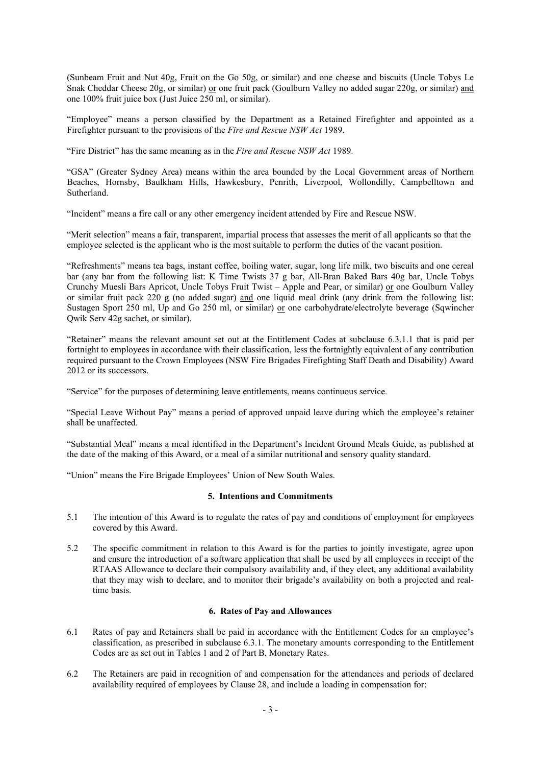(Sunbeam Fruit and Nut 40g, Fruit on the Go 50g, or similar) and one cheese and biscuits (Uncle Tobys Le Snak Cheddar Cheese 20g, or similar) or one fruit pack (Goulburn Valley no added sugar 220g, or similar) and one 100% fruit juice box (Just Juice 250 ml, or similar).

"Employee" means a person classified by the Department as a Retained Firefighter and appointed as a Firefighter pursuant to the provisions of the *Fire and Rescue NSW Act* 1989.

"Fire District" has the same meaning as in the *Fire and Rescue NSW Act* 1989.

"GSA" (Greater Sydney Area) means within the area bounded by the Local Government areas of Northern Beaches, Hornsby, Baulkham Hills, Hawkesbury, Penrith, Liverpool, Wollondilly, Campbelltown and Sutherland.

"Incident" means a fire call or any other emergency incident attended by Fire and Rescue NSW.

"Merit selection" means a fair, transparent, impartial process that assesses the merit of all applicants so that the employee selected is the applicant who is the most suitable to perform the duties of the vacant position.

"Refreshments" means tea bags, instant coffee, boiling water, sugar, long life milk, two biscuits and one cereal bar (any bar from the following list: K Time Twists 37 g bar, All-Bran Baked Bars 40g bar, Uncle Tobys Crunchy Muesli Bars Apricot, Uncle Tobys Fruit Twist – Apple and Pear, or similar) or one Goulburn Valley or similar fruit pack 220 g (no added sugar) and one liquid meal drink (any drink from the following list: Sustagen Sport 250 ml, Up and Go 250 ml, or similar) or one carbohydrate/electrolyte beverage (Sqwincher Qwik Serv 42g sachet, or similar).

"Retainer" means the relevant amount set out at the Entitlement Codes at subclause 6.3.1.1 that is paid per fortnight to employees in accordance with their classification, less the fortnightly equivalent of any contribution required pursuant to the Crown Employees (NSW Fire Brigades Firefighting Staff Death and Disability) Award 2012 or its successors.

"Service" for the purposes of determining leave entitlements, means continuous service.

"Special Leave Without Pay" means a period of approved unpaid leave during which the employee's retainer shall be unaffected.

"Substantial Meal" means a meal identified in the Department's Incident Ground Meals Guide, as published at the date of the making of this Award, or a meal of a similar nutritional and sensory quality standard.

"Union" means the Fire Brigade Employees' Union of New South Wales.

## 5. Intentions and Commitments

5.1 The intention of this Award is to regulate the rates of pay and conditions of employment for employees covered by this Award.

5.2 The specific commitment in relation to this Award is for the parties to jointly investigate, agree upon and ensure the introduction of a software application that shall be used by all employees in receipt of the RTAAS Allowance to declare their compulsory availability and, if they elect, any additional availability that they may wish to declare, and to monitor their brigade's availability on both a projected and real-time basis.

## 6. Rates of Pay and Allowances

6.1 Rates of pay and Retainers shall be paid in accordance with the Entitlement Codes for an employee's classification, as prescribed in subclause 6.3.1. The monetary amounts corresponding to the Entitlement Codes are as set out in Tables 1 and 2 of Part B, Monetary Rates.

6.2 The Retainers are paid in recognition of and compensation for the attendances and periods of declared availability required of employees by Clause 28, and include a loading in compensation for: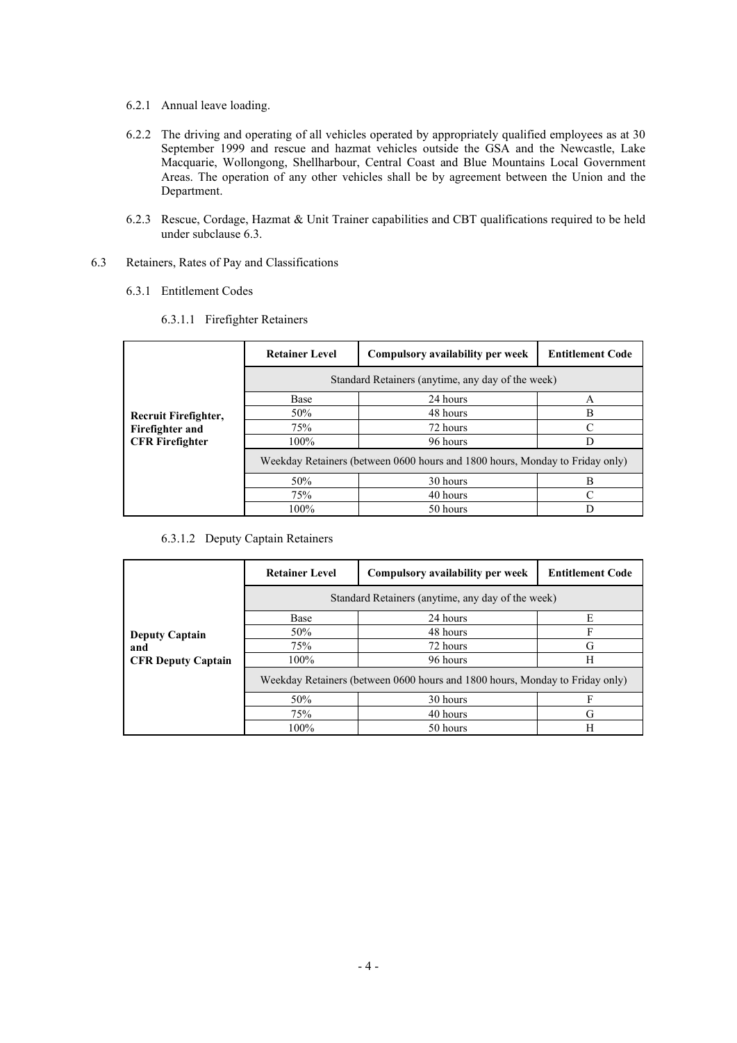6.2.1 Annual leave loading.

6.2.2 The driving and operating of all vehicles operated by appropriately qualified employees as at 30 September 1999 and rescue and hazmat vehicles outside the GSA and the Newcastle, Lake Macquarie, Wollongong, Shellharbour, Central Coast and Blue Mountains Local Government Areas. The operation of any other vehicles shall be by agreement between the Union and the Department.

6.2.3 Rescue, Cordage, Hazmat & Unit Trainer capabilities and CBT qualifications required to be held under subclause 6.3.

6.3 Retainers, Rates of Pay and Classifications

6.3.1 Entitlement Codes

6.3.1.1 Firefighter Retainers

| | Retainer Level | Compulsory availability per week | Entitlement Code |
|---|---|---|---|
| **Recruit Firefighter, Firefighter and CFR Firefighter** | Standard Retainers (anytime, any day of the week) | | |
| | Base | 24 hours | A |
| | 50% | 48 hours | B |
| | 75% | 72 hours | C |
| | 100% | 96 hours | D |
| | Weekday Retainers (between 0600 hours and 1800 hours, Monday to Friday only) | | |
| | 50% | 30 hours | B |
| | 75% | 40 hours | C |
| | 100% | 50 hours | D |

6.3.1.2 Deputy Captain Retainers

| | Retainer Level | Compulsory availability per week | Entitlement Code |
|---|---|---|---|
| **Deputy Captain and CFR Deputy Captain** | Standard Retainers (anytime, any day of the week) | | |
| | Base | 24 hours | E |
| | 50% | 48 hours | F |
| | 75% | 72 hours | G |
| | 100% | 96 hours | H |
| | Weekday Retainers (between 0600 hours and 1800 hours, Monday to Friday only) | | |
| | 50% | 30 hours | F |
| | 75% | 40 hours | G |
| | 100% | 50 hours | H |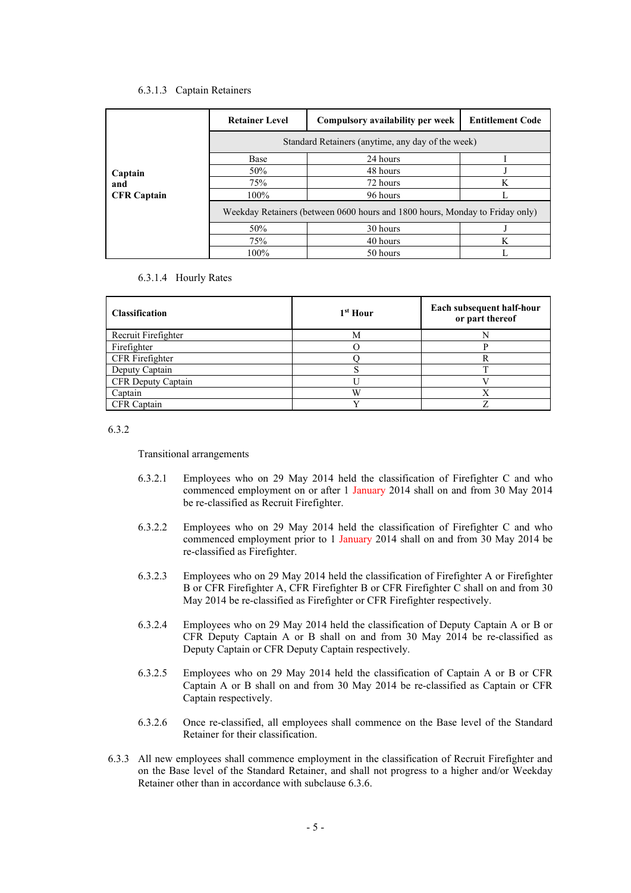6.3.1.3 Captain Retainers

| | Retainer Level | Compulsory availability per week | Entitlement Code |
|---|---|---|---|
| **Captain and CFR Captain** | Standard Retainers (anytime, any day of the week) | | |
| | Base | 24 hours | I |
| | 50% | 48 hours | J |
| | 75% | 72 hours | K |
| | 100% | 96 hours | L |
| | Weekday Retainers (between 0600 hours and 1800 hours, Monday to Friday only) | | |
| | 50% | 30 hours | J |
| | 75% | 40 hours | K |
| | 100% | 50 hours | L |

6.3.1.4 Hourly Rates

| Classification | 1st Hour | Each subsequent half-hour or part thereof |
|---|---|---|
| Recruit Firefighter | M | N |
| Firefighter | O | P |
| CFR Firefighter | Q | R |
| Deputy Captain | S | T |
| CFR Deputy Captain | U | V |
| Captain | W | X |
| CFR Captain | Y | Z |

6.3.2

Transitional arrangements

6.3.2.1 Employees who on 29 May 2014 held the classification of Firefighter C and who commenced employment on or after 1 January 2014 shall on and from 30 May 2014 be re-classified as Recruit Firefighter.

6.3.2.2 Employees who on 29 May 2014 held the classification of Firefighter C and who commenced employment prior to 1 January 2014 shall on and from 30 May 2014 be re-classified as Firefighter.

6.3.2.3 Employees who on 29 May 2014 held the classification of Firefighter A or Firefighter B or CFR Firefighter A, CFR Firefighter B or CFR Firefighter C shall on and from 30 May 2014 be re-classified as Firefighter or CFR Firefighter respectively.

6.3.2.4 Employees who on 29 May 2014 held the classification of Deputy Captain A or B or CFR Deputy Captain A or B shall on and from 30 May 2014 be re-classified as Deputy Captain or CFR Deputy Captain respectively.

6.3.2.5 Employees who on 29 May 2014 held the classification of Captain A or B or CFR Captain A or B shall on and from 30 May 2014 be re-classified as Captain or CFR Captain respectively.

6.3.2.6 Once re-classified, all employees shall commence on the Base level of the Standard Retainer for their classification.

6.3.3 All new employees shall commence employment in the classification of Recruit Firefighter and on the Base level of the Standard Retainer, and shall not progress to a higher and/or Weekday Retainer other than in accordance with subclause 6.3.6.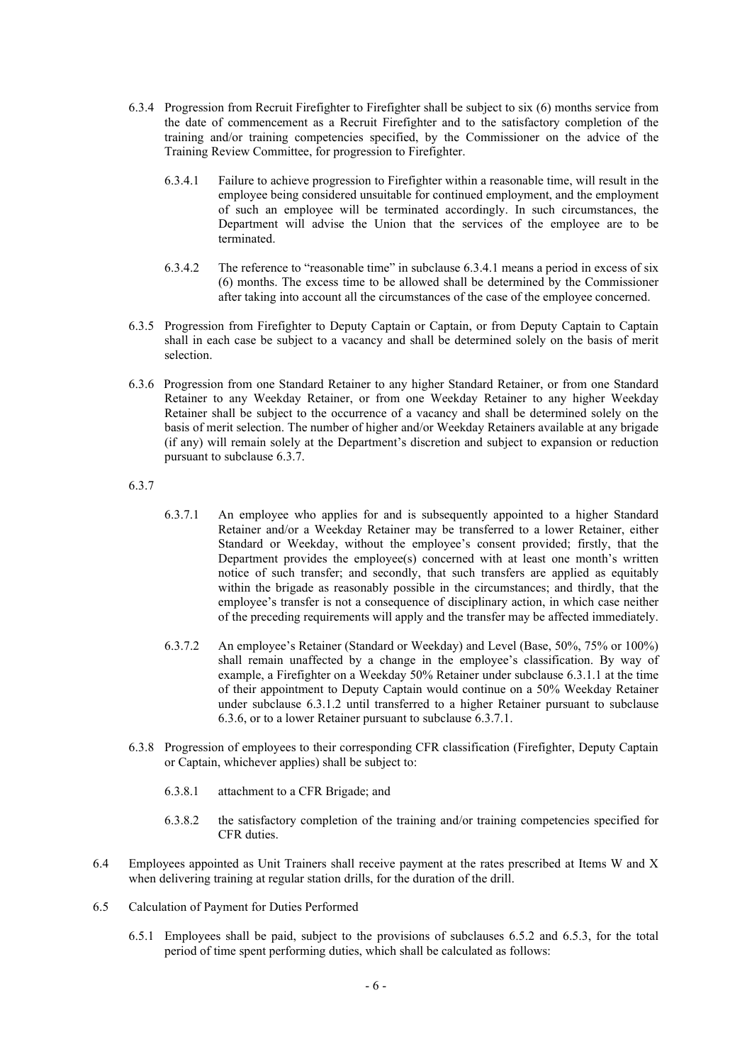6.3.4 Progression from Recruit Firefighter to Firefighter shall be subject to six (6) months service from the date of commencement as a Recruit Firefighter and to the satisfactory completion of the training and/or training competencies specified, by the Commissioner on the advice of the Training Review Committee, for progression to Firefighter.

6.3.4.1 Failure to achieve progression to Firefighter within a reasonable time, will result in the employee being considered unsuitable for continued employment, and the employment of such an employee will be terminated accordingly. In such circumstances, the Department will advise the Union that the services of the employee are to be terminated.

6.3.4.2 The reference to "reasonable time" in subclause 6.3.4.1 means a period in excess of six (6) months. The excess time to be allowed shall be determined by the Commissioner after taking into account all the circumstances of the case of the employee concerned.

6.3.5 Progression from Firefighter to Deputy Captain or Captain, or from Deputy Captain to Captain shall in each case be subject to a vacancy and shall be determined solely on the basis of merit selection.

6.3.6 Progression from one Standard Retainer to any higher Standard Retainer, or from one Standard Retainer to any Weekday Retainer, or from one Weekday Retainer to any higher Weekday Retainer shall be subject to the occurrence of a vacancy and shall be determined solely on the basis of merit selection. The number of higher and/or Weekday Retainers available at any brigade (if any) will remain solely at the Department's discretion and subject to expansion or reduction pursuant to subclause 6.3.7.

6.3.7

6.3.7.1 An employee who applies for and is subsequently appointed to a higher Standard Retainer and/or a Weekday Retainer may be transferred to a lower Retainer, either Standard or Weekday, without the employee's consent provided; firstly, that the Department provides the employee(s) concerned with at least one month's written notice of such transfer; and secondly, that such transfers are applied as equitably within the brigade as reasonably possible in the circumstances; and thirdly, that the employee's transfer is not a consequence of disciplinary action, in which case neither of the preceding requirements will apply and the transfer may be affected immediately.

6.3.7.2 An employee's Retainer (Standard or Weekday) and Level (Base, 50%, 75% or 100%) shall remain unaffected by a change in the employee's classification. By way of example, a Firefighter on a Weekday 50% Retainer under subclause 6.3.1.1 at the time of their appointment to Deputy Captain would continue on a 50% Weekday Retainer under subclause 6.3.1.2 until transferred to a higher Retainer pursuant to subclause 6.3.6, or to a lower Retainer pursuant to subclause 6.3.7.1.

6.3.8 Progression of employees to their corresponding CFR classification (Firefighter, Deputy Captain or Captain, whichever applies) shall be subject to:

6.3.8.1 attachment to a CFR Brigade; and

6.3.8.2 the satisfactory completion of the training and/or training competencies specified for CFR duties.

6.4 Employees appointed as Unit Trainers shall receive payment at the rates prescribed at Items W and X when delivering training at regular station drills, for the duration of the drill.

6.5 Calculation of Payment for Duties Performed

6.5.1 Employees shall be paid, subject to the provisions of subclauses 6.5.2 and 6.5.3, for the total period of time spent performing duties, which shall be calculated as follows: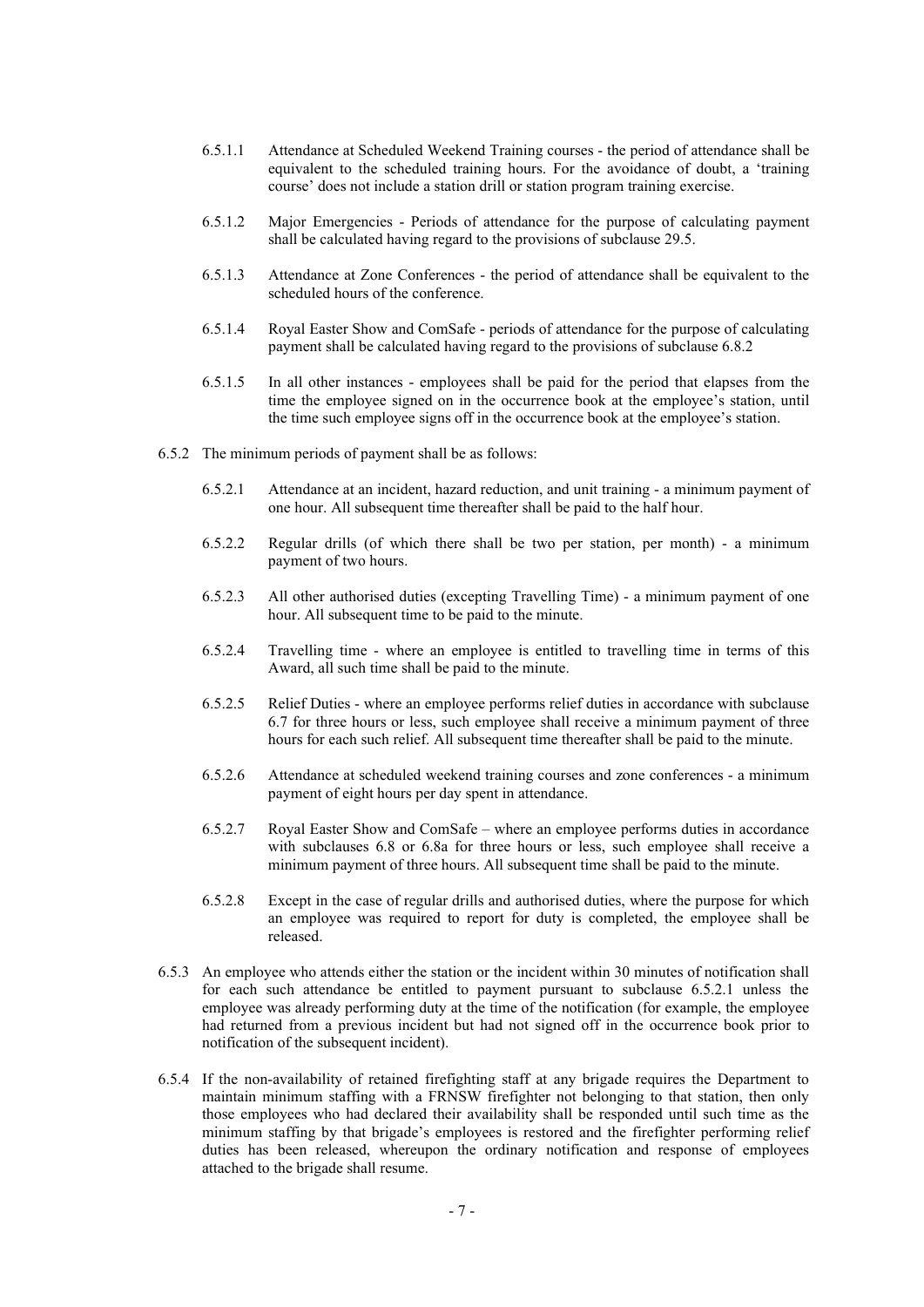6.5.1.1 Attendance at Scheduled Weekend Training courses - the period of attendance shall be equivalent to the scheduled training hours. For the avoidance of doubt, a 'training course' does not include a station drill or station program training exercise.

6.5.1.2 Major Emergencies - Periods of attendance for the purpose of calculating payment shall be calculated having regard to the provisions of subclause 29.5.

6.5.1.3 Attendance at Zone Conferences - the period of attendance shall be equivalent to the scheduled hours of the conference.

6.5.1.4 Royal Easter Show and ComSafe - periods of attendance for the purpose of calculating payment shall be calculated having regard to the provisions of subclause 6.8.2

6.5.1.5 In all other instances - employees shall be paid for the period that elapses from the time the employee signed on in the occurrence book at the employee's station, until the time such employee signs off in the occurrence book at the employee's station.

6.5.2 The minimum periods of payment shall be as follows:

6.5.2.1 Attendance at an incident, hazard reduction, and unit training - a minimum payment of one hour. All subsequent time thereafter shall be paid to the half hour.

6.5.2.2 Regular drills (of which there shall be two per station, per month) - a minimum payment of two hours.

6.5.2.3 All other authorised duties (excepting Travelling Time) - a minimum payment of one hour. All subsequent time to be paid to the minute.

6.5.2.4 Travelling time - where an employee is entitled to travelling time in terms of this Award, all such time shall be paid to the minute.

6.5.2.5 Relief Duties - where an employee performs relief duties in accordance with subclause 6.7 for three hours or less, such employee shall receive a minimum payment of three hours for each such relief. All subsequent time thereafter shall be paid to the minute.

6.5.2.6 Attendance at scheduled weekend training courses and zone conferences - a minimum payment of eight hours per day spent in attendance.

6.5.2.7 Royal Easter Show and ComSafe – where an employee performs duties in accordance with subclauses 6.8 or 6.8a for three hours or less, such employee shall receive a minimum payment of three hours. All subsequent time shall be paid to the minute.

6.5.2.8 Except in the case of regular drills and authorised duties, where the purpose for which an employee was required to report for duty is completed, the employee shall be released.

6.5.3 An employee who attends either the station or the incident within 30 minutes of notification shall for each such attendance be entitled to payment pursuant to subclause 6.5.2.1 unless the employee was already performing duty at the time of the notification (for example, the employee had returned from a previous incident but had not signed off in the occurrence book prior to notification of the subsequent incident).

6.5.4 If the non-availability of retained firefighting staff at any brigade requires the Department to maintain minimum staffing with a FRNSW firefighter not belonging to that station, then only those employees who had declared their availability shall be responded until such time as the minimum staffing by that brigade's employees is restored and the firefighter performing relief duties has been released, whereupon the ordinary notification and response of employees attached to the brigade shall resume.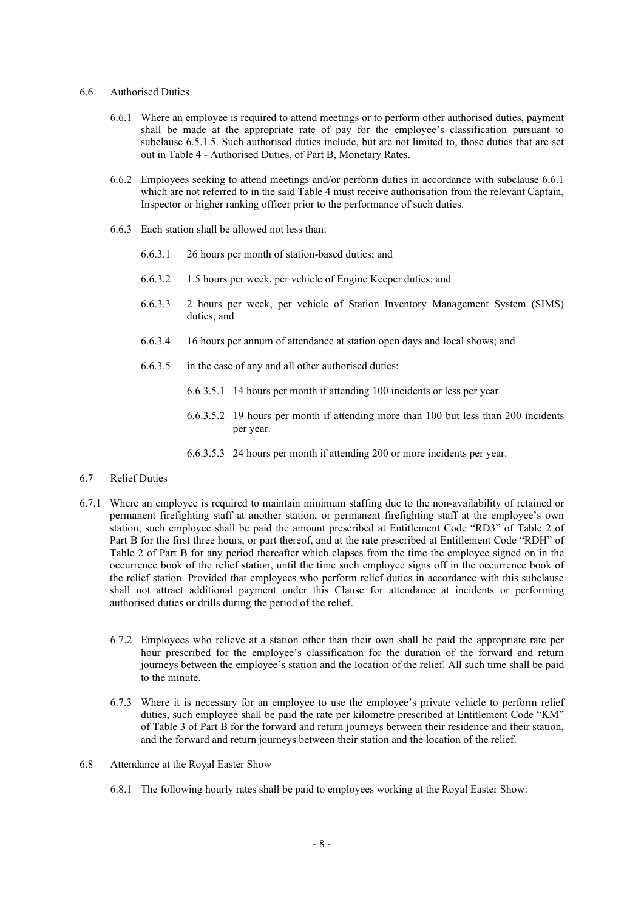6.6 Authorised Duties

6.6.1 Where an employee is required to attend meetings or to perform other authorised duties, payment shall be made at the appropriate rate of pay for the employee's classification pursuant to subclause 6.5.1.5. Such authorised duties include, but are not limited to, those duties that are set out in Table 4 - Authorised Duties, of Part B, Monetary Rates.

6.6.2 Employees seeking to attend meetings and/or perform duties in accordance with subclause 6.6.1 which are not referred to in the said Table 4 must receive authorisation from the relevant Captain, Inspector or higher ranking officer prior to the performance of such duties.

6.6.3 Each station shall be allowed not less than:

6.6.3.1 26 hours per month of station-based duties; and

6.6.3.2 1.5 hours per week, per vehicle of Engine Keeper duties; and

6.6.3.3 2 hours per week, per vehicle of Station Inventory Management System (SIMS) duties; and

6.6.3.4 16 hours per annum of attendance at station open days and local shows; and

6.6.3.5 in the case of any and all other authorised duties:

6.6.3.5.1 14 hours per month if attending 100 incidents or less per year.

6.6.3.5.2 19 hours per month if attending more than 100 but less than 200 incidents per year.

6.6.3.5.3 24 hours per month if attending 200 or more incidents per year.

6.7 Relief Duties

6.7.1 Where an employee is required to maintain minimum staffing due to the non-availability of retained or permanent firefighting staff at another station, or permanent firefighting staff at the employee's own station, such employee shall be paid the amount prescribed at Entitlement Code "RD3" of Table 2 of Part B for the first three hours, or part thereof, and at the rate prescribed at Entitlement Code "RDH" of Table 2 of Part B for any period thereafter which elapses from the time the employee signed on in the occurrence book of the relief station, until the time such employee signs off in the occurrence book of the relief station. Provided that employees who perform relief duties in accordance with this subclause shall not attract additional payment under this Clause for attendance at incidents or performing authorised duties or drills during the period of the relief.

6.7.2 Employees who relieve at a station other than their own shall be paid the appropriate rate per hour prescribed for the employee's classification for the duration of the forward and return journeys between the employee's station and the location of the relief. All such time shall be paid to the minute.

6.7.3 Where it is necessary for an employee to use the employee's private vehicle to perform relief duties, such employee shall be paid the rate per kilometre prescribed at Entitlement Code "KM" of Table 3 of Part B for the forward and return journeys between their residence and their station, and the forward and return journeys between their station and the location of the relief.

6.8 Attendance at the Royal Easter Show

6.8.1 The following hourly rates shall be paid to employees working at the Royal Easter Show: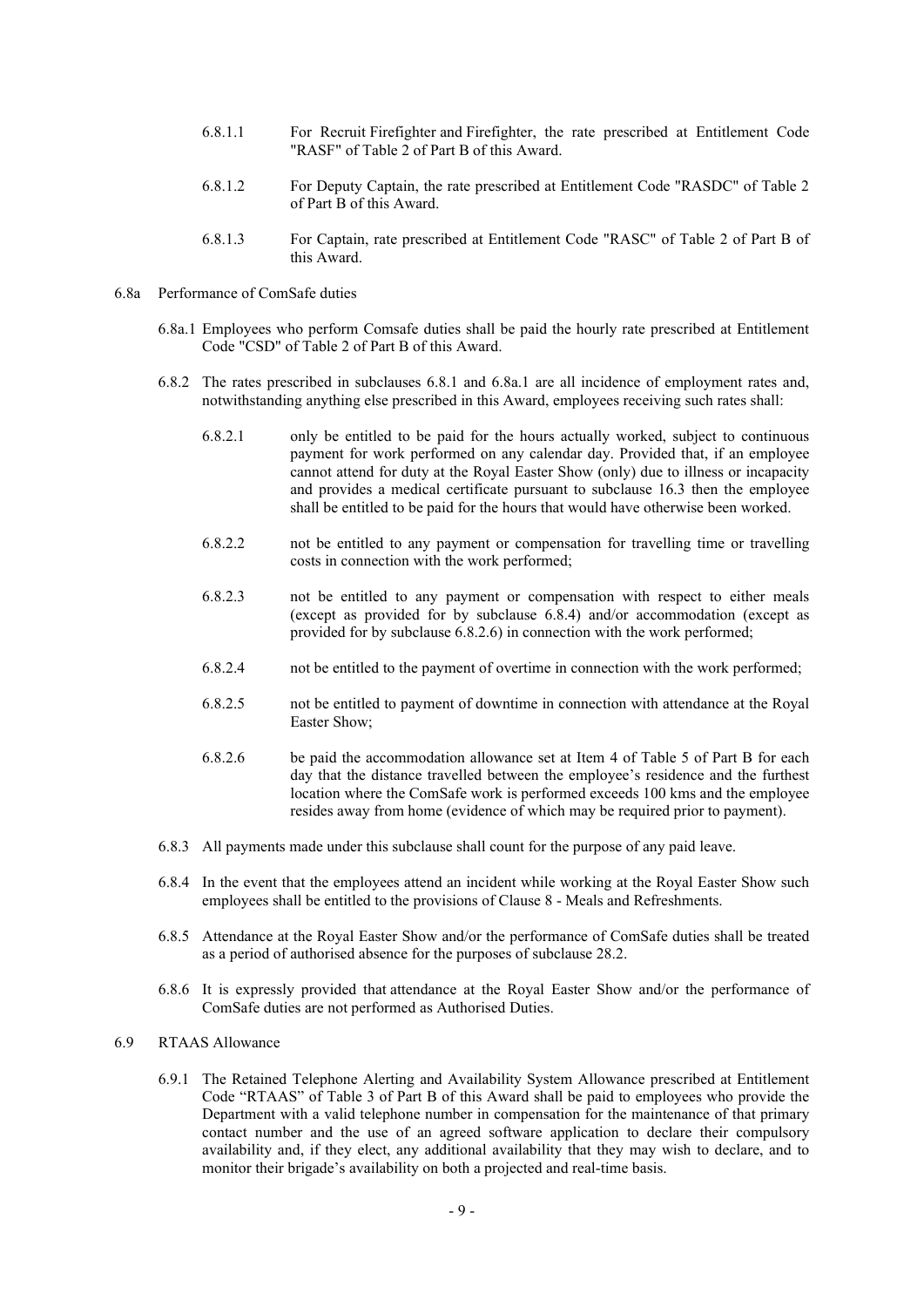6.8.1.1 For Recruit Firefighter and Firefighter, the rate prescribed at Entitlement Code "RASF" of Table 2 of Part B of this Award.

6.8.1.2 For Deputy Captain, the rate prescribed at Entitlement Code "RASDC" of Table 2 of Part B of this Award.

6.8.1.3 For Captain, rate prescribed at Entitlement Code "RASC" of Table 2 of Part B of this Award.

6.8a Performance of ComSafe duties

6.8a.1 Employees who perform Comsafe duties shall be paid the hourly rate prescribed at Entitlement Code "CSD" of Table 2 of Part B of this Award.

6.8.2 The rates prescribed in subclauses 6.8.1 and 6.8a.1 are all incidence of employment rates and, notwithstanding anything else prescribed in this Award, employees receiving such rates shall:

6.8.2.1 only be entitled to be paid for the hours actually worked, subject to continuous payment for work performed on any calendar day. Provided that, if an employee cannot attend for duty at the Royal Easter Show (only) due to illness or incapacity and provides a medical certificate pursuant to subclause 16.3 then the employee shall be entitled to be paid for the hours that would have otherwise been worked.

6.8.2.2 not be entitled to any payment or compensation for travelling time or travelling costs in connection with the work performed;

6.8.2.3 not be entitled to any payment or compensation with respect to either meals (except as provided for by subclause 6.8.4) and/or accommodation (except as provided for by subclause 6.8.2.6) in connection with the work performed;

6.8.2.4 not be entitled to the payment of overtime in connection with the work performed;

6.8.2.5 not be entitled to payment of downtime in connection with attendance at the Royal Easter Show;

6.8.2.6 be paid the accommodation allowance set at Item 4 of Table 5 of Part B for each day that the distance travelled between the employee's residence and the furthest location where the ComSafe work is performed exceeds 100 kms and the employee resides away from home (evidence of which may be required prior to payment).

6.8.3 All payments made under this subclause shall count for the purpose of any paid leave.

6.8.4 In the event that the employees attend an incident while working at the Royal Easter Show such employees shall be entitled to the provisions of Clause 8 - Meals and Refreshments.

6.8.5 Attendance at the Royal Easter Show and/or the performance of ComSafe duties shall be treated as a period of authorised absence for the purposes of subclause 28.2.

6.8.6 It is expressly provided that attendance at the Royal Easter Show and/or the performance of ComSafe duties are not performed as Authorised Duties.

6.9 RTAAS Allowance

6.9.1 The Retained Telephone Alerting and Availability System Allowance prescribed at Entitlement Code "RTAAS" of Table 3 of Part B of this Award shall be paid to employees who provide the Department with a valid telephone number in compensation for the maintenance of that primary contact number and the use of an agreed software application to declare their compulsory availability and, if they elect, any additional availability that they may wish to declare, and to monitor their brigade's availability on both a projected and real-time basis.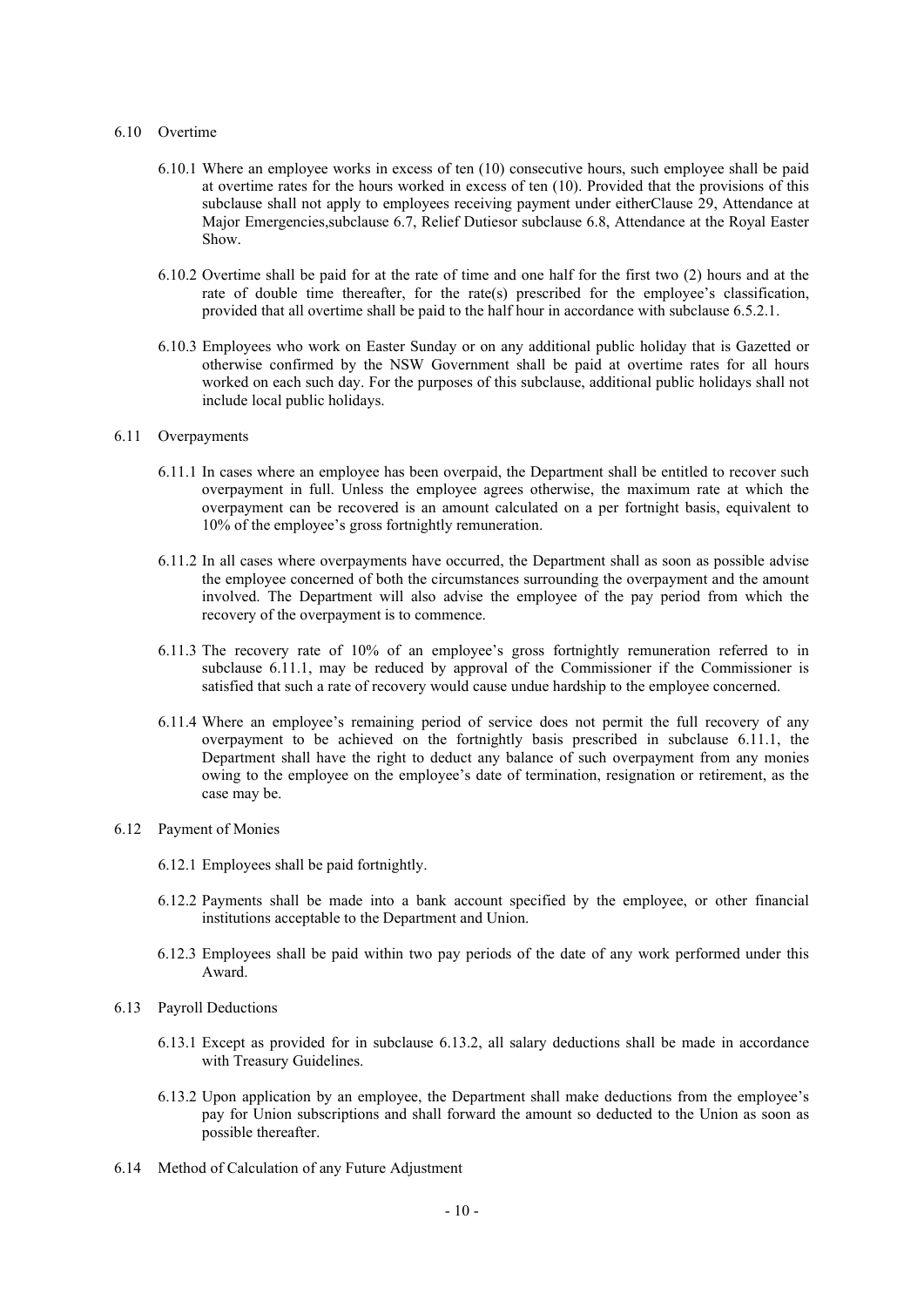6.10 Overtime

6.10.1 Where an employee works in excess of ten (10) consecutive hours, such employee shall be paid at overtime rates for the hours worked in excess of ten (10). Provided that the provisions of this subclause shall not apply to employees receiving payment under eitherClause 29, Attendance at Major Emergencies,subclause 6.7, Relief Dutiesor subclause 6.8, Attendance at the Royal Easter Show.

6.10.2 Overtime shall be paid for at the rate of time and one half for the first two (2) hours and at the rate of double time thereafter, for the rate(s) prescribed for the employee's classification, provided that all overtime shall be paid to the half hour in accordance with subclause 6.5.2.1.

6.10.3 Employees who work on Easter Sunday or on any additional public holiday that is Gazetted or otherwise confirmed by the NSW Government shall be paid at overtime rates for all hours worked on each such day. For the purposes of this subclause, additional public holidays shall not include local public holidays.

6.11 Overpayments

6.11.1 In cases where an employee has been overpaid, the Department shall be entitled to recover such overpayment in full. Unless the employee agrees otherwise, the maximum rate at which the overpayment can be recovered is an amount calculated on a per fortnight basis, equivalent to 10% of the employee's gross fortnightly remuneration.

6.11.2 In all cases where overpayments have occurred, the Department shall as soon as possible advise the employee concerned of both the circumstances surrounding the overpayment and the amount involved. The Department will also advise the employee of the pay period from which the recovery of the overpayment is to commence.

6.11.3 The recovery rate of 10% of an employee's gross fortnightly remuneration referred to in subclause 6.11.1, may be reduced by approval of the Commissioner if the Commissioner is satisfied that such a rate of recovery would cause undue hardship to the employee concerned.

6.11.4 Where an employee's remaining period of service does not permit the full recovery of any overpayment to be achieved on the fortnightly basis prescribed in subclause 6.11.1, the Department shall have the right to deduct any balance of such overpayment from any monies owing to the employee on the employee's date of termination, resignation or retirement, as the case may be.

6.12 Payment of Monies

6.12.1 Employees shall be paid fortnightly.

6.12.2 Payments shall be made into a bank account specified by the employee, or other financial institutions acceptable to the Department and Union.

6.12.3 Employees shall be paid within two pay periods of the date of any work performed under this Award.

6.13 Payroll Deductions

6.13.1 Except as provided for in subclause 6.13.2, all salary deductions shall be made in accordance with Treasury Guidelines.

6.13.2 Upon application by an employee, the Department shall make deductions from the employee's pay for Union subscriptions and shall forward the amount so deducted to the Union as soon as possible thereafter.

6.14 Method of Calculation of any Future Adjustment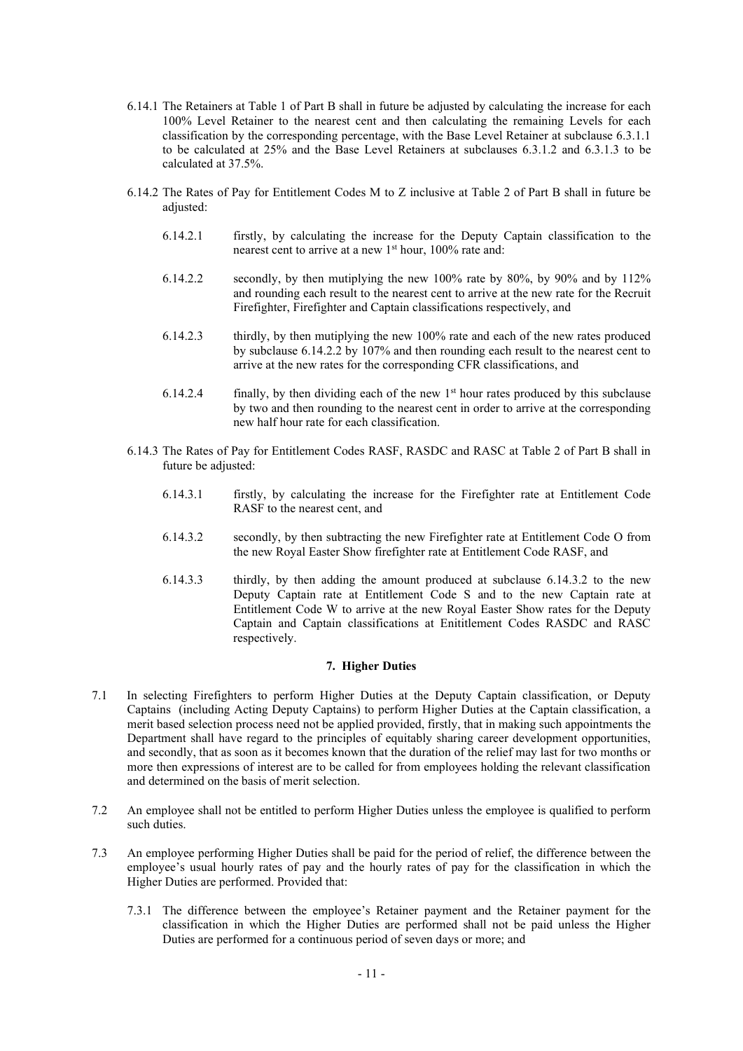6.14.1 The Retainers at Table 1 of Part B shall in future be adjusted by calculating the increase for each 100% Level Retainer to the nearest cent and then calculating the remaining Levels for each classification by the corresponding percentage, with the Base Level Retainer at subclause 6.3.1.1 to be calculated at 25% and the Base Level Retainers at subclauses 6.3.1.2 and 6.3.1.3 to be calculated at 37.5%.

6.14.2 The Rates of Pay for Entitlement Codes M to Z inclusive at Table 2 of Part B shall in future be adjusted:

6.14.2.1 firstly, by calculating the increase for the Deputy Captain classification to the nearest cent to arrive at a new 1st hour, 100% rate and:

6.14.2.2 secondly, by then mutiplying the new 100% rate by 80%, by 90% and by 112% and rounding each result to the nearest cent to arrive at the new rate for the Recruit Firefighter, Firefighter and Captain classifications respectively, and

6.14.2.3 thirdly, by then mutiplying the new 100% rate and each of the new rates produced by subclause 6.14.2.2 by 107% and then rounding each result to the nearest cent to arrive at the new rates for the corresponding CFR classifications, and

6.14.2.4 finally, by then dividing each of the new 1st hour rates produced by this subclause by two and then rounding to the nearest cent in order to arrive at the corresponding new half hour rate for each classification.

6.14.3 The Rates of Pay for Entitlement Codes RASF, RASDC and RASC at Table 2 of Part B shall in future be adjusted:

6.14.3.1 firstly, by calculating the increase for the Firefighter rate at Entitlement Code RASF to the nearest cent, and

6.14.3.2 secondly, by then subtracting the new Firefighter rate at Entitlement Code O from the new Royal Easter Show firefighter rate at Entitlement Code RASF, and

6.14.3.3 thirdly, by then adding the amount produced at subclause 6.14.3.2 to the new Deputy Captain rate at Entitlement Code S and to the new Captain rate at Entitlement Code W to arrive at the new Royal Easter Show rates for the Deputy Captain and Captain classifications at Enititlement Codes RASDC and RASC respectively.

## 7. Higher Duties

7.1 In selecting Firefighters to perform Higher Duties at the Deputy Captain classification, or Deputy Captains (including Acting Deputy Captains) to perform Higher Duties at the Captain classification, a merit based selection process need not be applied provided, firstly, that in making such appointments the Department shall have regard to the principles of equitably sharing career development opportunities, and secondly, that as soon as it becomes known that the duration of the relief may last for two months or more then expressions of interest are to be called for from employees holding the relevant classification and determined on the basis of merit selection.

7.2 An employee shall not be entitled to perform Higher Duties unless the employee is qualified to perform such duties.

7.3 An employee performing Higher Duties shall be paid for the period of relief, the difference between the employee's usual hourly rates of pay and the hourly rates of pay for the classification in which the Higher Duties are performed. Provided that:

7.3.1 The difference between the employee's Retainer payment and the Retainer payment for the classification in which the Higher Duties are performed shall not be paid unless the Higher Duties are performed for a continuous period of seven days or more; and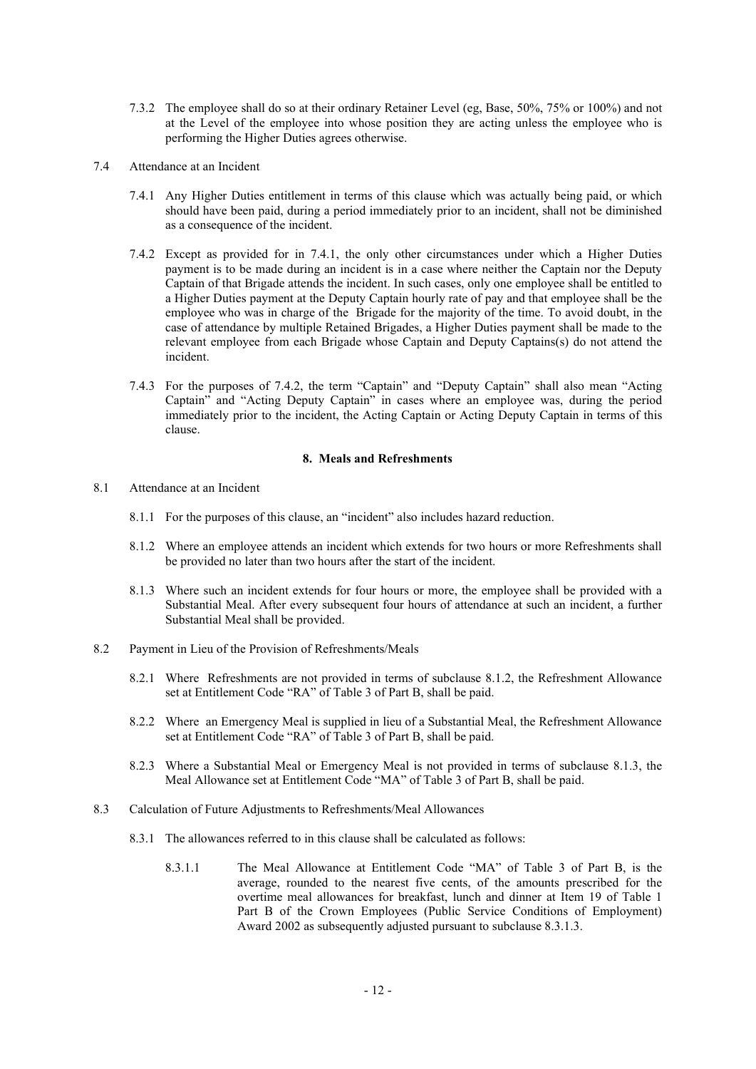7.3.2 The employee shall do so at their ordinary Retainer Level (eg, Base, 50%, 75% or 100%) and not at the Level of the employee into whose position they are acting unless the employee who is performing the Higher Duties agrees otherwise.

7.4 Attendance at an Incident

7.4.1 Any Higher Duties entitlement in terms of this clause which was actually being paid, or which should have been paid, during a period immediately prior to an incident, shall not be diminished as a consequence of the incident.

7.4.2 Except as provided for in 7.4.1, the only other circumstances under which a Higher Duties payment is to be made during an incident is in a case where neither the Captain nor the Deputy Captain of that Brigade attends the incident. In such cases, only one employee shall be entitled to a Higher Duties payment at the Deputy Captain hourly rate of pay and that employee shall be the employee who was in charge of the Brigade for the majority of the time. To avoid doubt, in the case of attendance by multiple Retained Brigades, a Higher Duties payment shall be made to the relevant employee from each Brigade whose Captain and Deputy Captains(s) do not attend the incident.

7.4.3 For the purposes of 7.4.2, the term "Captain" and "Deputy Captain" shall also mean "Acting Captain" and "Acting Deputy Captain" in cases where an employee was, during the period immediately prior to the incident, the Acting Captain or Acting Deputy Captain in terms of this clause.

## 8. Meals and Refreshments

8.1 Attendance at an Incident

8.1.1 For the purposes of this clause, an "incident" also includes hazard reduction.

8.1.2 Where an employee attends an incident which extends for two hours or more Refreshments shall be provided no later than two hours after the start of the incident.

8.1.3 Where such an incident extends for four hours or more, the employee shall be provided with a Substantial Meal. After every subsequent four hours of attendance at such an incident, a further Substantial Meal shall be provided.

8.2 Payment in Lieu of the Provision of Refreshments/Meals

8.2.1 Where Refreshments are not provided in terms of subclause 8.1.2, the Refreshment Allowance set at Entitlement Code "RA" of Table 3 of Part B, shall be paid.

8.2.2 Where an Emergency Meal is supplied in lieu of a Substantial Meal, the Refreshment Allowance set at Entitlement Code "RA" of Table 3 of Part B, shall be paid.

8.2.3 Where a Substantial Meal or Emergency Meal is not provided in terms of subclause 8.1.3, the Meal Allowance set at Entitlement Code "MA" of Table 3 of Part B, shall be paid.

8.3 Calculation of Future Adjustments to Refreshments/Meal Allowances

8.3.1 The allowances referred to in this clause shall be calculated as follows:

8.3.1.1 The Meal Allowance at Entitlement Code "MA" of Table 3 of Part B, is the average, rounded to the nearest five cents, of the amounts prescribed for the overtime meal allowances for breakfast, lunch and dinner at Item 19 of Table 1 Part B of the Crown Employees (Public Service Conditions of Employment) Award 2002 as subsequently adjusted pursuant to subclause 8.3.1.3.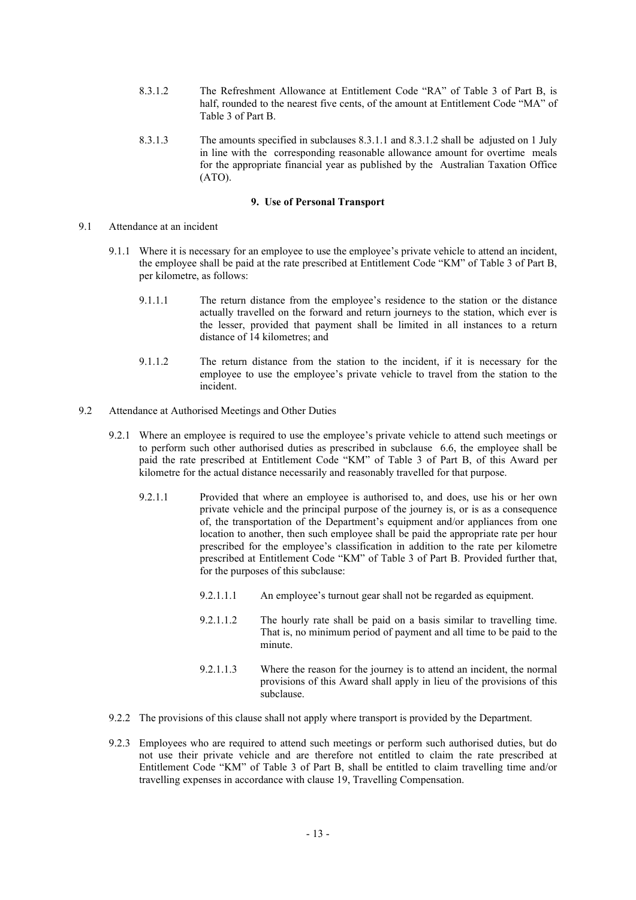8.3.1.2 The Refreshment Allowance at Entitlement Code "RA" of Table 3 of Part B, is half, rounded to the nearest five cents, of the amount at Entitlement Code "MA" of Table 3 of Part B.

8.3.1.3 The amounts specified in subclauses 8.3.1.1 and 8.3.1.2 shall be adjusted on 1 July in line with the corresponding reasonable allowance amount for overtime meals for the appropriate financial year as published by the Australian Taxation Office (ATO).

## 9. Use of Personal Transport

9.1 Attendance at an incident

9.1.1 Where it is necessary for an employee to use the employee's private vehicle to attend an incident, the employee shall be paid at the rate prescribed at Entitlement Code "KM" of Table 3 of Part B, per kilometre, as follows:

9.1.1.1 The return distance from the employee's residence to the station or the distance actually travelled on the forward and return journeys to the station, which ever is the lesser, provided that payment shall be limited in all instances to a return distance of 14 kilometres; and

9.1.1.2 The return distance from the station to the incident, if it is necessary for the employee to use the employee's private vehicle to travel from the station to the incident.

9.2 Attendance at Authorised Meetings and Other Duties

9.2.1 Where an employee is required to use the employee's private vehicle to attend such meetings or to perform such other authorised duties as prescribed in subclause 6.6, the employee shall be paid the rate prescribed at Entitlement Code "KM" of Table 3 of Part B, of this Award per kilometre for the actual distance necessarily and reasonably travelled for that purpose.

9.2.1.1 Provided that where an employee is authorised to, and does, use his or her own private vehicle and the principal purpose of the journey is, or is as a consequence of, the transportation of the Department's equipment and/or appliances from one location to another, then such employee shall be paid the appropriate rate per hour prescribed for the employee's classification in addition to the rate per kilometre prescribed at Entitlement Code "KM" of Table 3 of Part B. Provided further that, for the purposes of this subclause:

9.2.1.1.1 An employee's turnout gear shall not be regarded as equipment.

9.2.1.1.2 The hourly rate shall be paid on a basis similar to travelling time. That is, no minimum period of payment and all time to be paid to the minute.

9.2.1.1.3 Where the reason for the journey is to attend an incident, the normal provisions of this Award shall apply in lieu of the provisions of this subclause.

9.2.2 The provisions of this clause shall not apply where transport is provided by the Department.

9.2.3 Employees who are required to attend such meetings or perform such authorised duties, but do not use their private vehicle and are therefore not entitled to claim the rate prescribed at Entitlement Code "KM" of Table 3 of Part B, shall be entitled to claim travelling time and/or travelling expenses in accordance with clause 19, Travelling Compensation.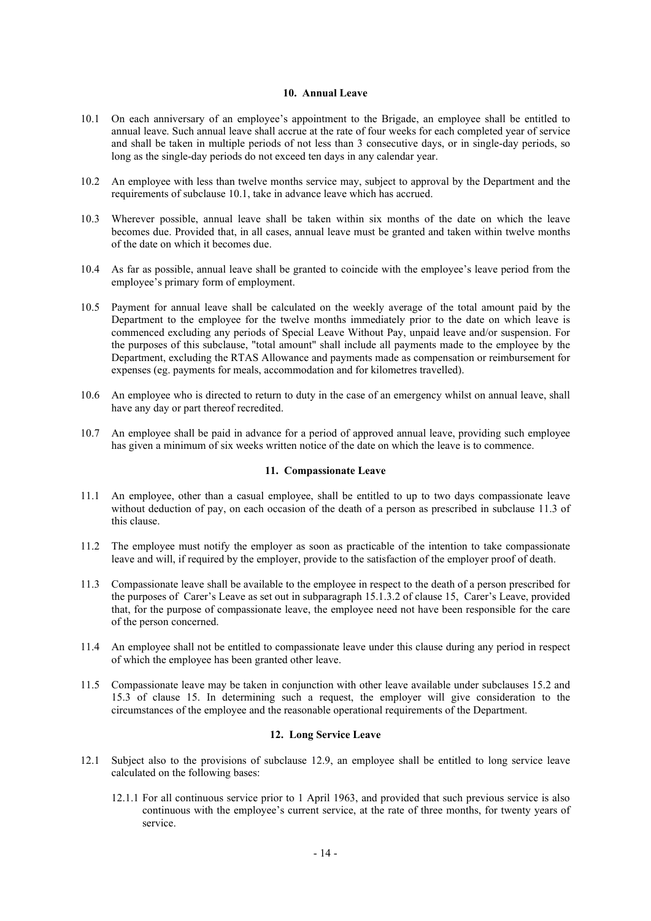## 10. Annual Leave

10.1 On each anniversary of an employee's appointment to the Brigade, an employee shall be entitled to annual leave. Such annual leave shall accrue at the rate of four weeks for each completed year of service and shall be taken in multiple periods of not less than 3 consecutive days, or in single-day periods, so long as the single-day periods do not exceed ten days in any calendar year.

10.2 An employee with less than twelve months service may, subject to approval by the Department and the requirements of subclause 10.1, take in advance leave which has accrued.

10.3 Wherever possible, annual leave shall be taken within six months of the date on which the leave becomes due. Provided that, in all cases, annual leave must be granted and taken within twelve months of the date on which it becomes due.

10.4 As far as possible, annual leave shall be granted to coincide with the employee's leave period from the employee's primary form of employment.

10.5 Payment for annual leave shall be calculated on the weekly average of the total amount paid by the Department to the employee for the twelve months immediately prior to the date on which leave is commenced excluding any periods of Special Leave Without Pay, unpaid leave and/or suspension. For the purposes of this subclause, "total amount" shall include all payments made to the employee by the Department, excluding the RTAS Allowance and payments made as compensation or reimbursement for expenses (eg. payments for meals, accommodation and for kilometres travelled).

10.6 An employee who is directed to return to duty in the case of an emergency whilst on annual leave, shall have any day or part thereof recredited.

10.7 An employee shall be paid in advance for a period of approved annual leave, providing such employee has given a minimum of six weeks written notice of the date on which the leave is to commence.

## 11. Compassionate Leave

11.1 An employee, other than a casual employee, shall be entitled to up to two days compassionate leave without deduction of pay, on each occasion of the death of a person as prescribed in subclause 11.3 of this clause.

11.2 The employee must notify the employer as soon as practicable of the intention to take compassionate leave and will, if required by the employer, provide to the satisfaction of the employer proof of death.

11.3 Compassionate leave shall be available to the employee in respect to the death of a person prescribed for the purposes of Carer's Leave as set out in subparagraph 15.1.3.2 of clause 15, Carer's Leave, provided that, for the purpose of compassionate leave, the employee need not have been responsible for the care of the person concerned.

11.4 An employee shall not be entitled to compassionate leave under this clause during any period in respect of which the employee has been granted other leave.

11.5 Compassionate leave may be taken in conjunction with other leave available under subclauses 15.2 and 15.3 of clause 15. In determining such a request, the employer will give consideration to the circumstances of the employee and the reasonable operational requirements of the Department.

## 12. Long Service Leave

12.1 Subject also to the provisions of subclause 12.9, an employee shall be entitled to long service leave calculated on the following bases:

12.1.1 For all continuous service prior to 1 April 1963, and provided that such previous service is also continuous with the employee's current service, at the rate of three months, for twenty years of service.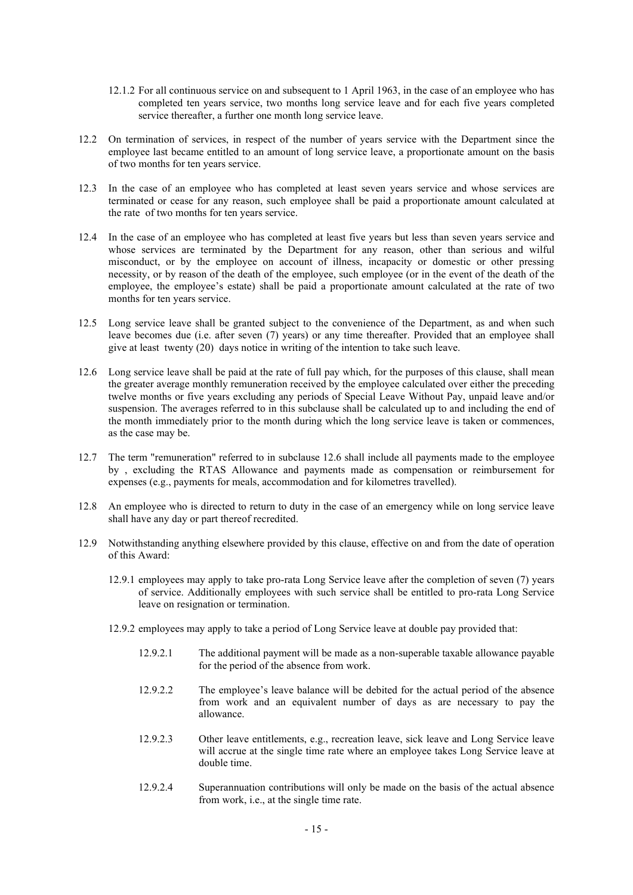12.1.2 For all continuous service on and subsequent to 1 April 1963, in the case of an employee who has completed ten years service, two months long service leave and for each five years completed service thereafter, a further one month long service leave.

12.2 On termination of services, in respect of the number of years service with the Department since the employee last became entitled to an amount of long service leave, a proportionate amount on the basis of two months for ten years service.

12.3 In the case of an employee who has completed at least seven years service and whose services are terminated or cease for any reason, such employee shall be paid a proportionate amount calculated at the rate of two months for ten years service.

12.4 In the case of an employee who has completed at least five years but less than seven years service and whose services are terminated by the Department for any reason, other than serious and wilful misconduct, or by the employee on account of illness, incapacity or domestic or other pressing necessity, or by reason of the death of the employee, such employee (or in the event of the death of the employee, the employee's estate) shall be paid a proportionate amount calculated at the rate of two months for ten years service.

12.5 Long service leave shall be granted subject to the convenience of the Department, as and when such leave becomes due (i.e. after seven (7) years) or any time thereafter. Provided that an employee shall give at least twenty (20) days notice in writing of the intention to take such leave.

12.6 Long service leave shall be paid at the rate of full pay which, for the purposes of this clause, shall mean the greater average monthly remuneration received by the employee calculated over either the preceding twelve months or five years excluding any periods of Special Leave Without Pay, unpaid leave and/or suspension. The averages referred to in this subclause shall be calculated up to and including the end of the month immediately prior to the month during which the long service leave is taken or commences, as the case may be.

12.7 The term "remuneration" referred to in subclause 12.6 shall include all payments made to the employee by , excluding the RTAS Allowance and payments made as compensation or reimbursement for expenses (e.g., payments for meals, accommodation and for kilometres travelled).

12.8 An employee who is directed to return to duty in the case of an emergency while on long service leave shall have any day or part thereof recredited.

12.9 Notwithstanding anything elsewhere provided by this clause, effective on and from the date of operation of this Award:

12.9.1 employees may apply to take pro-rata Long Service leave after the completion of seven (7) years of service. Additionally employees with such service shall be entitled to pro-rata Long Service leave on resignation or termination.

12.9.2 employees may apply to take a period of Long Service leave at double pay provided that:

12.9.2.1 The additional payment will be made as a non-superable taxable allowance payable for the period of the absence from work.

12.9.2.2 The employee's leave balance will be debited for the actual period of the absence from work and an equivalent number of days as are necessary to pay the allowance.

12.9.2.3 Other leave entitlements, e.g., recreation leave, sick leave and Long Service leave will accrue at the single time rate where an employee takes Long Service leave at double time.

12.9.2.4 Superannuation contributions will only be made on the basis of the actual absence from work, i.e., at the single time rate.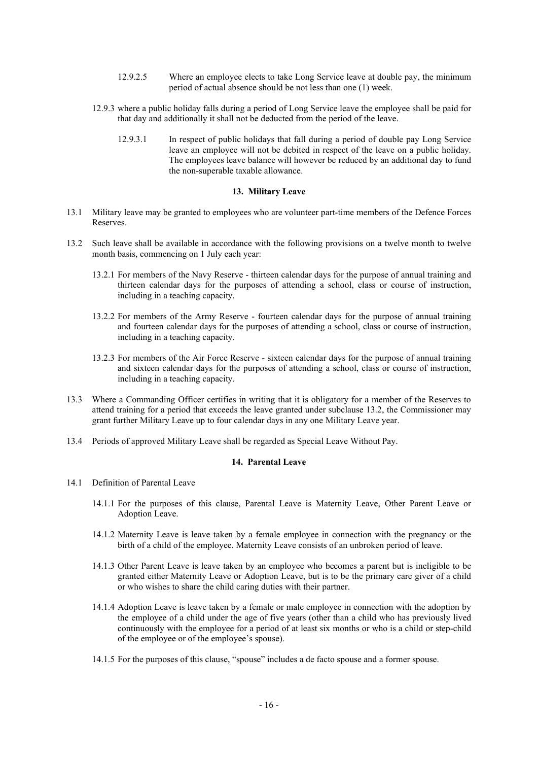12.9.2.5 Where an employee elects to take Long Service leave at double pay, the minimum period of actual absence should be not less than one (1) week.

12.9.3 where a public holiday falls during a period of Long Service leave the employee shall be paid for that day and additionally it shall not be deducted from the period of the leave.

12.9.3.1 In respect of public holidays that fall during a period of double pay Long Service leave an employee will not be debited in respect of the leave on a public holiday. The employees leave balance will however be reduced by an additional day to fund the non-superable taxable allowance.

### 13. Military Leave

13.1 Military leave may be granted to employees who are volunteer part-time members of the Defence Forces Reserves.

13.2 Such leave shall be available in accordance with the following provisions on a twelve month to twelve month basis, commencing on 1 July each year:

13.2.1 For members of the Navy Reserve - thirteen calendar days for the purpose of annual training and thirteen calendar days for the purposes of attending a school, class or course of instruction, including in a teaching capacity.

13.2.2 For members of the Army Reserve - fourteen calendar days for the purpose of annual training and fourteen calendar days for the purposes of attending a school, class or course of instruction, including in a teaching capacity.

13.2.3 For members of the Air Force Reserve - sixteen calendar days for the purpose of annual training and sixteen calendar days for the purposes of attending a school, class or course of instruction, including in a teaching capacity.

13.3 Where a Commanding Officer certifies in writing that it is obligatory for a member of the Reserves to attend training for a period that exceeds the leave granted under subclause 13.2, the Commissioner may grant further Military Leave up to four calendar days in any one Military Leave year.

13.4 Periods of approved Military Leave shall be regarded as Special Leave Without Pay.

### 14. Parental Leave

14.1 Definition of Parental Leave

14.1.1 For the purposes of this clause, Parental Leave is Maternity Leave, Other Parent Leave or Adoption Leave.

14.1.2 Maternity Leave is leave taken by a female employee in connection with the pregnancy or the birth of a child of the employee. Maternity Leave consists of an unbroken period of leave.

14.1.3 Other Parent Leave is leave taken by an employee who becomes a parent but is ineligible to be granted either Maternity Leave or Adoption Leave, but is to be the primary care giver of a child or who wishes to share the child caring duties with their partner.

14.1.4 Adoption Leave is leave taken by a female or male employee in connection with the adoption by the employee of a child under the age of five years (other than a child who has previously lived continuously with the employee for a period of at least six months or who is a child or step-child of the employee or of the employee's spouse).

14.1.5 For the purposes of this clause, "spouse" includes a de facto spouse and a former spouse.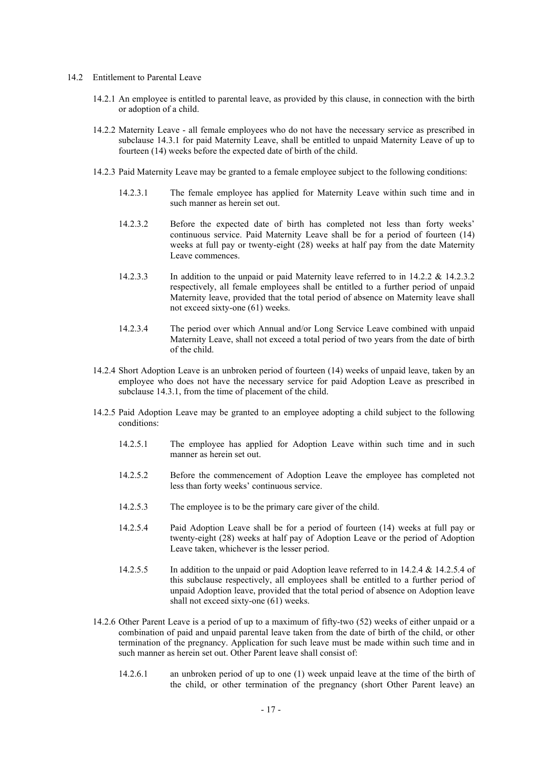14.2 Entitlement to Parental Leave

14.2.1 An employee is entitled to parental leave, as provided by this clause, in connection with the birth or adoption of a child.

14.2.2 Maternity Leave - all female employees who do not have the necessary service as prescribed in subclause 14.3.1 for paid Maternity Leave, shall be entitled to unpaid Maternity Leave of up to fourteen (14) weeks before the expected date of birth of the child.

14.2.3 Paid Maternity Leave may be granted to a female employee subject to the following conditions:

14.2.3.1 The female employee has applied for Maternity Leave within such time and in such manner as herein set out.

14.2.3.2 Before the expected date of birth has completed not less than forty weeks' continuous service. Paid Maternity Leave shall be for a period of fourteen (14) weeks at full pay or twenty-eight (28) weeks at half pay from the date Maternity Leave commences.

14.2.3.3 In addition to the unpaid or paid Maternity leave referred to in 14.2.2 & 14.2.3.2 respectively, all female employees shall be entitled to a further period of unpaid Maternity leave, provided that the total period of absence on Maternity leave shall not exceed sixty-one (61) weeks.

14.2.3.4 The period over which Annual and/or Long Service Leave combined with unpaid Maternity Leave, shall not exceed a total period of two years from the date of birth of the child.

14.2.4 Short Adoption Leave is an unbroken period of fourteen (14) weeks of unpaid leave, taken by an employee who does not have the necessary service for paid Adoption Leave as prescribed in subclause 14.3.1, from the time of placement of the child.

14.2.5 Paid Adoption Leave may be granted to an employee adopting a child subject to the following conditions:

14.2.5.1 The employee has applied for Adoption Leave within such time and in such manner as herein set out.

14.2.5.2 Before the commencement of Adoption Leave the employee has completed not less than forty weeks' continuous service.

14.2.5.3 The employee is to be the primary care giver of the child.

14.2.5.4 Paid Adoption Leave shall be for a period of fourteen (14) weeks at full pay or twenty-eight (28) weeks at half pay of Adoption Leave or the period of Adoption Leave taken, whichever is the lesser period.

14.2.5.5 In addition to the unpaid or paid Adoption leave referred to in 14.2.4 & 14.2.5.4 of this subclause respectively, all employees shall be entitled to a further period of unpaid Adoption leave, provided that the total period of absence on Adoption leave shall not exceed sixty-one (61) weeks.

14.2.6 Other Parent Leave is a period of up to a maximum of fifty-two (52) weeks of either unpaid or a combination of paid and unpaid parental leave taken from the date of birth of the child, or other termination of the pregnancy. Application for such leave must be made within such time and in such manner as herein set out. Other Parent leave shall consist of:

14.2.6.1 an unbroken period of up to one (1) week unpaid leave at the time of the birth of the child, or other termination of the pregnancy (short Other Parent leave) an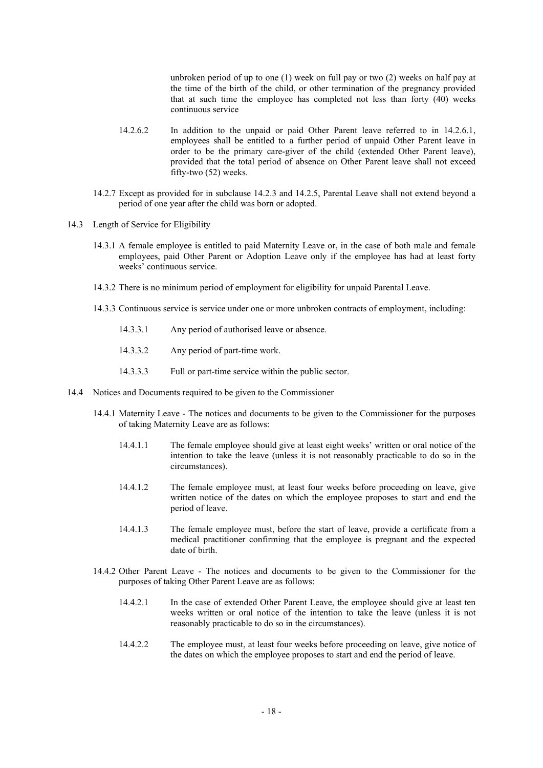unbroken period of up to one (1) week on full pay or two (2) weeks on half pay at the time of the birth of the child, or other termination of the pregnancy provided that at such time the employee has completed not less than forty (40) weeks continuous service

14.2.6.2 In addition to the unpaid or paid Other Parent leave referred to in 14.2.6.1, employees shall be entitled to a further period of unpaid Other Parent leave in order to be the primary care-giver of the child (extended Other Parent leave), provided that the total period of absence on Other Parent leave shall not exceed fifty-two (52) weeks.

14.2.7 Except as provided for in subclause 14.2.3 and 14.2.5, Parental Leave shall not extend beyond a period of one year after the child was born or adopted.

14.3 Length of Service for Eligibility

14.3.1 A female employee is entitled to paid Maternity Leave or, in the case of both male and female employees, paid Other Parent or Adoption Leave only if the employee has had at least forty weeks' continuous service.

14.3.2 There is no minimum period of employment for eligibility for unpaid Parental Leave.

14.3.3 Continuous service is service under one or more unbroken contracts of employment, including:

14.3.3.1 Any period of authorised leave or absence.

14.3.3.2 Any period of part-time work.

14.3.3.3 Full or part-time service within the public sector.

14.4 Notices and Documents required to be given to the Commissioner

14.4.1 Maternity Leave - The notices and documents to be given to the Commissioner for the purposes of taking Maternity Leave are as follows:

14.4.1.1 The female employee should give at least eight weeks' written or oral notice of the intention to take the leave (unless it is not reasonably practicable to do so in the circumstances).

14.4.1.2 The female employee must, at least four weeks before proceeding on leave, give written notice of the dates on which the employee proposes to start and end the period of leave.

14.4.1.3 The female employee must, before the start of leave, provide a certificate from a medical practitioner confirming that the employee is pregnant and the expected date of birth.

14.4.2 Other Parent Leave - The notices and documents to be given to the Commissioner for the purposes of taking Other Parent Leave are as follows:

14.4.2.1 In the case of extended Other Parent Leave, the employee should give at least ten weeks written or oral notice of the intention to take the leave (unless it is not reasonably practicable to do so in the circumstances).

14.4.2.2 The employee must, at least four weeks before proceeding on leave, give notice of the dates on which the employee proposes to start and end the period of leave.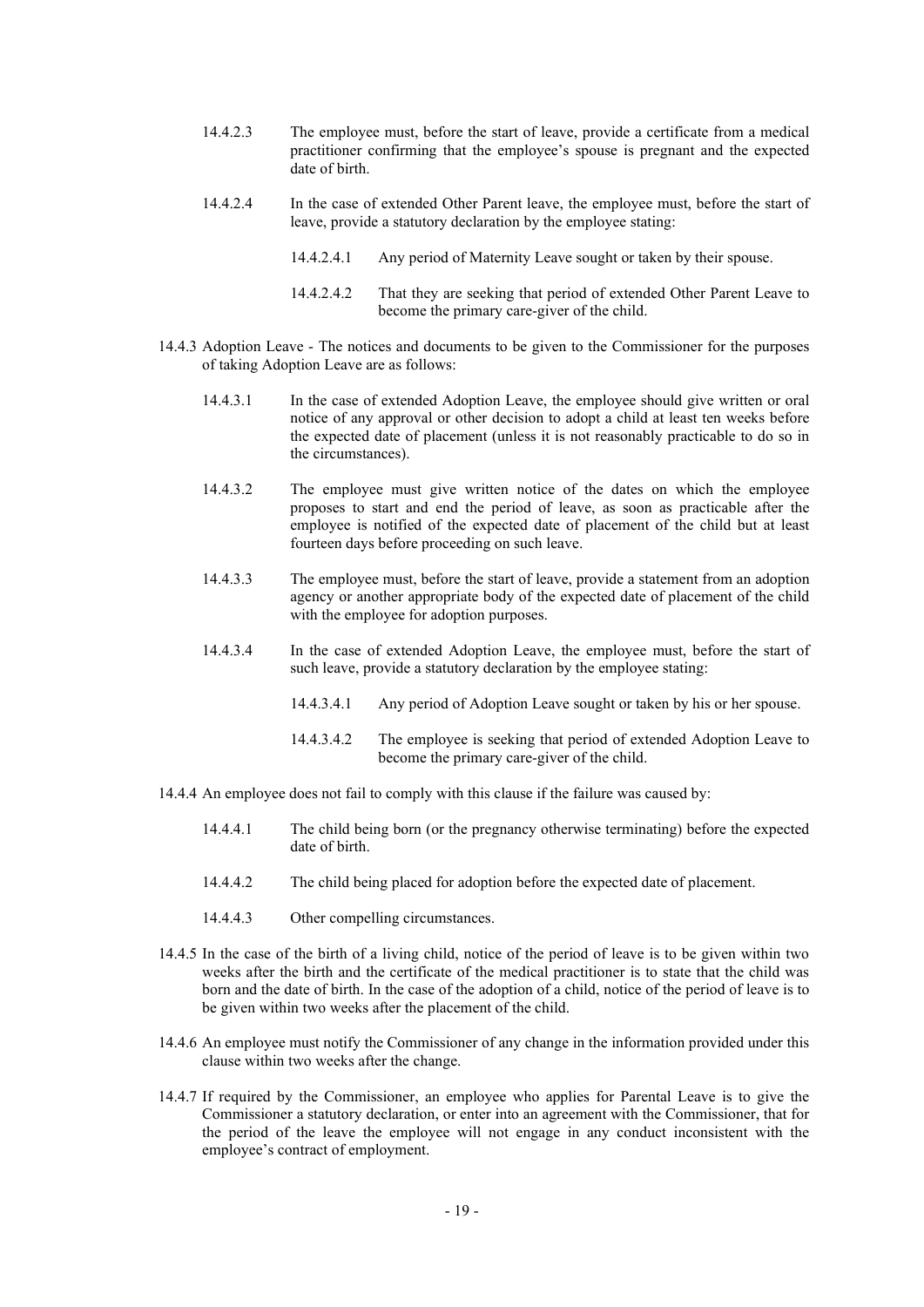14.4.2.3 The employee must, before the start of leave, provide a certificate from a medical practitioner confirming that the employee's spouse is pregnant and the expected date of birth.

14.4.2.4 In the case of extended Other Parent leave, the employee must, before the start of leave, provide a statutory declaration by the employee stating:

14.4.2.4.1 Any period of Maternity Leave sought or taken by their spouse.

14.4.2.4.2 That they are seeking that period of extended Other Parent Leave to become the primary care-giver of the child.

14.4.3 Adoption Leave - The notices and documents to be given to the Commissioner for the purposes of taking Adoption Leave are as follows:

14.4.3.1 In the case of extended Adoption Leave, the employee should give written or oral notice of any approval or other decision to adopt a child at least ten weeks before the expected date of placement (unless it is not reasonably practicable to do so in the circumstances).

14.4.3.2 The employee must give written notice of the dates on which the employee proposes to start and end the period of leave, as soon as practicable after the employee is notified of the expected date of placement of the child but at least fourteen days before proceeding on such leave.

14.4.3.3 The employee must, before the start of leave, provide a statement from an adoption agency or another appropriate body of the expected date of placement of the child with the employee for adoption purposes.

14.4.3.4 In the case of extended Adoption Leave, the employee must, before the start of such leave, provide a statutory declaration by the employee stating:

14.4.3.4.1 Any period of Adoption Leave sought or taken by his or her spouse.

14.4.3.4.2 The employee is seeking that period of extended Adoption Leave to become the primary care-giver of the child.

14.4.4 An employee does not fail to comply with this clause if the failure was caused by:

14.4.4.1 The child being born (or the pregnancy otherwise terminating) before the expected date of birth.

14.4.4.2 The child being placed for adoption before the expected date of placement.

14.4.4.3 Other compelling circumstances.

14.4.5 In the case of the birth of a living child, notice of the period of leave is to be given within two weeks after the birth and the certificate of the medical practitioner is to state that the child was born and the date of birth. In the case of the adoption of a child, notice of the period of leave is to be given within two weeks after the placement of the child.

14.4.6 An employee must notify the Commissioner of any change in the information provided under this clause within two weeks after the change.

14.4.7 If required by the Commissioner, an employee who applies for Parental Leave is to give the Commissioner a statutory declaration, or enter into an agreement with the Commissioner, that for the period of the leave the employee will not engage in any conduct inconsistent with the employee's contract of employment.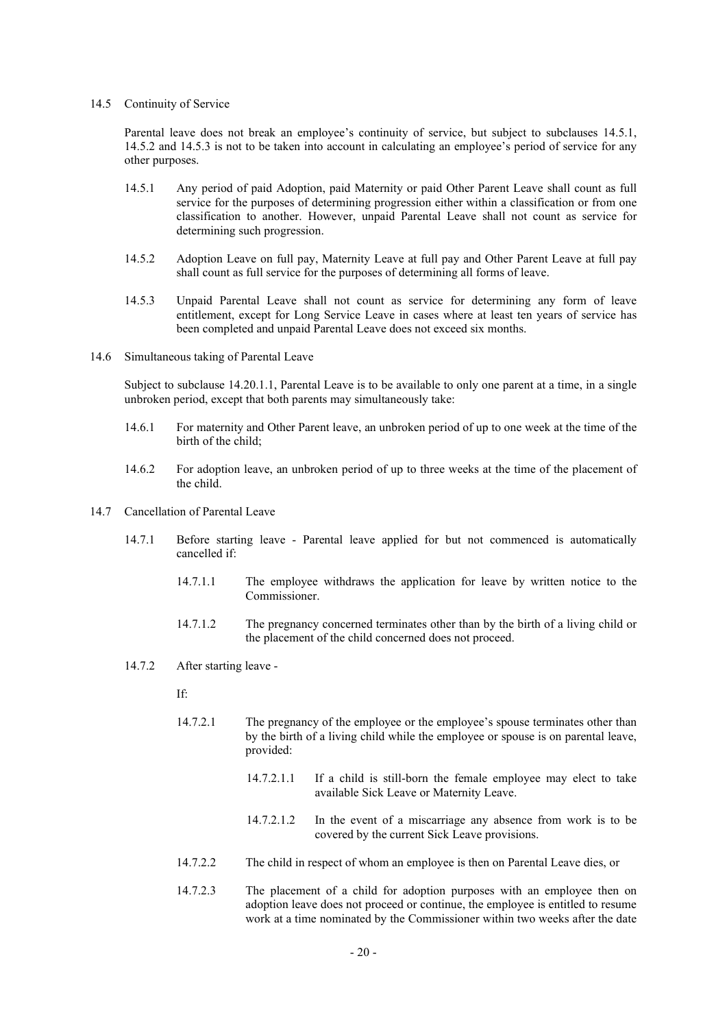14.5 Continuity of Service

Parental leave does not break an employee's continuity of service, but subject to subclauses 14.5.1, 14.5.2 and 14.5.3 is not to be taken into account in calculating an employee's period of service for any other purposes.

14.5.1 Any period of paid Adoption, paid Maternity or paid Other Parent Leave shall count as full service for the purposes of determining progression either within a classification or from one classification to another. However, unpaid Parental Leave shall not count as service for determining such progression.

14.5.2 Adoption Leave on full pay, Maternity Leave at full pay and Other Parent Leave at full pay shall count as full service for the purposes of determining all forms of leave.

14.5.3 Unpaid Parental Leave shall not count as service for determining any form of leave entitlement, except for Long Service Leave in cases where at least ten years of service has been completed and unpaid Parental Leave does not exceed six months.

14.6 Simultaneous taking of Parental Leave

Subject to subclause 14.20.1.1, Parental Leave is to be available to only one parent at a time, in a single unbroken period, except that both parents may simultaneously take:

14.6.1 For maternity and Other Parent leave, an unbroken period of up to one week at the time of the birth of the child;

14.6.2 For adoption leave, an unbroken period of up to three weeks at the time of the placement of the child.

14.7 Cancellation of Parental Leave

14.7.1 Before starting leave - Parental leave applied for but not commenced is automatically cancelled if:

14.7.1.1 The employee withdraws the application for leave by written notice to the Commissioner.

14.7.1.2 The pregnancy concerned terminates other than by the birth of a living child or the placement of the child concerned does not proceed.

14.7.2 After starting leave -

If:

14.7.2.1 The pregnancy of the employee or the employee's spouse terminates other than by the birth of a living child while the employee or spouse is on parental leave, provided:

14.7.2.1.1 If a child is still-born the female employee may elect to take available Sick Leave or Maternity Leave.

14.7.2.1.2 In the event of a miscarriage any absence from work is to be covered by the current Sick Leave provisions.

14.7.2.2 The child in respect of whom an employee is then on Parental Leave dies, or

14.7.2.3 The placement of a child for adoption purposes with an employee then on adoption leave does not proceed or continue, the employee is entitled to resume work at a time nominated by the Commissioner within two weeks after the date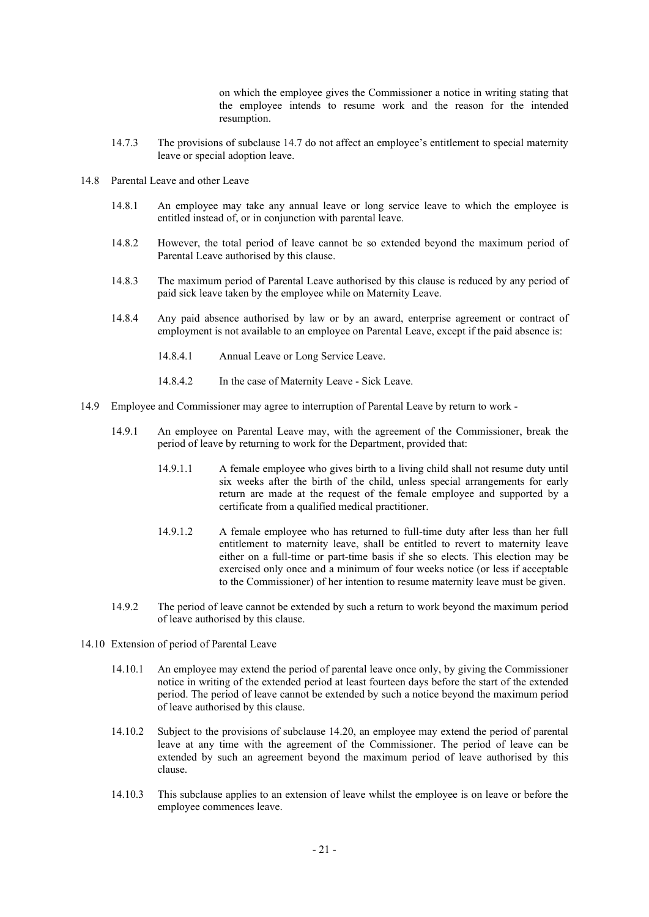on which the employee gives the Commissioner a notice in writing stating that the employee intends to resume work and the reason for the intended resumption.

14.7.3 The provisions of subclause 14.7 do not affect an employee's entitlement to special maternity leave or special adoption leave.

14.8 Parental Leave and other Leave

14.8.1 An employee may take any annual leave or long service leave to which the employee is entitled instead of, or in conjunction with parental leave.

14.8.2 However, the total period of leave cannot be so extended beyond the maximum period of Parental Leave authorised by this clause.

14.8.3 The maximum period of Parental Leave authorised by this clause is reduced by any period of paid sick leave taken by the employee while on Maternity Leave.

14.8.4 Any paid absence authorised by law or by an award, enterprise agreement or contract of employment is not available to an employee on Parental Leave, except if the paid absence is:

14.8.4.1 Annual Leave or Long Service Leave.

14.8.4.2 In the case of Maternity Leave - Sick Leave.

14.9 Employee and Commissioner may agree to interruption of Parental Leave by return to work -

14.9.1 An employee on Parental Leave may, with the agreement of the Commissioner, break the period of leave by returning to work for the Department, provided that:

14.9.1.1 A female employee who gives birth to a living child shall not resume duty until six weeks after the birth of the child, unless special arrangements for early return are made at the request of the female employee and supported by a certificate from a qualified medical practitioner.

14.9.1.2 A female employee who has returned to full-time duty after less than her full entitlement to maternity leave, shall be entitled to revert to maternity leave either on a full-time or part-time basis if she so elects. This election may be exercised only once and a minimum of four weeks notice (or less if acceptable to the Commissioner) of her intention to resume maternity leave must be given.

14.9.2 The period of leave cannot be extended by such a return to work beyond the maximum period of leave authorised by this clause.

14.10 Extension of period of Parental Leave

14.10.1 An employee may extend the period of parental leave once only, by giving the Commissioner notice in writing of the extended period at least fourteen days before the start of the extended period. The period of leave cannot be extended by such a notice beyond the maximum period of leave authorised by this clause.

14.10.2 Subject to the provisions of subclause 14.20, an employee may extend the period of parental leave at any time with the agreement of the Commissioner. The period of leave can be extended by such an agreement beyond the maximum period of leave authorised by this clause.

14.10.3 This subclause applies to an extension of leave whilst the employee is on leave or before the employee commences leave.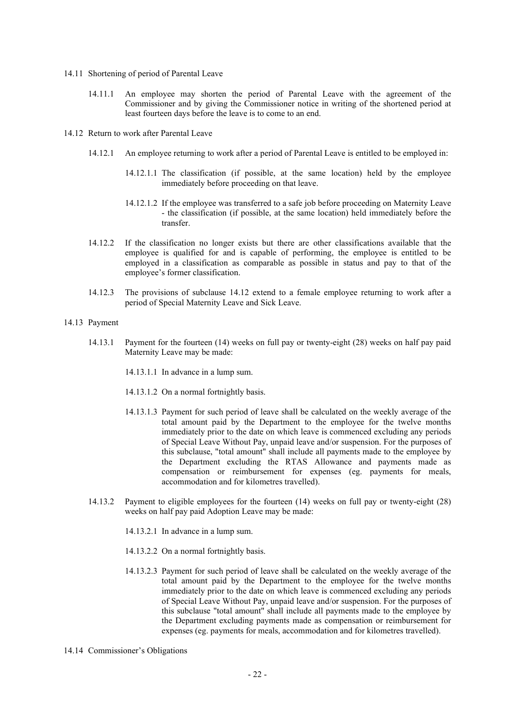14.11 Shortening of period of Parental Leave

14.11.1 An employee may shorten the period of Parental Leave with the agreement of the Commissioner and by giving the Commissioner notice in writing of the shortened period at least fourteen days before the leave is to come to an end.

14.12 Return to work after Parental Leave

14.12.1 An employee returning to work after a period of Parental Leave is entitled to be employed in:

14.12.1.1 The classification (if possible, at the same location) held by the employee immediately before proceeding on that leave.

14.12.1.2 If the employee was transferred to a safe job before proceeding on Maternity Leave - the classification (if possible, at the same location) held immediately before the transfer.

14.12.2 If the classification no longer exists but there are other classifications available that the employee is qualified for and is capable of performing, the employee is entitled to be employed in a classification as comparable as possible in status and pay to that of the employee's former classification.

14.12.3 The provisions of subclause 14.12 extend to a female employee returning to work after a period of Special Maternity Leave and Sick Leave.

14.13 Payment

14.13.1 Payment for the fourteen (14) weeks on full pay or twenty-eight (28) weeks on half pay paid Maternity Leave may be made:

14.13.1.1 In advance in a lump sum.

14.13.1.2 On a normal fortnightly basis.

14.13.1.3 Payment for such period of leave shall be calculated on the weekly average of the total amount paid by the Department to the employee for the twelve months immediately prior to the date on which leave is commenced excluding any periods of Special Leave Without Pay, unpaid leave and/or suspension. For the purposes of this subclause, "total amount" shall include all payments made to the employee by the Department excluding the RTAS Allowance and payments made as compensation or reimbursement for expenses (eg. payments for meals, accommodation and for kilometres travelled).

14.13.2 Payment to eligible employees for the fourteen (14) weeks on full pay or twenty-eight (28) weeks on half pay paid Adoption Leave may be made:

14.13.2.1 In advance in a lump sum.

14.13.2.2 On a normal fortnightly basis.

14.13.2.3 Payment for such period of leave shall be calculated on the weekly average of the total amount paid by the Department to the employee for the twelve months immediately prior to the date on which leave is commenced excluding any periods of Special Leave Without Pay, unpaid leave and/or suspension. For the purposes of this subclause "total amount" shall include all payments made to the employee by the Department excluding payments made as compensation or reimbursement for expenses (eg. payments for meals, accommodation and for kilometres travelled).

14.14 Commissioner's Obligations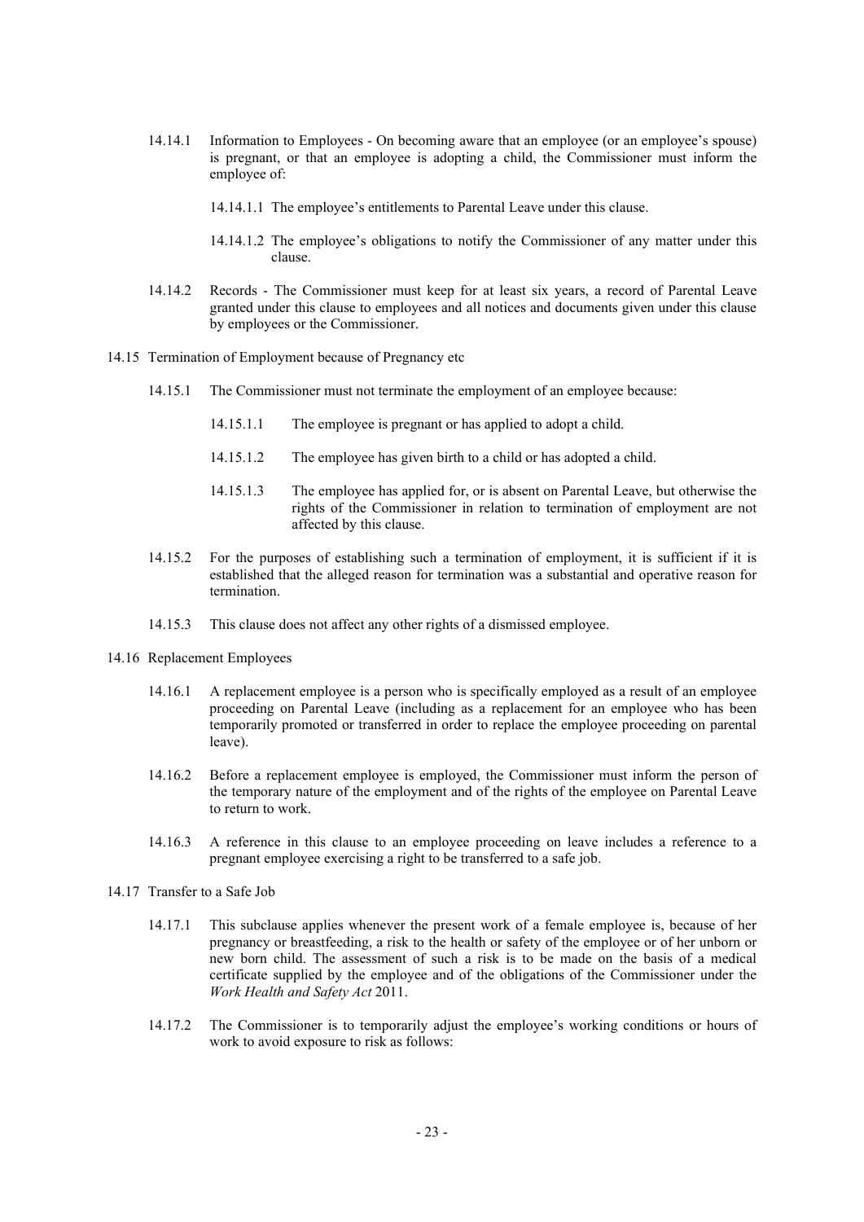14.14.1 Information to Employees - On becoming aware that an employee (or an employee's spouse) is pregnant, or that an employee is adopting a child, the Commissioner must inform the employee of:

14.14.1.1 The employee's entitlements to Parental Leave under this clause.

14.14.1.2 The employee's obligations to notify the Commissioner of any matter under this clause.

14.14.2 Records - The Commissioner must keep for at least six years, a record of Parental Leave granted under this clause to employees and all notices and documents given under this clause by employees or the Commissioner.

14.15 Termination of Employment because of Pregnancy etc

14.15.1 The Commissioner must not terminate the employment of an employee because:

14.15.1.1 The employee is pregnant or has applied to adopt a child.

14.15.1.2 The employee has given birth to a child or has adopted a child.

14.15.1.3 The employee has applied for, or is absent on Parental Leave, but otherwise the rights of the Commissioner in relation to termination of employment are not affected by this clause.

14.15.2 For the purposes of establishing such a termination of employment, it is sufficient if it is established that the alleged reason for termination was a substantial and operative reason for termination.

14.15.3 This clause does not affect any other rights of a dismissed employee.

14.16 Replacement Employees

14.16.1 A replacement employee is a person who is specifically employed as a result of an employee proceeding on Parental Leave (including as a replacement for an employee who has been temporarily promoted or transferred in order to replace the employee proceeding on parental leave).

14.16.2 Before a replacement employee is employed, the Commissioner must inform the person of the temporary nature of the employment and of the rights of the employee on Parental Leave to return to work.

14.16.3 A reference in this clause to an employee proceeding on leave includes a reference to a pregnant employee exercising a right to be transferred to a safe job.

14.17 Transfer to a Safe Job

14.17.1 This subclause applies whenever the present work of a female employee is, because of her pregnancy or breastfeeding, a risk to the health or safety of the employee or of her unborn or new born child. The assessment of such a risk is to be made on the basis of a medical certificate supplied by the employee and of the obligations of the Commissioner under the *Work Health and Safety Act* 2011.

14.17.2 The Commissioner is to temporarily adjust the employee's working conditions or hours of work to avoid exposure to risk as follows: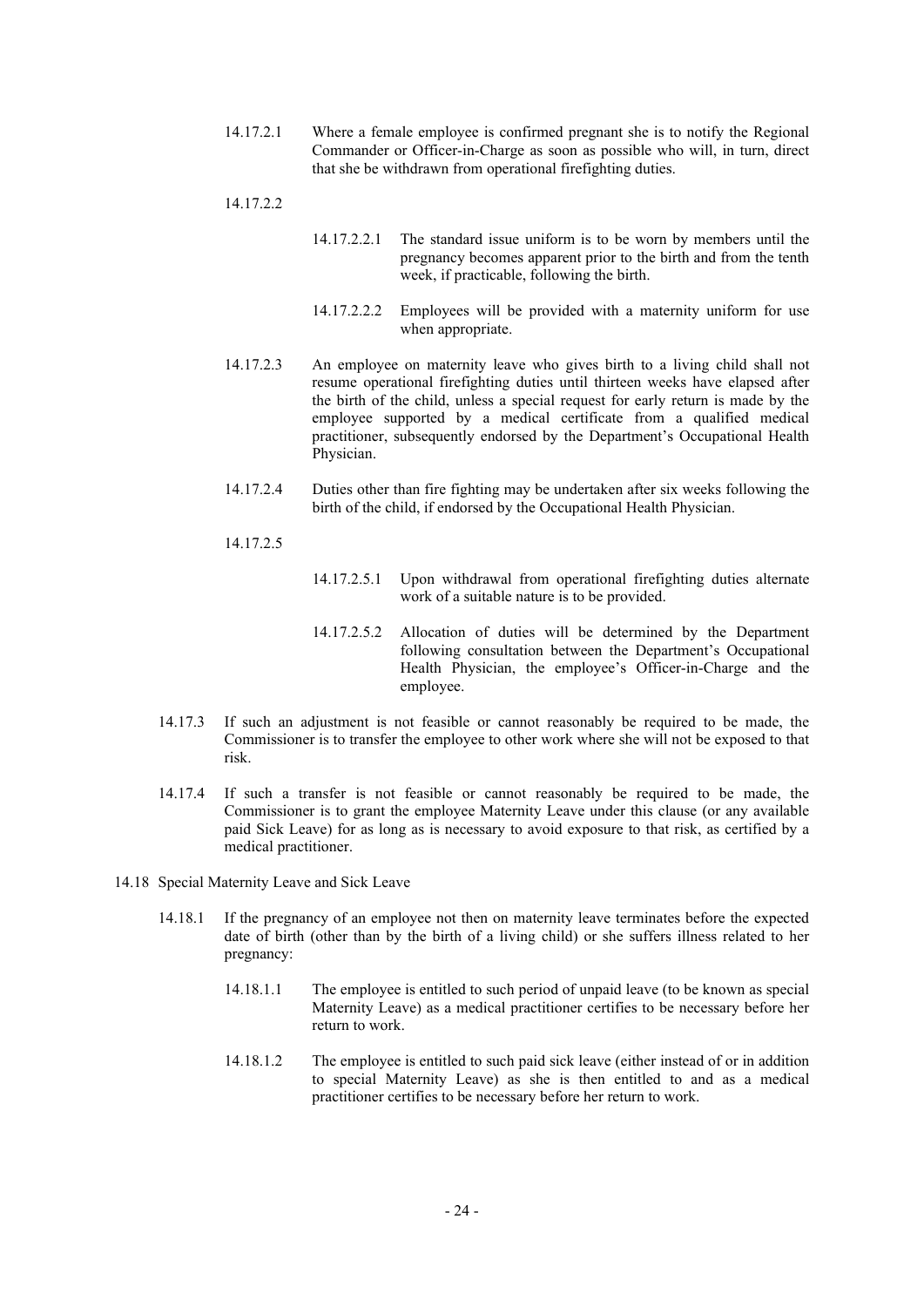14.17.2.1 Where a female employee is confirmed pregnant she is to notify the Regional Commander or Officer-in-Charge as soon as possible who will, in turn, direct that she be withdrawn from operational firefighting duties.

14.17.2.2

14.17.2.2.1 The standard issue uniform is to be worn by members until the pregnancy becomes apparent prior to the birth and from the tenth week, if practicable, following the birth.

14.17.2.2.2 Employees will be provided with a maternity uniform for use when appropriate.

14.17.2.3 An employee on maternity leave who gives birth to a living child shall not resume operational firefighting duties until thirteen weeks have elapsed after the birth of the child, unless a special request for early return is made by the employee supported by a medical certificate from a qualified medical practitioner, subsequently endorsed by the Department's Occupational Health Physician.

14.17.2.4 Duties other than fire fighting may be undertaken after six weeks following the birth of the child, if endorsed by the Occupational Health Physician.

14.17.2.5

14.17.2.5.1 Upon withdrawal from operational firefighting duties alternate work of a suitable nature is to be provided.

14.17.2.5.2 Allocation of duties will be determined by the Department following consultation between the Department's Occupational Health Physician, the employee's Officer-in-Charge and the employee.

14.17.3 If such an adjustment is not feasible or cannot reasonably be required to be made, the Commissioner is to transfer the employee to other work where she will not be exposed to that risk.

14.17.4 If such a transfer is not feasible or cannot reasonably be required to be made, the Commissioner is to grant the employee Maternity Leave under this clause (or any available paid Sick Leave) for as long as is necessary to avoid exposure to that risk, as certified by a medical practitioner.

14.18 Special Maternity Leave and Sick Leave

14.18.1 If the pregnancy of an employee not then on maternity leave terminates before the expected date of birth (other than by the birth of a living child) or she suffers illness related to her pregnancy:

14.18.1.1 The employee is entitled to such period of unpaid leave (to be known as special Maternity Leave) as a medical practitioner certifies to be necessary before her return to work.

14.18.1.2 The employee is entitled to such paid sick leave (either instead of or in addition to special Maternity Leave) as she is then entitled to and as a medical practitioner certifies to be necessary before her return to work.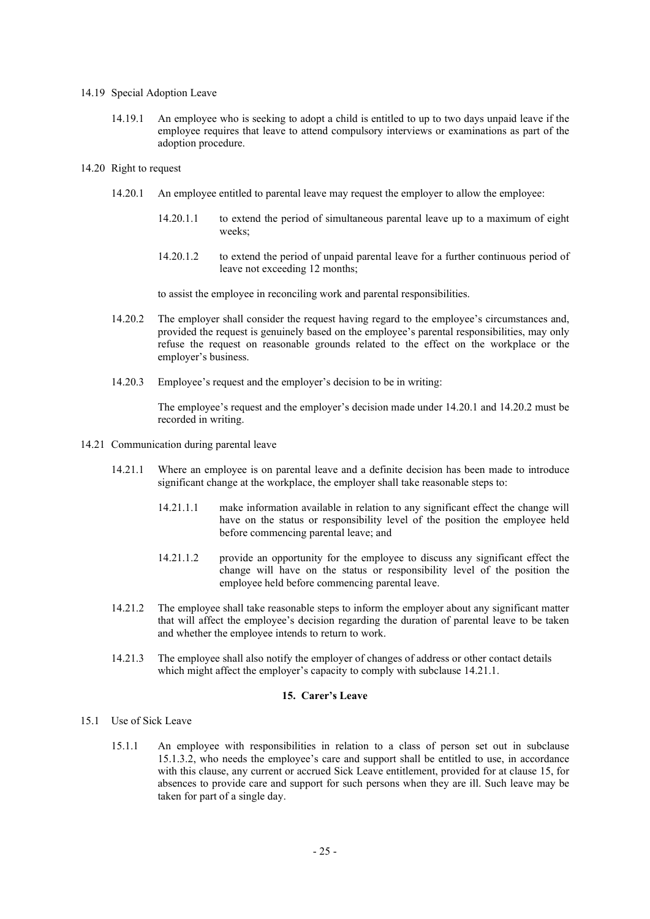14.19 Special Adoption Leave

14.19.1 An employee who is seeking to adopt a child is entitled to up to two days unpaid leave if the employee requires that leave to attend compulsory interviews or examinations as part of the adoption procedure.

14.20 Right to request

14.20.1 An employee entitled to parental leave may request the employer to allow the employee:

14.20.1.1 to extend the period of simultaneous parental leave up to a maximum of eight weeks;

14.20.1.2 to extend the period of unpaid parental leave for a further continuous period of leave not exceeding 12 months;

to assist the employee in reconciling work and parental responsibilities.

14.20.2 The employer shall consider the request having regard to the employee's circumstances and, provided the request is genuinely based on the employee's parental responsibilities, may only refuse the request on reasonable grounds related to the effect on the workplace or the employer's business.

14.20.3 Employee's request and the employer's decision to be in writing:

The employee's request and the employer's decision made under 14.20.1 and 14.20.2 must be recorded in writing.

14.21 Communication during parental leave

14.21.1 Where an employee is on parental leave and a definite decision has been made to introduce significant change at the workplace, the employer shall take reasonable steps to:

14.21.1.1 make information available in relation to any significant effect the change will have on the status or responsibility level of the position the employee held before commencing parental leave; and

14.21.1.2 provide an opportunity for the employee to discuss any significant effect the change will have on the status or responsibility level of the position the employee held before commencing parental leave.

14.21.2 The employee shall take reasonable steps to inform the employer about any significant matter that will affect the employee's decision regarding the duration of parental leave to be taken and whether the employee intends to return to work.

14.21.3 The employee shall also notify the employer of changes of address or other contact details which might affect the employer's capacity to comply with subclause 14.21.1.

## 15. Carer's Leave

15.1 Use of Sick Leave

15.1.1 An employee with responsibilities in relation to a class of person set out in subclause 15.1.3.2, who needs the employee's care and support shall be entitled to use, in accordance with this clause, any current or accrued Sick Leave entitlement, provided for at clause 15, for absences to provide care and support for such persons when they are ill. Such leave may be taken for part of a single day.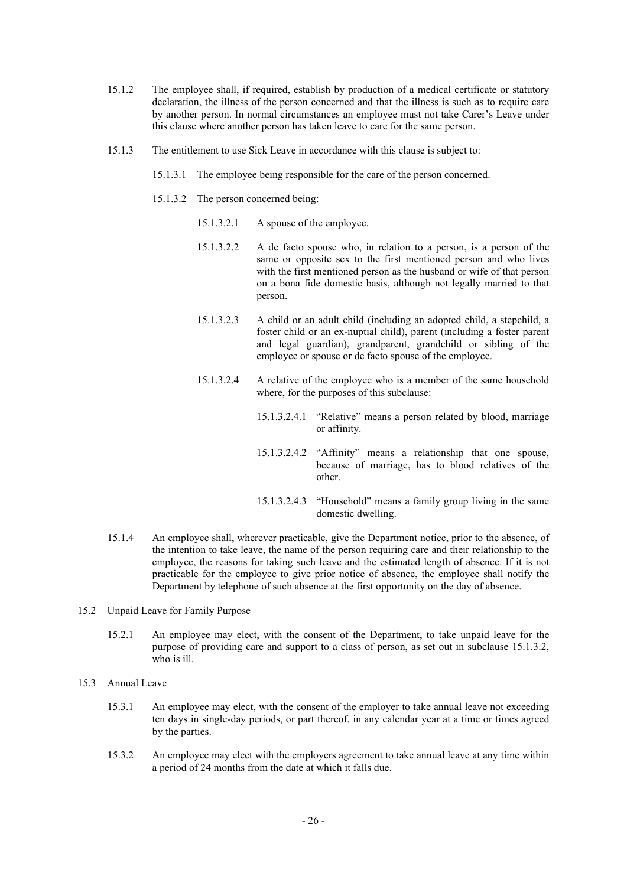15.1.2 The employee shall, if required, establish by production of a medical certificate or statutory declaration, the illness of the person concerned and that the illness is such as to require care by another person. In normal circumstances an employee must not take Carer's Leave under this clause where another person has taken leave to care for the same person.

15.1.3 The entitlement to use Sick Leave in accordance with this clause is subject to:

15.1.3.1 The employee being responsible for the care of the person concerned.

15.1.3.2 The person concerned being:

15.1.3.2.1 A spouse of the employee.

15.1.3.2.2 A de facto spouse who, in relation to a person, is a person of the same or opposite sex to the first mentioned person and who lives with the first mentioned person as the husband or wife of that person on a bona fide domestic basis, although not legally married to that person.

15.1.3.2.3 A child or an adult child (including an adopted child, a stepchild, a foster child or an ex-nuptial child), parent (including a foster parent and legal guardian), grandparent, grandchild or sibling of the employee or spouse or de facto spouse of the employee.

15.1.3.2.4 A relative of the employee who is a member of the same household where, for the purposes of this subclause:

15.1.3.2.4.1 "Relative" means a person related by blood, marriage or affinity.

15.1.3.2.4.2 "Affinity" means a relationship that one spouse, because of marriage, has to blood relatives of the other.

15.1.3.2.4.3 "Household" means a family group living in the same domestic dwelling.

15.1.4 An employee shall, wherever practicable, give the Department notice, prior to the absence, of the intention to take leave, the name of the person requiring care and their relationship to the employee, the reasons for taking such leave and the estimated length of absence. If it is not practicable for the employee to give prior notice of absence, the employee shall notify the Department by telephone of such absence at the first opportunity on the day of absence.

15.2 Unpaid Leave for Family Purpose

15.2.1 An employee may elect, with the consent of the Department, to take unpaid leave for the purpose of providing care and support to a class of person, as set out in subclause 15.1.3.2, who is ill.

15.3 Annual Leave

15.3.1 An employee may elect, with the consent of the employer to take annual leave not exceeding ten days in single-day periods, or part thereof, in any calendar year at a time or times agreed by the parties.

15.3.2 An employee may elect with the employers agreement to take annual leave at any time within a period of 24 months from the date at which it falls due.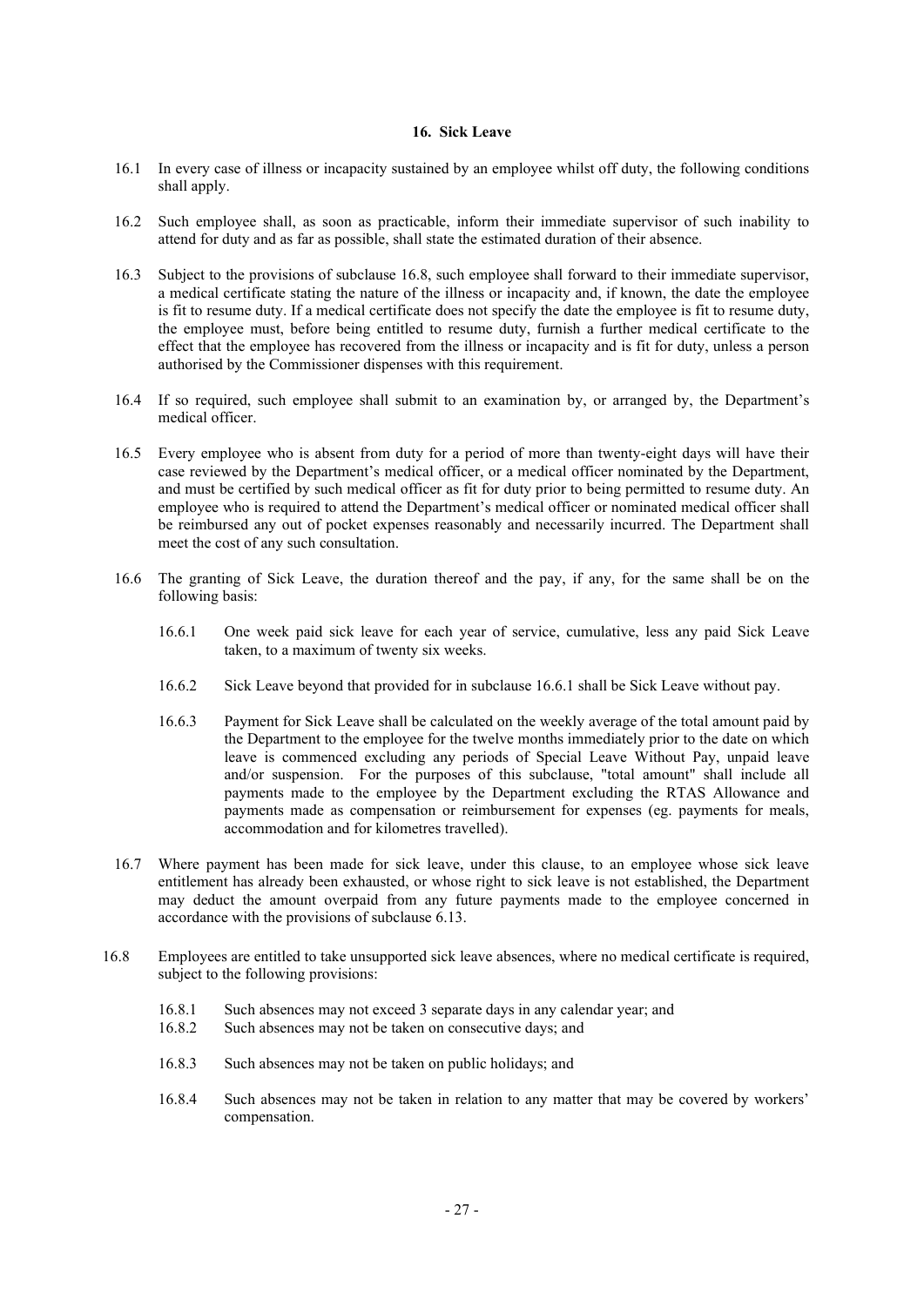## 16. Sick Leave

16.1 In every case of illness or incapacity sustained by an employee whilst off duty, the following conditions shall apply.

16.2 Such employee shall, as soon as practicable, inform their immediate supervisor of such inability to attend for duty and as far as possible, shall state the estimated duration of their absence.

16.3 Subject to the provisions of subclause 16.8, such employee shall forward to their immediate supervisor, a medical certificate stating the nature of the illness or incapacity and, if known, the date the employee is fit to resume duty. If a medical certificate does not specify the date the employee is fit to resume duty, the employee must, before being entitled to resume duty, furnish a further medical certificate to the effect that the employee has recovered from the illness or incapacity and is fit for duty, unless a person authorised by the Commissioner dispenses with this requirement.

16.4 If so required, such employee shall submit to an examination by, or arranged by, the Department's medical officer.

16.5 Every employee who is absent from duty for a period of more than twenty-eight days will have their case reviewed by the Department's medical officer, or a medical officer nominated by the Department, and must be certified by such medical officer as fit for duty prior to being permitted to resume duty. An employee who is required to attend the Department's medical officer or nominated medical officer shall be reimbursed any out of pocket expenses reasonably and necessarily incurred. The Department shall meet the cost of any such consultation.

16.6 The granting of Sick Leave, the duration thereof and the pay, if any, for the same shall be on the following basis:

16.6.1 One week paid sick leave for each year of service, cumulative, less any paid Sick Leave taken, to a maximum of twenty six weeks.

16.6.2 Sick Leave beyond that provided for in subclause 16.6.1 shall be Sick Leave without pay.

16.6.3 Payment for Sick Leave shall be calculated on the weekly average of the total amount paid by the Department to the employee for the twelve months immediately prior to the date on which leave is commenced excluding any periods of Special Leave Without Pay, unpaid leave and/or suspension. For the purposes of this subclause, "total amount" shall include all payments made to the employee by the Department excluding the RTAS Allowance and payments made as compensation or reimbursement for expenses (eg. payments for meals, accommodation and for kilometres travelled).

16.7 Where payment has been made for sick leave, under this clause, to an employee whose sick leave entitlement has already been exhausted, or whose right to sick leave is not established, the Department may deduct the amount overpaid from any future payments made to the employee concerned in accordance with the provisions of subclause 6.13.

16.8 Employees are entitled to take unsupported sick leave absences, where no medical certificate is required, subject to the following provisions:

16.8.1 Such absences may not exceed 3 separate days in any calendar year; and

16.8.2 Such absences may not be taken on consecutive days; and

16.8.3 Such absences may not be taken on public holidays; and

16.8.4 Such absences may not be taken in relation to any matter that may be covered by workers' compensation.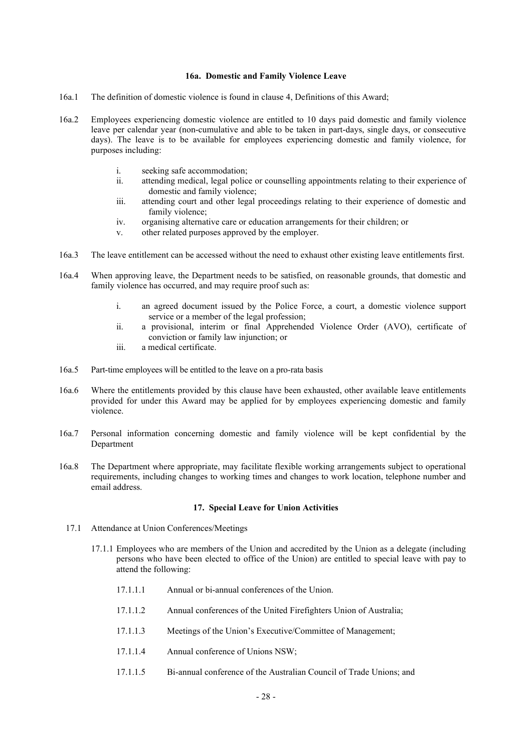### 16a. Domestic and Family Violence Leave

16a.1 The definition of domestic violence is found in clause 4, Definitions of this Award;

16a.2 Employees experiencing domestic violence are entitled to 10 days paid domestic and family violence leave per calendar year (non-cumulative and able to be taken in part-days, single days, or consecutive days). The leave is to be available for employees experiencing domestic and family violence, for purposes including:

- i. seeking safe accommodation;
- ii. attending medical, legal police or counselling appointments relating to their experience of domestic and family violence;
- iii. attending court and other legal proceedings relating to their experience of domestic and family violence;
- iv. organising alternative care or education arrangements for their children; or
- v. other related purposes approved by the employer.

16a.3 The leave entitlement can be accessed without the need to exhaust other existing leave entitlements first.

16a.4 When approving leave, the Department needs to be satisfied, on reasonable grounds, that domestic and family violence has occurred, and may require proof such as:

- i. an agreed document issued by the Police Force, a court, a domestic violence support service or a member of the legal profession;
- ii. a provisional, interim or final Apprehended Violence Order (AVO), certificate of conviction or family law injunction; or
- iii. a medical certificate.

16a.5 Part-time employees will be entitled to the leave on a pro-rata basis

16a.6 Where the entitlements provided by this clause have been exhausted, other available leave entitlements provided for under this Award may be applied for by employees experiencing domestic and family violence.

16a.7 Personal information concerning domestic and family violence will be kept confidential by the Department

16a.8 The Department where appropriate, may facilitate flexible working arrangements subject to operational requirements, including changes to working times and changes to work location, telephone number and email address.

### 17. Special Leave for Union Activities

17.1 Attendance at Union Conferences/Meetings

17.1.1 Employees who are members of the Union and accredited by the Union as a delegate (including persons who have been elected to office of the Union) are entitled to special leave with pay to attend the following:

17.1.1.1 Annual or bi-annual conferences of the Union.

17.1.1.2 Annual conferences of the United Firefighters Union of Australia;

17.1.1.3 Meetings of the Union's Executive/Committee of Management;

17.1.1.4 Annual conference of Unions NSW;

17.1.1.5 Bi-annual conference of the Australian Council of Trade Unions; and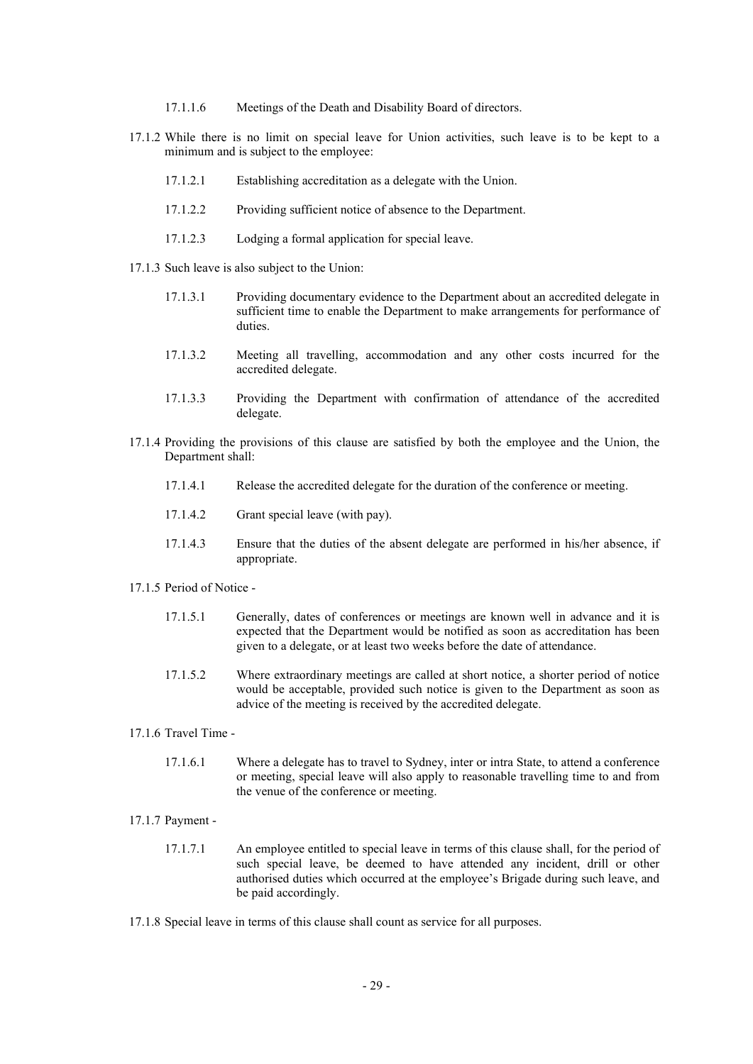17.1.1.6 Meetings of the Death and Disability Board of directors.

17.1.2 While there is no limit on special leave for Union activities, such leave is to be kept to a minimum and is subject to the employee:

17.1.2.1 Establishing accreditation as a delegate with the Union.

17.1.2.2 Providing sufficient notice of absence to the Department.

17.1.2.3 Lodging a formal application for special leave.

17.1.3 Such leave is also subject to the Union:

17.1.3.1 Providing documentary evidence to the Department about an accredited delegate in sufficient time to enable the Department to make arrangements for performance of duties.

17.1.3.2 Meeting all travelling, accommodation and any other costs incurred for the accredited delegate.

17.1.3.3 Providing the Department with confirmation of attendance of the accredited delegate.

17.1.4 Providing the provisions of this clause are satisfied by both the employee and the Union, the Department shall:

17.1.4.1 Release the accredited delegate for the duration of the conference or meeting.

17.1.4.2 Grant special leave (with pay).

17.1.4.3 Ensure that the duties of the absent delegate are performed in his/her absence, if appropriate.

17.1.5 Period of Notice -

17.1.5.1 Generally, dates of conferences or meetings are known well in advance and it is expected that the Department would be notified as soon as accreditation has been given to a delegate, or at least two weeks before the date of attendance.

17.1.5.2 Where extraordinary meetings are called at short notice, a shorter period of notice would be acceptable, provided such notice is given to the Department as soon as advice of the meeting is received by the accredited delegate.

17.1.6 Travel Time -

17.1.6.1 Where a delegate has to travel to Sydney, inter or intra State, to attend a conference or meeting, special leave will also apply to reasonable travelling time to and from the venue of the conference or meeting.

17.1.7 Payment -

17.1.7.1 An employee entitled to special leave in terms of this clause shall, for the period of such special leave, be deemed to have attended any incident, drill or other authorised duties which occurred at the employee's Brigade during such leave, and be paid accordingly.

17.1.8 Special leave in terms of this clause shall count as service for all purposes.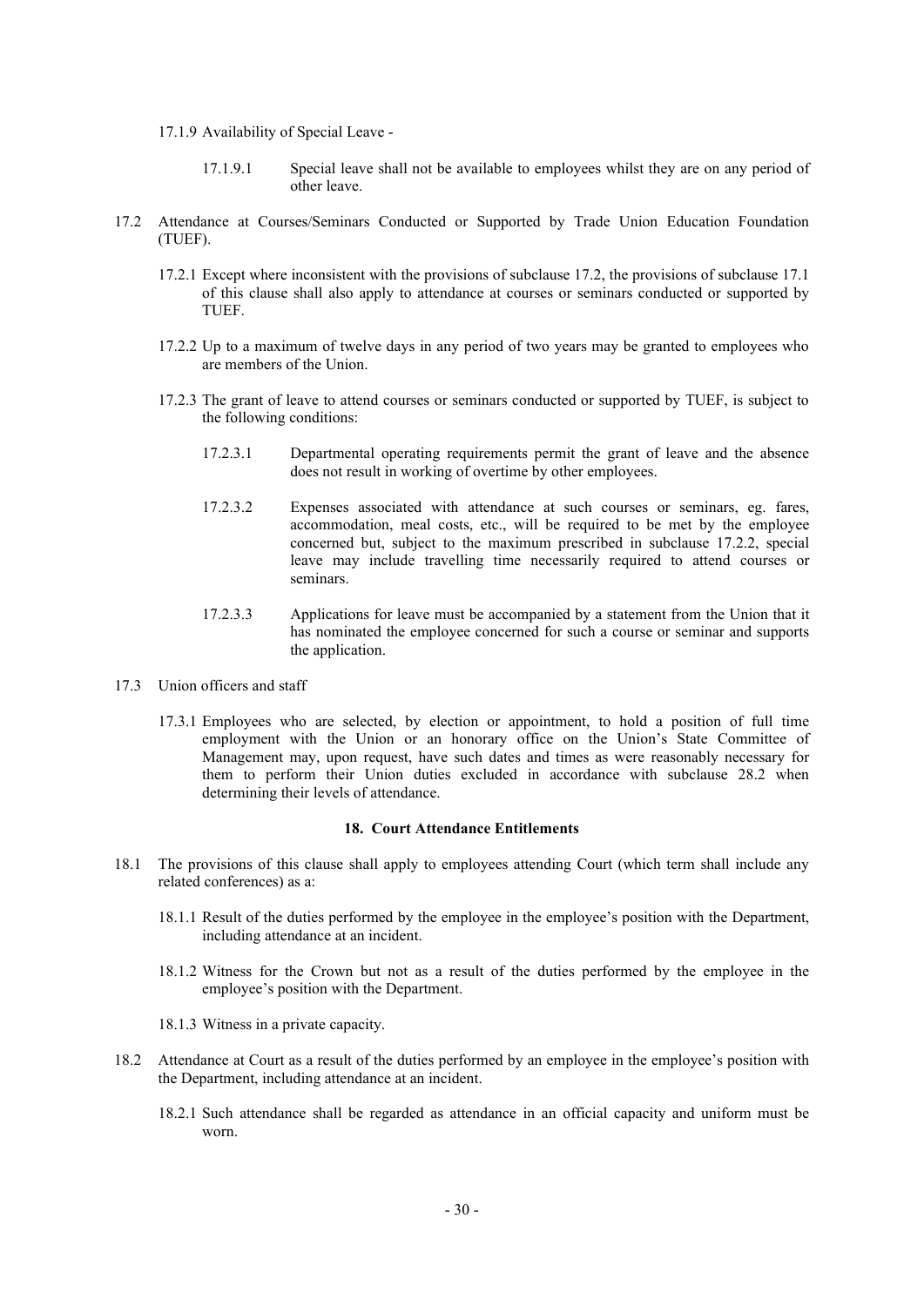17.1.9 Availability of Special Leave -

17.1.9.1 Special leave shall not be available to employees whilst they are on any period of other leave.

17.2 Attendance at Courses/Seminars Conducted or Supported by Trade Union Education Foundation (TUEF).

17.2.1 Except where inconsistent with the provisions of subclause 17.2, the provisions of subclause 17.1 of this clause shall also apply to attendance at courses or seminars conducted or supported by TUEF.

17.2.2 Up to a maximum of twelve days in any period of two years may be granted to employees who are members of the Union.

17.2.3 The grant of leave to attend courses or seminars conducted or supported by TUEF, is subject to the following conditions:

17.2.3.1 Departmental operating requirements permit the grant of leave and the absence does not result in working of overtime by other employees.

17.2.3.2 Expenses associated with attendance at such courses or seminars, eg. fares, accommodation, meal costs, etc., will be required to be met by the employee concerned but, subject to the maximum prescribed in subclause 17.2.2, special leave may include travelling time necessarily required to attend courses or seminars.

17.2.3.3 Applications for leave must be accompanied by a statement from the Union that it has nominated the employee concerned for such a course or seminar and supports the application.

17.3 Union officers and staff

17.3.1 Employees who are selected, by election or appointment, to hold a position of full time employment with the Union or an honorary office on the Union's State Committee of Management may, upon request, have such dates and times as were reasonably necessary for them to perform their Union duties excluded in accordance with subclause 28.2 when determining their levels of attendance.

## 18. Court Attendance Entitlements

18.1 The provisions of this clause shall apply to employees attending Court (which term shall include any related conferences) as a:

18.1.1 Result of the duties performed by the employee in the employee's position with the Department, including attendance at an incident.

18.1.2 Witness for the Crown but not as a result of the duties performed by the employee in the employee's position with the Department.

18.1.3 Witness in a private capacity.

18.2 Attendance at Court as a result of the duties performed by an employee in the employee's position with the Department, including attendance at an incident.

18.2.1 Such attendance shall be regarded as attendance in an official capacity and uniform must be worn.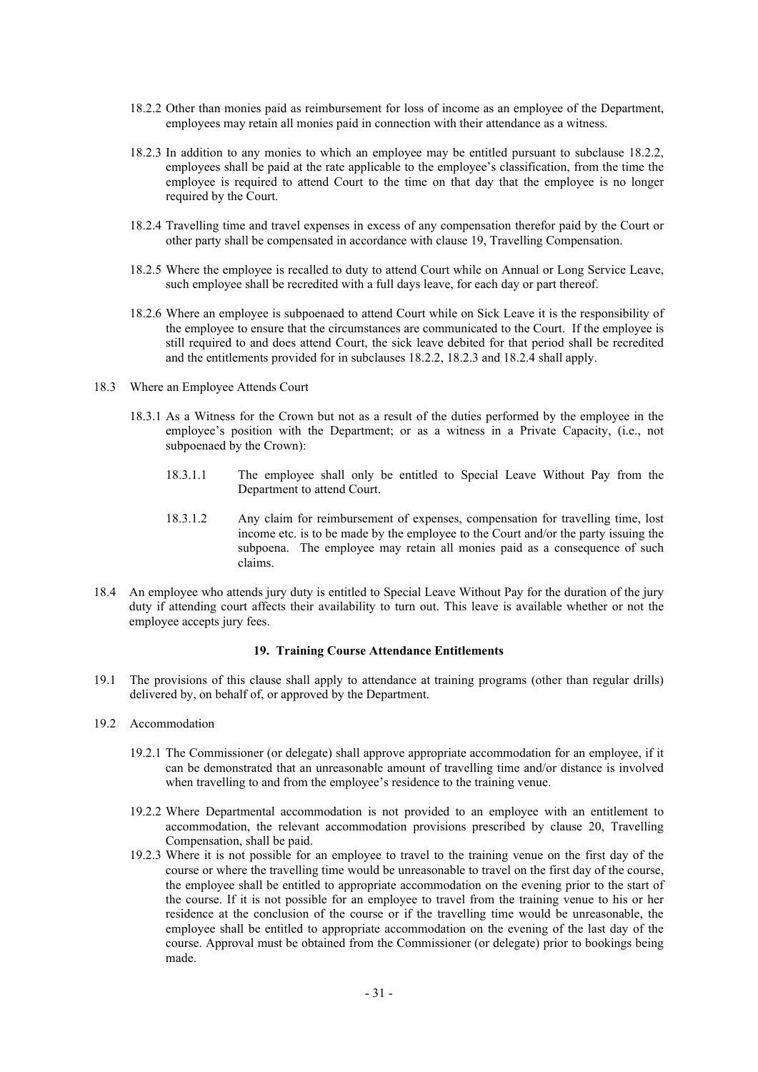18.2.2 Other than monies paid as reimbursement for loss of income as an employee of the Department, employees may retain all monies paid in connection with their attendance as a witness.

18.2.3 In addition to any monies to which an employee may be entitled pursuant to subclause 18.2.2, employees shall be paid at the rate applicable to the employee's classification, from the time the employee is required to attend Court to the time on that day that the employee is no longer required by the Court.

18.2.4 Travelling time and travel expenses in excess of any compensation therefor paid by the Court or other party shall be compensated in accordance with clause 19, Travelling Compensation.

18.2.5 Where the employee is recalled to duty to attend Court while on Annual or Long Service Leave, such employee shall be recredited with a full days leave, for each day or part thereof.

18.2.6 Where an employee is subpoenaed to attend Court while on Sick Leave it is the responsibility of the employee to ensure that the circumstances are communicated to the Court. If the employee is still required to and does attend Court, the sick leave debited for that period shall be recredited and the entitlements provided for in subclauses 18.2.2, 18.2.3 and 18.2.4 shall apply.

18.3 Where an Employee Attends Court

18.3.1 As a Witness for the Crown but not as a result of the duties performed by the employee in the employee's position with the Department; or as a witness in a Private Capacity, (i.e., not subpoenaed by the Crown):

18.3.1.1 The employee shall only be entitled to Special Leave Without Pay from the Department to attend Court.

18.3.1.2 Any claim for reimbursement of expenses, compensation for travelling time, lost income etc. is to be made by the employee to the Court and/or the party issuing the subpoena. The employee may retain all monies paid as a consequence of such claims.

18.4 An employee who attends jury duty is entitled to Special Leave Without Pay for the duration of the jury duty if attending court affects their availability to turn out. This leave is available whether or not the employee accepts jury fees.

## 19. Training Course Attendance Entitlements

19.1 The provisions of this clause shall apply to attendance at training programs (other than regular drills) delivered by, on behalf of, or approved by the Department.

19.2 Accommodation

19.2.1 The Commissioner (or delegate) shall approve appropriate accommodation for an employee, if it can be demonstrated that an unreasonable amount of travelling time and/or distance is involved when travelling to and from the employee's residence to the training venue.

19.2.2 Where Departmental accommodation is not provided to an employee with an entitlement to accommodation, the relevant accommodation provisions prescribed by clause 20, Travelling Compensation, shall be paid.

19.2.3 Where it is not possible for an employee to travel to the training venue on the first day of the course or where the travelling time would be unreasonable to travel on the first day of the course, the employee shall be entitled to appropriate accommodation on the evening prior to the start of the course. If it is not possible for an employee to travel from the training venue to his or her residence at the conclusion of the course or if the travelling time would be unreasonable, the employee shall be entitled to appropriate accommodation on the evening of the last day of the course. Approval must be obtained from the Commissioner (or delegate) prior to bookings being made.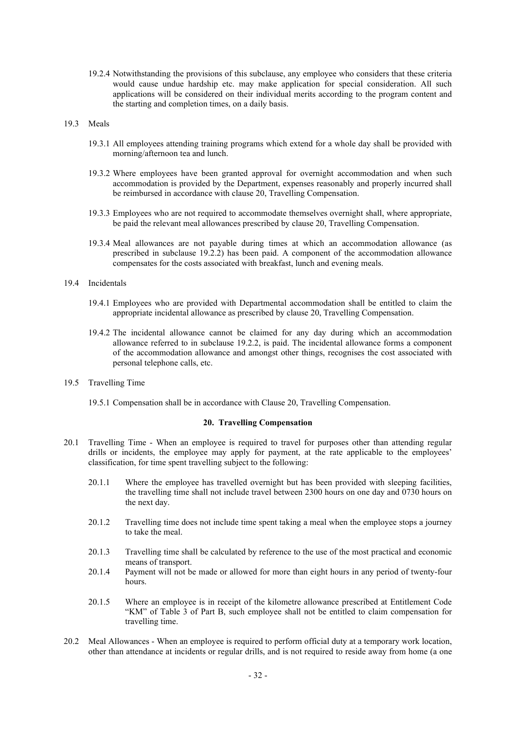19.2.4 Notwithstanding the provisions of this subclause, any employee who considers that these criteria would cause undue hardship etc. may make application for special consideration. All such applications will be considered on their individual merits according to the program content and the starting and completion times, on a daily basis.

19.3 Meals

19.3.1 All employees attending training programs which extend for a whole day shall be provided with morning/afternoon tea and lunch.

19.3.2 Where employees have been granted approval for overnight accommodation and when such accommodation is provided by the Department, expenses reasonably and properly incurred shall be reimbursed in accordance with clause 20, Travelling Compensation.

19.3.3 Employees who are not required to accommodate themselves overnight shall, where appropriate, be paid the relevant meal allowances prescribed by clause 20, Travelling Compensation.

19.3.4 Meal allowances are not payable during times at which an accommodation allowance (as prescribed in subclause 19.2.2) has been paid. A component of the accommodation allowance compensates for the costs associated with breakfast, lunch and evening meals.

19.4 Incidentals

19.4.1 Employees who are provided with Departmental accommodation shall be entitled to claim the appropriate incidental allowance as prescribed by clause 20, Travelling Compensation.

19.4.2 The incidental allowance cannot be claimed for any day during which an accommodation allowance referred to in subclause 19.2.2, is paid. The incidental allowance forms a component of the accommodation allowance and amongst other things, recognises the cost associated with personal telephone calls, etc.

19.5 Travelling Time

19.5.1 Compensation shall be in accordance with Clause 20, Travelling Compensation.

**20. Travelling Compensation**

20.1 Travelling Time - When an employee is required to travel for purposes other than attending regular drills or incidents, the employee may apply for payment, at the rate applicable to the employees' classification, for time spent travelling subject to the following:

20.1.1 Where the employee has travelled overnight but has been provided with sleeping facilities, the travelling time shall not include travel between 2300 hours on one day and 0730 hours on the next day.

20.1.2 Travelling time does not include time spent taking a meal when the employee stops a journey to take the meal.

20.1.3 Travelling time shall be calculated by reference to the use of the most practical and economic means of transport.

20.1.4 Payment will not be made or allowed for more than eight hours in any period of twenty-four hours.

20.1.5 Where an employee is in receipt of the kilometre allowance prescribed at Entitlement Code "KM" of Table 3 of Part B, such employee shall not be entitled to claim compensation for travelling time.

20.2 Meal Allowances - When an employee is required to perform official duty at a temporary work location, other than attendance at incidents or regular drills, and is not required to reside away from home (a one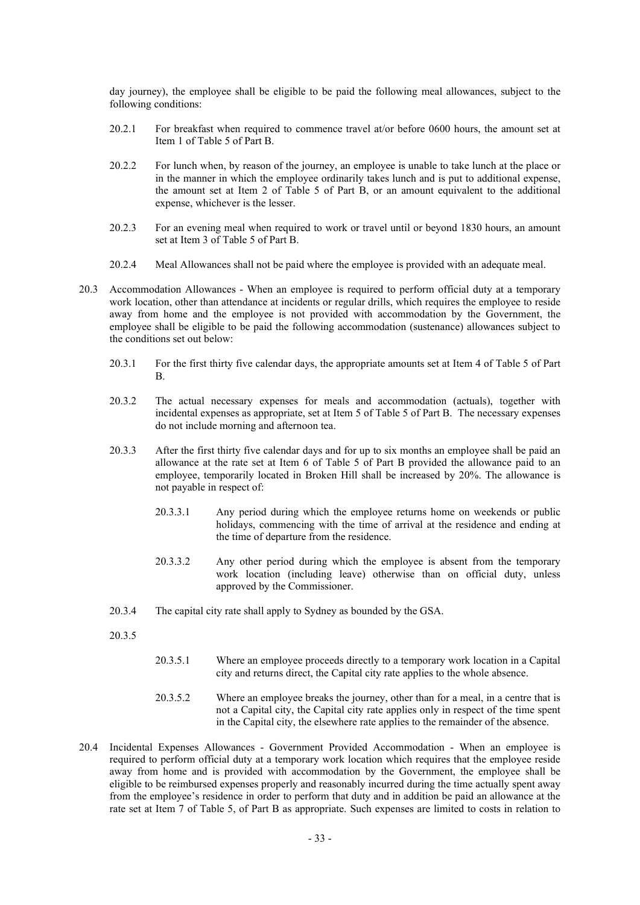day journey), the employee shall be eligible to be paid the following meal allowances, subject to the following conditions:

20.2.1 For breakfast when required to commence travel at/or before 0600 hours, the amount set at Item 1 of Table 5 of Part B.

20.2.2 For lunch when, by reason of the journey, an employee is unable to take lunch at the place or in the manner in which the employee ordinarily takes lunch and is put to additional expense, the amount set at Item 2 of Table 5 of Part B, or an amount equivalent to the additional expense, whichever is the lesser.

20.2.3 For an evening meal when required to work or travel until or beyond 1830 hours, an amount set at Item 3 of Table 5 of Part B.

20.2.4 Meal Allowances shall not be paid where the employee is provided with an adequate meal.

20.3 Accommodation Allowances - When an employee is required to perform official duty at a temporary work location, other than attendance at incidents or regular drills, which requires the employee to reside away from home and the employee is not provided with accommodation by the Government, the employee shall be eligible to be paid the following accommodation (sustenance) allowances subject to the conditions set out below:

20.3.1 For the first thirty five calendar days, the appropriate amounts set at Item 4 of Table 5 of Part B.

20.3.2 The actual necessary expenses for meals and accommodation (actuals), together with incidental expenses as appropriate, set at Item 5 of Table 5 of Part B. The necessary expenses do not include morning and afternoon tea.

20.3.3 After the first thirty five calendar days and for up to six months an employee shall be paid an allowance at the rate set at Item 6 of Table 5 of Part B provided the allowance paid to an employee, temporarily located in Broken Hill shall be increased by 20%. The allowance is not payable in respect of:

20.3.3.1 Any period during which the employee returns home on weekends or public holidays, commencing with the time of arrival at the residence and ending at the time of departure from the residence.

20.3.3.2 Any other period during which the employee is absent from the temporary work location (including leave) otherwise than on official duty, unless approved by the Commissioner.

20.3.4 The capital city rate shall apply to Sydney as bounded by the GSA.

20.3.5

20.3.5.1 Where an employee proceeds directly to a temporary work location in a Capital city and returns direct, the Capital city rate applies to the whole absence.

20.3.5.2 Where an employee breaks the journey, other than for a meal, in a centre that is not a Capital city, the Capital city rate applies only in respect of the time spent in the Capital city, the elsewhere rate applies to the remainder of the absence.

20.4 Incidental Expenses Allowances - Government Provided Accommodation - When an employee is required to perform official duty at a temporary work location which requires that the employee reside away from home and is provided with accommodation by the Government, the employee shall be eligible to be reimbursed expenses properly and reasonably incurred during the time actually spent away from the employee's residence in order to perform that duty and in addition be paid an allowance at the rate set at Item 7 of Table 5, of Part B as appropriate. Such expenses are limited to costs in relation to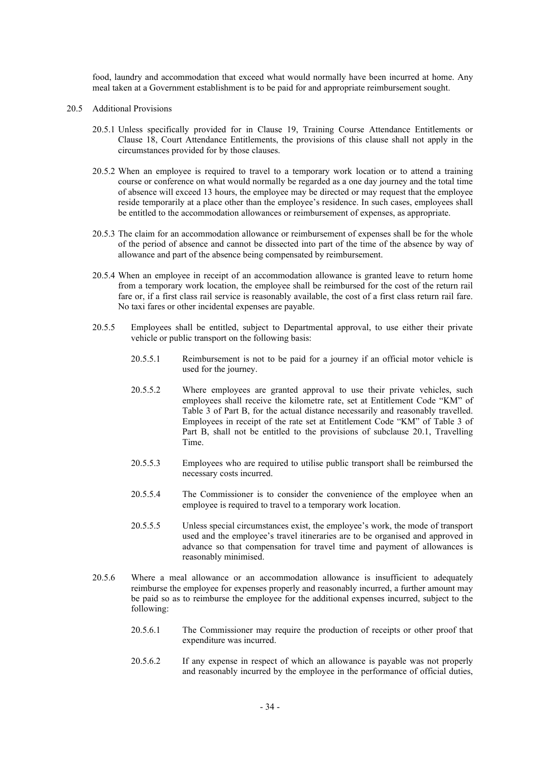food, laundry and accommodation that exceed what would normally have been incurred at home. Any meal taken at a Government establishment is to be paid for and appropriate reimbursement sought.

20.5 Additional Provisions

20.5.1 Unless specifically provided for in Clause 19, Training Course Attendance Entitlements or Clause 18, Court Attendance Entitlements, the provisions of this clause shall not apply in the circumstances provided for by those clauses.

20.5.2 When an employee is required to travel to a temporary work location or to attend a training course or conference on what would normally be regarded as a one day journey and the total time of absence will exceed 13 hours, the employee may be directed or may request that the employee reside temporarily at a place other than the employee's residence. In such cases, employees shall be entitled to the accommodation allowances or reimbursement of expenses, as appropriate.

20.5.3 The claim for an accommodation allowance or reimbursement of expenses shall be for the whole of the period of absence and cannot be dissected into part of the time of the absence by way of allowance and part of the absence being compensated by reimbursement.

20.5.4 When an employee in receipt of an accommodation allowance is granted leave to return home from a temporary work location, the employee shall be reimbursed for the cost of the return rail fare or, if a first class rail service is reasonably available, the cost of a first class return rail fare. No taxi fares or other incidental expenses are payable.

20.5.5 Employees shall be entitled, subject to Departmental approval, to use either their private vehicle or public transport on the following basis:

20.5.5.1 Reimbursement is not to be paid for a journey if an official motor vehicle is used for the journey.

20.5.5.2 Where employees are granted approval to use their private vehicles, such employees shall receive the kilometre rate, set at Entitlement Code "KM" of Table 3 of Part B, for the actual distance necessarily and reasonably travelled. Employees in receipt of the rate set at Entitlement Code "KM" of Table 3 of Part B, shall not be entitled to the provisions of subclause 20.1, Travelling Time.

20.5.5.3 Employees who are required to utilise public transport shall be reimbursed the necessary costs incurred.

20.5.5.4 The Commissioner is to consider the convenience of the employee when an employee is required to travel to a temporary work location.

20.5.5.5 Unless special circumstances exist, the employee's work, the mode of transport used and the employee's travel itineraries are to be organised and approved in advance so that compensation for travel time and payment of allowances is reasonably minimised.

20.5.6 Where a meal allowance or an accommodation allowance is insufficient to adequately reimburse the employee for expenses properly and reasonably incurred, a further amount may be paid so as to reimburse the employee for the additional expenses incurred, subject to the following:

20.5.6.1 The Commissioner may require the production of receipts or other proof that expenditure was incurred.

20.5.6.2 If any expense in respect of which an allowance is payable was not properly and reasonably incurred by the employee in the performance of official duties,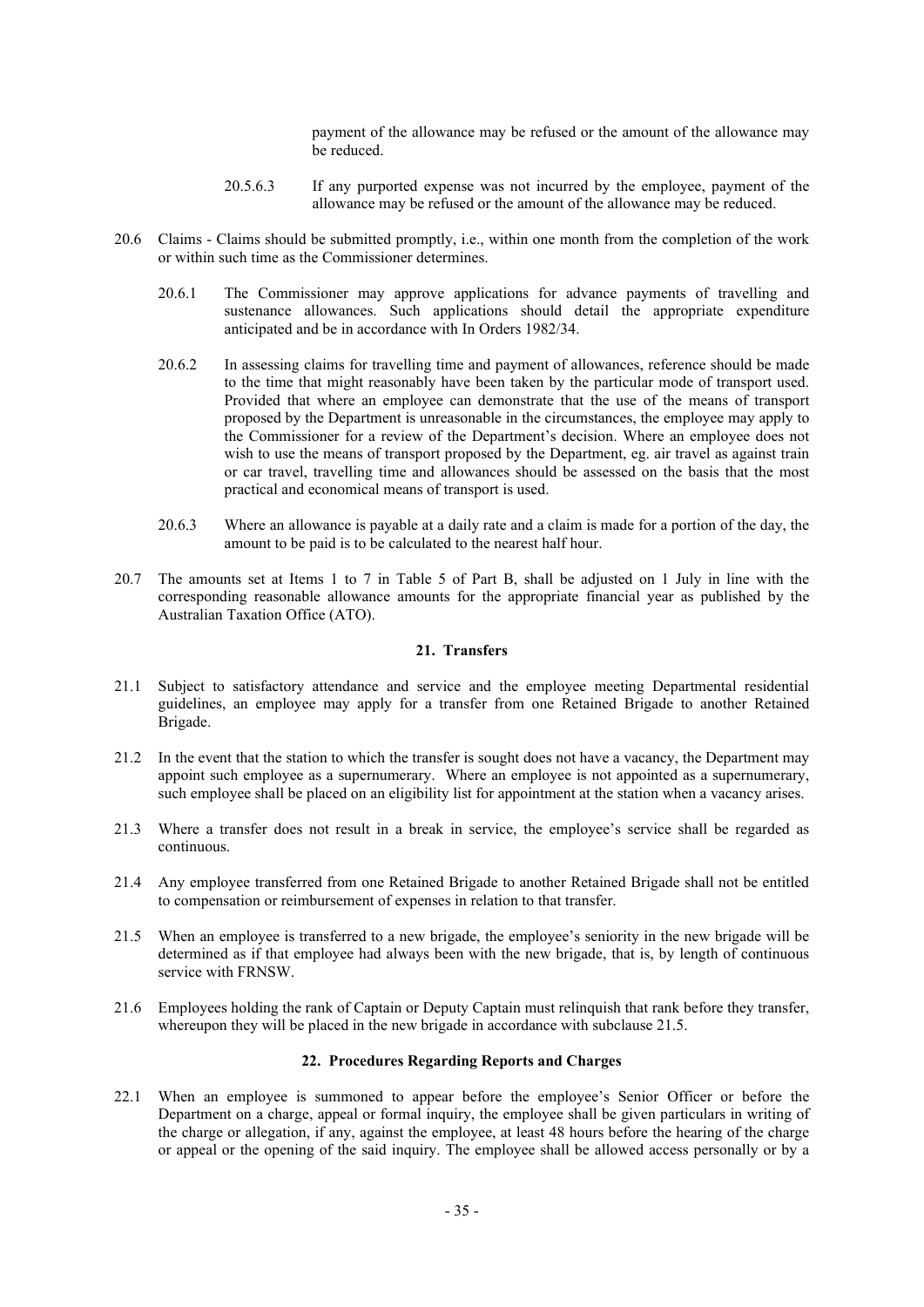payment of the allowance may be refused or the amount of the allowance may be reduced.

20.5.6.3 If any purported expense was not incurred by the employee, payment of the allowance may be refused or the amount of the allowance may be reduced.

20.6 Claims - Claims should be submitted promptly, i.e., within one month from the completion of the work or within such time as the Commissioner determines.

20.6.1 The Commissioner may approve applications for advance payments of travelling and sustenance allowances. Such applications should detail the appropriate expenditure anticipated and be in accordance with In Orders 1982/34.

20.6.2 In assessing claims for travelling time and payment of allowances, reference should be made to the time that might reasonably have been taken by the particular mode of transport used. Provided that where an employee can demonstrate that the use of the means of transport proposed by the Department is unreasonable in the circumstances, the employee may apply to the Commissioner for a review of the Department's decision. Where an employee does not wish to use the means of transport proposed by the Department, eg. air travel as against train or car travel, travelling time and allowances should be assessed on the basis that the most practical and economical means of transport is used.

20.6.3 Where an allowance is payable at a daily rate and a claim is made for a portion of the day, the amount to be paid is to be calculated to the nearest half hour.

20.7 The amounts set at Items 1 to 7 in Table 5 of Part B, shall be adjusted on 1 July in line with the corresponding reasonable allowance amounts for the appropriate financial year as published by the Australian Taxation Office (ATO).

## 21. Transfers

21.1 Subject to satisfactory attendance and service and the employee meeting Departmental residential guidelines, an employee may apply for a transfer from one Retained Brigade to another Retained Brigade.

21.2 In the event that the station to which the transfer is sought does not have a vacancy, the Department may appoint such employee as a supernumerary. Where an employee is not appointed as a supernumerary, such employee shall be placed on an eligibility list for appointment at the station when a vacancy arises.

21.3 Where a transfer does not result in a break in service, the employee's service shall be regarded as continuous.

21.4 Any employee transferred from one Retained Brigade to another Retained Brigade shall not be entitled to compensation or reimbursement of expenses in relation to that transfer.

21.5 When an employee is transferred to a new brigade, the employee's seniority in the new brigade will be determined as if that employee had always been with the new brigade, that is, by length of continuous service with FRNSW.

21.6 Employees holding the rank of Captain or Deputy Captain must relinquish that rank before they transfer, whereupon they will be placed in the new brigade in accordance with subclause 21.5.

## 22. Procedures Regarding Reports and Charges

22.1 When an employee is summoned to appear before the employee's Senior Officer or before the Department on a charge, appeal or formal inquiry, the employee shall be given particulars in writing of the charge or allegation, if any, against the employee, at least 48 hours before the hearing of the charge or appeal or the opening of the said inquiry. The employee shall be allowed access personally or by a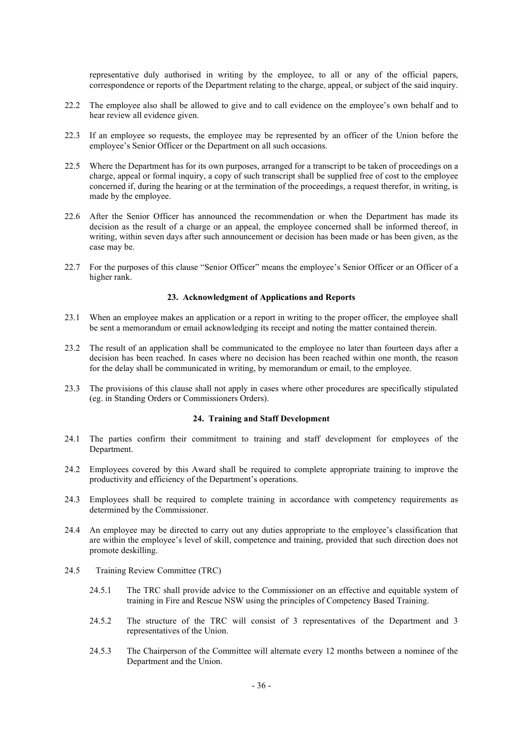representative duly authorised in writing by the employee, to all or any of the official papers, correspondence or reports of the Department relating to the charge, appeal, or subject of the said inquiry.

22.2 The employee also shall be allowed to give and to call evidence on the employee's own behalf and to hear review all evidence given.

22.3 If an employee so requests, the employee may be represented by an officer of the Union before the employee's Senior Officer or the Department on all such occasions.

22.5 Where the Department has for its own purposes, arranged for a transcript to be taken of proceedings on a charge, appeal or formal inquiry, a copy of such transcript shall be supplied free of cost to the employee concerned if, during the hearing or at the termination of the proceedings, a request therefor, in writing, is made by the employee.

22.6 After the Senior Officer has announced the recommendation or when the Department has made its decision as the result of a charge or an appeal, the employee concerned shall be informed thereof, in writing, within seven days after such announcement or decision has been made or has been given, as the case may be.

22.7 For the purposes of this clause "Senior Officer" means the employee's Senior Officer or an Officer of a higher rank.

### 23. Acknowledgment of Applications and Reports

23.1 When an employee makes an application or a report in writing to the proper officer, the employee shall be sent a memorandum or email acknowledging its receipt and noting the matter contained therein.

23.2 The result of an application shall be communicated to the employee no later than fourteen days after a decision has been reached. In cases where no decision has been reached within one month, the reason for the delay shall be communicated in writing, by memorandum or email, to the employee.

23.3 The provisions of this clause shall not apply in cases where other procedures are specifically stipulated (eg. in Standing Orders or Commissioners Orders).

### 24. Training and Staff Development

24.1 The parties confirm their commitment to training and staff development for employees of the Department.

24.2 Employees covered by this Award shall be required to complete appropriate training to improve the productivity and efficiency of the Department's operations.

24.3 Employees shall be required to complete training in accordance with competency requirements as determined by the Commissioner.

24.4 An employee may be directed to carry out any duties appropriate to the employee's classification that are within the employee's level of skill, competence and training, provided that such direction does not promote deskilling.

24.5 Training Review Committee (TRC)

24.5.1 The TRC shall provide advice to the Commissioner on an effective and equitable system of training in Fire and Rescue NSW using the principles of Competency Based Training.

24.5.2 The structure of the TRC will consist of 3 representatives of the Department and 3 representatives of the Union.

24.5.3 The Chairperson of the Committee will alternate every 12 months between a nominee of the Department and the Union.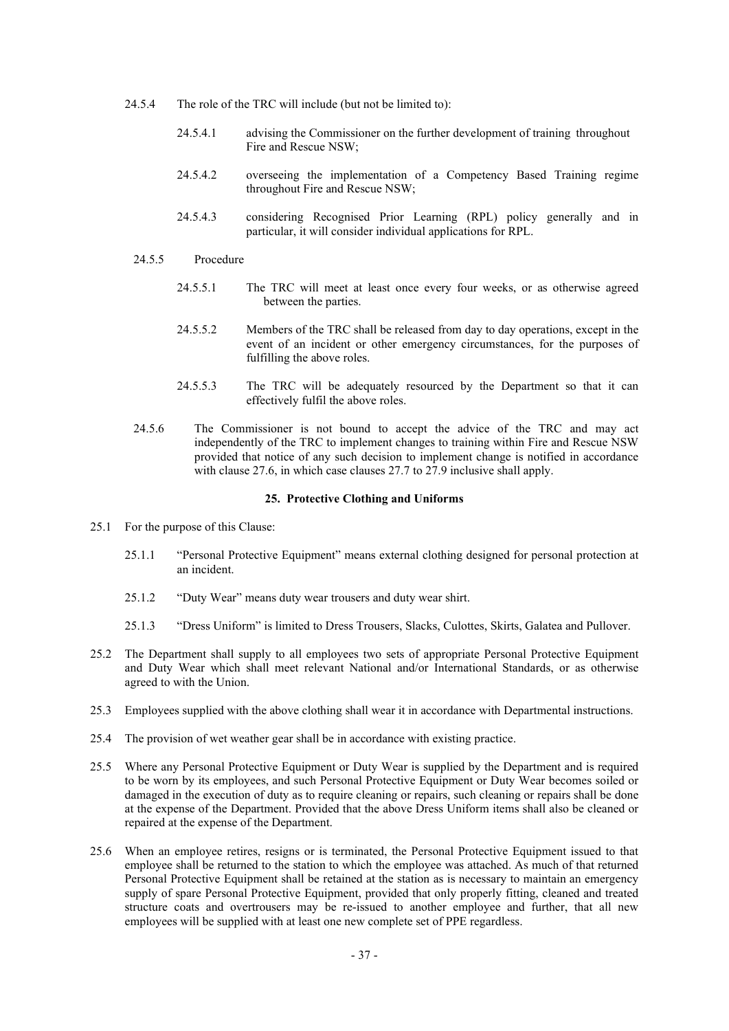24.5.4 The role of the TRC will include (but not be limited to):

24.5.4.1 advising the Commissioner on the further development of training throughout Fire and Rescue NSW;

24.5.4.2 overseeing the implementation of a Competency Based Training regime throughout Fire and Rescue NSW;

24.5.4.3 considering Recognised Prior Learning (RPL) policy generally and in particular, it will consider individual applications for RPL.

24.5.5 Procedure

24.5.5.1 The TRC will meet at least once every four weeks, or as otherwise agreed between the parties.

24.5.5.2 Members of the TRC shall be released from day to day operations, except in the event of an incident or other emergency circumstances, for the purposes of fulfilling the above roles.

24.5.5.3 The TRC will be adequately resourced by the Department so that it can effectively fulfil the above roles.

24.5.6 The Commissioner is not bound to accept the advice of the TRC and may act independently of the TRC to implement changes to training within Fire and Rescue NSW provided that notice of any such decision to implement change is notified in accordance with clause 27.6, in which case clauses 27.7 to 27.9 inclusive shall apply.

## 25. Protective Clothing and Uniforms

25.1 For the purpose of this Clause:

25.1.1 "Personal Protective Equipment" means external clothing designed for personal protection at an incident.

25.1.2 "Duty Wear" means duty wear trousers and duty wear shirt.

25.1.3 "Dress Uniform" is limited to Dress Trousers, Slacks, Culottes, Skirts, Galatea and Pullover.

25.2 The Department shall supply to all employees two sets of appropriate Personal Protective Equipment and Duty Wear which shall meet relevant National and/or International Standards, or as otherwise agreed to with the Union.

25.3 Employees supplied with the above clothing shall wear it in accordance with Departmental instructions.

25.4 The provision of wet weather gear shall be in accordance with existing practice.

25.5 Where any Personal Protective Equipment or Duty Wear is supplied by the Department and is required to be worn by its employees, and such Personal Protective Equipment or Duty Wear becomes soiled or damaged in the execution of duty as to require cleaning or repairs, such cleaning or repairs shall be done at the expense of the Department. Provided that the above Dress Uniform items shall also be cleaned or repaired at the expense of the Department.

25.6 When an employee retires, resigns or is terminated, the Personal Protective Equipment issued to that employee shall be returned to the station to which the employee was attached. As much of that returned Personal Protective Equipment shall be retained at the station as is necessary to maintain an emergency supply of spare Personal Protective Equipment, provided that only properly fitting, cleaned and treated structure coats and overtrousers may be re-issued to another employee and further, that all new employees will be supplied with at least one new complete set of PPE regardless.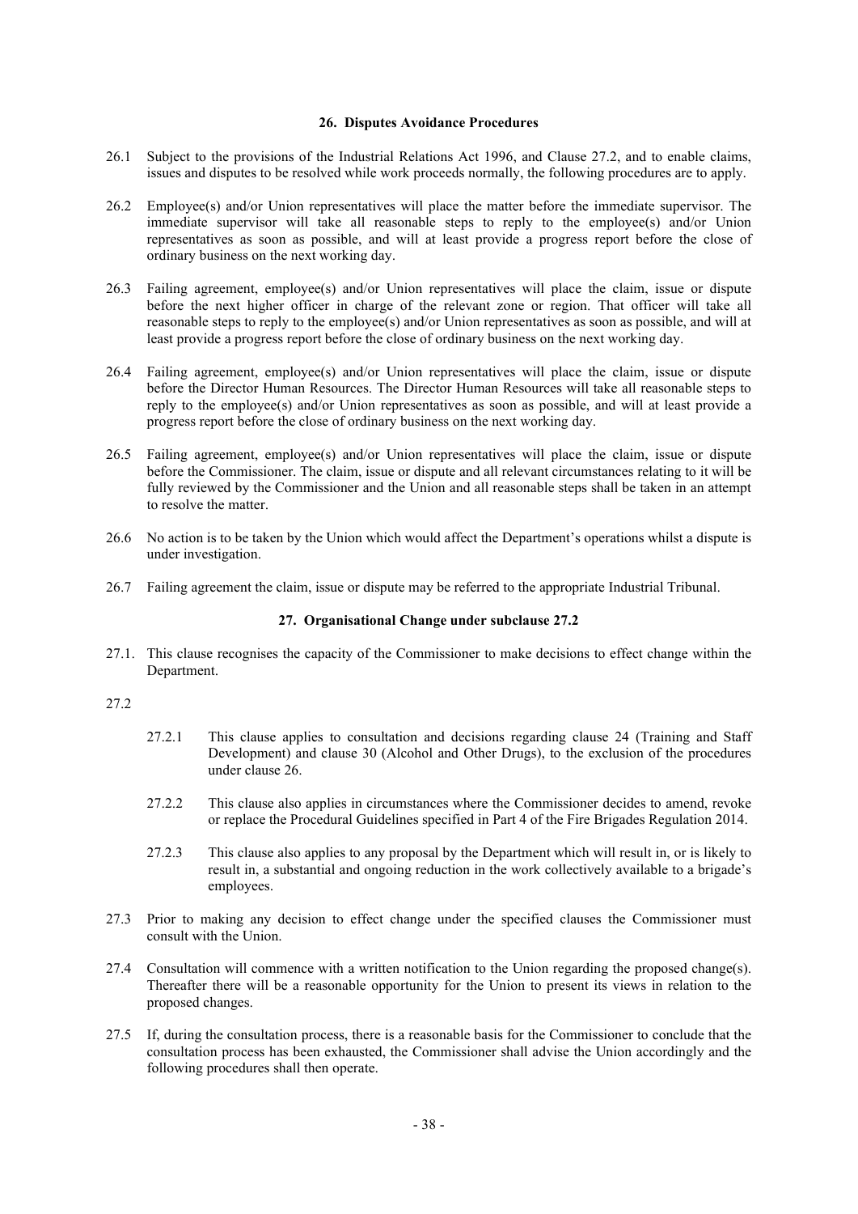## 26. Disputes Avoidance Procedures

26.1 Subject to the provisions of the Industrial Relations Act 1996, and Clause 27.2, and to enable claims, issues and disputes to be resolved while work proceeds normally, the following procedures are to apply.

26.2 Employee(s) and/or Union representatives will place the matter before the immediate supervisor. The immediate supervisor will take all reasonable steps to reply to the employee(s) and/or Union representatives as soon as possible, and will at least provide a progress report before the close of ordinary business on the next working day.

26.3 Failing agreement, employee(s) and/or Union representatives will place the claim, issue or dispute before the next higher officer in charge of the relevant zone or region. That officer will take all reasonable steps to reply to the employee(s) and/or Union representatives as soon as possible, and will at least provide a progress report before the close of ordinary business on the next working day.

26.4 Failing agreement, employee(s) and/or Union representatives will place the claim, issue or dispute before the Director Human Resources. The Director Human Resources will take all reasonable steps to reply to the employee(s) and/or Union representatives as soon as possible, and will at least provide a progress report before the close of ordinary business on the next working day.

26.5 Failing agreement, employee(s) and/or Union representatives will place the claim, issue or dispute before the Commissioner. The claim, issue or dispute and all relevant circumstances relating to it will be fully reviewed by the Commissioner and the Union and all reasonable steps shall be taken in an attempt to resolve the matter.

26.6 No action is to be taken by the Union which would affect the Department's operations whilst a dispute is under investigation.

26.7 Failing agreement the claim, issue or dispute may be referred to the appropriate Industrial Tribunal.

## 27. Organisational Change under subclause 27.2

27.1. This clause recognises the capacity of the Commissioner to make decisions to effect change within the Department.

27.2

27.2.1 This clause applies to consultation and decisions regarding clause 24 (Training and Staff Development) and clause 30 (Alcohol and Other Drugs), to the exclusion of the procedures under clause 26.

27.2.2 This clause also applies in circumstances where the Commissioner decides to amend, revoke or replace the Procedural Guidelines specified in Part 4 of the Fire Brigades Regulation 2014.

27.2.3 This clause also applies to any proposal by the Department which will result in, or is likely to result in, a substantial and ongoing reduction in the work collectively available to a brigade's employees.

27.3 Prior to making any decision to effect change under the specified clauses the Commissioner must consult with the Union.

27.4 Consultation will commence with a written notification to the Union regarding the proposed change(s). Thereafter there will be a reasonable opportunity for the Union to present its views in relation to the proposed changes.

27.5 If, during the consultation process, there is a reasonable basis for the Commissioner to conclude that the consultation process has been exhausted, the Commissioner shall advise the Union accordingly and the following procedures shall then operate.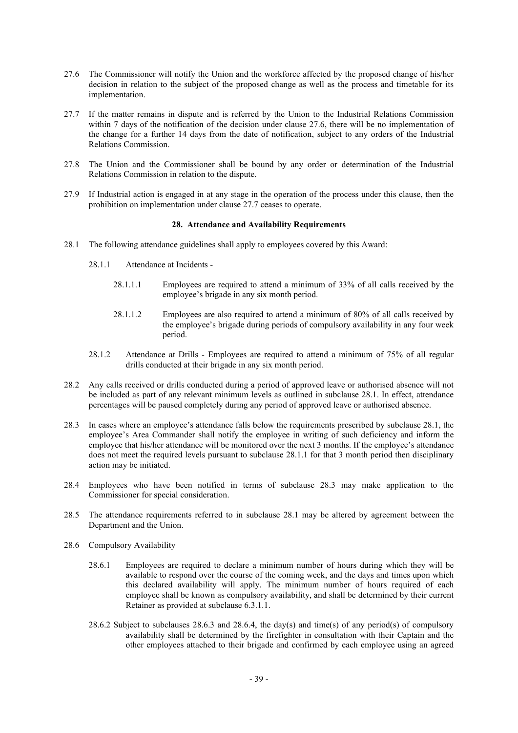27.6 The Commissioner will notify the Union and the workforce affected by the proposed change of his/her decision in relation to the subject of the proposed change as well as the process and timetable for its implementation.

27.7 If the matter remains in dispute and is referred by the Union to the Industrial Relations Commission within 7 days of the notification of the decision under clause 27.6, there will be no implementation of the change for a further 14 days from the date of notification, subject to any orders of the Industrial Relations Commission.

27.8 The Union and the Commissioner shall be bound by any order or determination of the Industrial Relations Commission in relation to the dispute.

27.9 If Industrial action is engaged in at any stage in the operation of the process under this clause, then the prohibition on implementation under clause 27.7 ceases to operate.

## 28. Attendance and Availability Requirements

28.1 The following attendance guidelines shall apply to employees covered by this Award:

28.1.1 Attendance at Incidents -

28.1.1.1 Employees are required to attend a minimum of 33% of all calls received by the employee's brigade in any six month period.

28.1.1.2 Employees are also required to attend a minimum of 80% of all calls received by the employee's brigade during periods of compulsory availability in any four week period.

28.1.2 Attendance at Drills - Employees are required to attend a minimum of 75% of all regular drills conducted at their brigade in any six month period.

28.2 Any calls received or drills conducted during a period of approved leave or authorised absence will not be included as part of any relevant minimum levels as outlined in subclause 28.1. In effect, attendance percentages will be paused completely during any period of approved leave or authorised absence.

28.3 In cases where an employee's attendance falls below the requirements prescribed by subclause 28.1, the employee's Area Commander shall notify the employee in writing of such deficiency and inform the employee that his/her attendance will be monitored over the next 3 months. If the employee's attendance does not meet the required levels pursuant to subclause 28.1.1 for that 3 month period then disciplinary action may be initiated.

28.4 Employees who have been notified in terms of subclause 28.3 may make application to the Commissioner for special consideration.

28.5 The attendance requirements referred to in subclause 28.1 may be altered by agreement between the Department and the Union.

28.6 Compulsory Availability

28.6.1 Employees are required to declare a minimum number of hours during which they will be available to respond over the course of the coming week, and the days and times upon which this declared availability will apply. The minimum number of hours required of each employee shall be known as compulsory availability, and shall be determined by their current Retainer as provided at subclause 6.3.1.1.

28.6.2 Subject to subclauses 28.6.3 and 28.6.4, the day(s) and time(s) of any period(s) of compulsory availability shall be determined by the firefighter in consultation with their Captain and the other employees attached to their brigade and confirmed by each employee using an agreed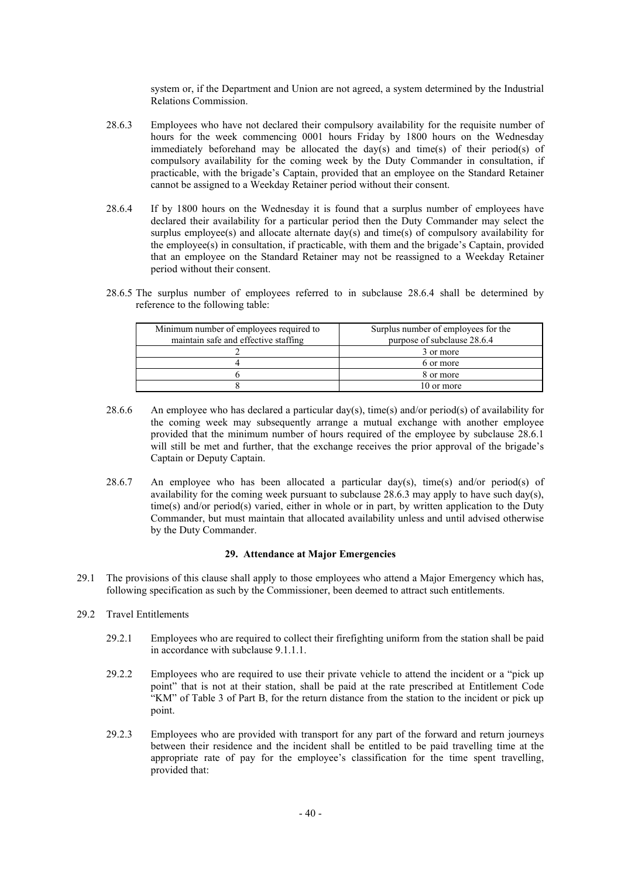system or, if the Department and Union are not agreed, a system determined by the Industrial Relations Commission.

28.6.3 Employees who have not declared their compulsory availability for the requisite number of hours for the week commencing 0001 hours Friday by 1800 hours on the Wednesday immediately beforehand may be allocated the day(s) and time(s) of their period(s) of compulsory availability for the coming week by the Duty Commander in consultation, if practicable, with the brigade's Captain, provided that an employee on the Standard Retainer cannot be assigned to a Weekday Retainer period without their consent.

28.6.4 If by 1800 hours on the Wednesday it is found that a surplus number of employees have declared their availability for a particular period then the Duty Commander may select the surplus employee(s) and allocate alternate day(s) and time(s) of compulsory availability for the employee(s) in consultation, if practicable, with them and the brigade's Captain, provided that an employee on the Standard Retainer may not be reassigned to a Weekday Retainer period without their consent.

28.6.5 The surplus number of employees referred to in subclause 28.6.4 shall be determined by reference to the following table:

| Minimum number of employees required to maintain safe and effective staffing | Surplus number of employees for the purpose of subclause 28.6.4 |
|---|---|
| 2 | 3 or more |
| 4 | 6 or more |
| 6 | 8 or more |
| 8 | 10 or more |

28.6.6 An employee who has declared a particular day(s), time(s) and/or period(s) of availability for the coming week may subsequently arrange a mutual exchange with another employee provided that the minimum number of hours required of the employee by subclause 28.6.1 will still be met and further, that the exchange receives the prior approval of the brigade's Captain or Deputy Captain.

28.6.7 An employee who has been allocated a particular day(s), time(s) and/or period(s) of availability for the coming week pursuant to subclause 28.6.3 may apply to have such day(s), time(s) and/or period(s) varied, either in whole or in part, by written application to the Duty Commander, but must maintain that allocated availability unless and until advised otherwise by the Duty Commander.

## 29. Attendance at Major Emergencies

29.1 The provisions of this clause shall apply to those employees who attend a Major Emergency which has, following specification as such by the Commissioner, been deemed to attract such entitlements.

29.2 Travel Entitlements

29.2.1 Employees who are required to collect their firefighting uniform from the station shall be paid in accordance with subclause 9.1.1.1.

29.2.2 Employees who are required to use their private vehicle to attend the incident or a "pick up point" that is not at their station, shall be paid at the rate prescribed at Entitlement Code "KM" of Table 3 of Part B, for the return distance from the station to the incident or pick up point.

29.2.3 Employees who are provided with transport for any part of the forward and return journeys between their residence and the incident shall be entitled to be paid travelling time at the appropriate rate of pay for the employee's classification for the time spent travelling, provided that: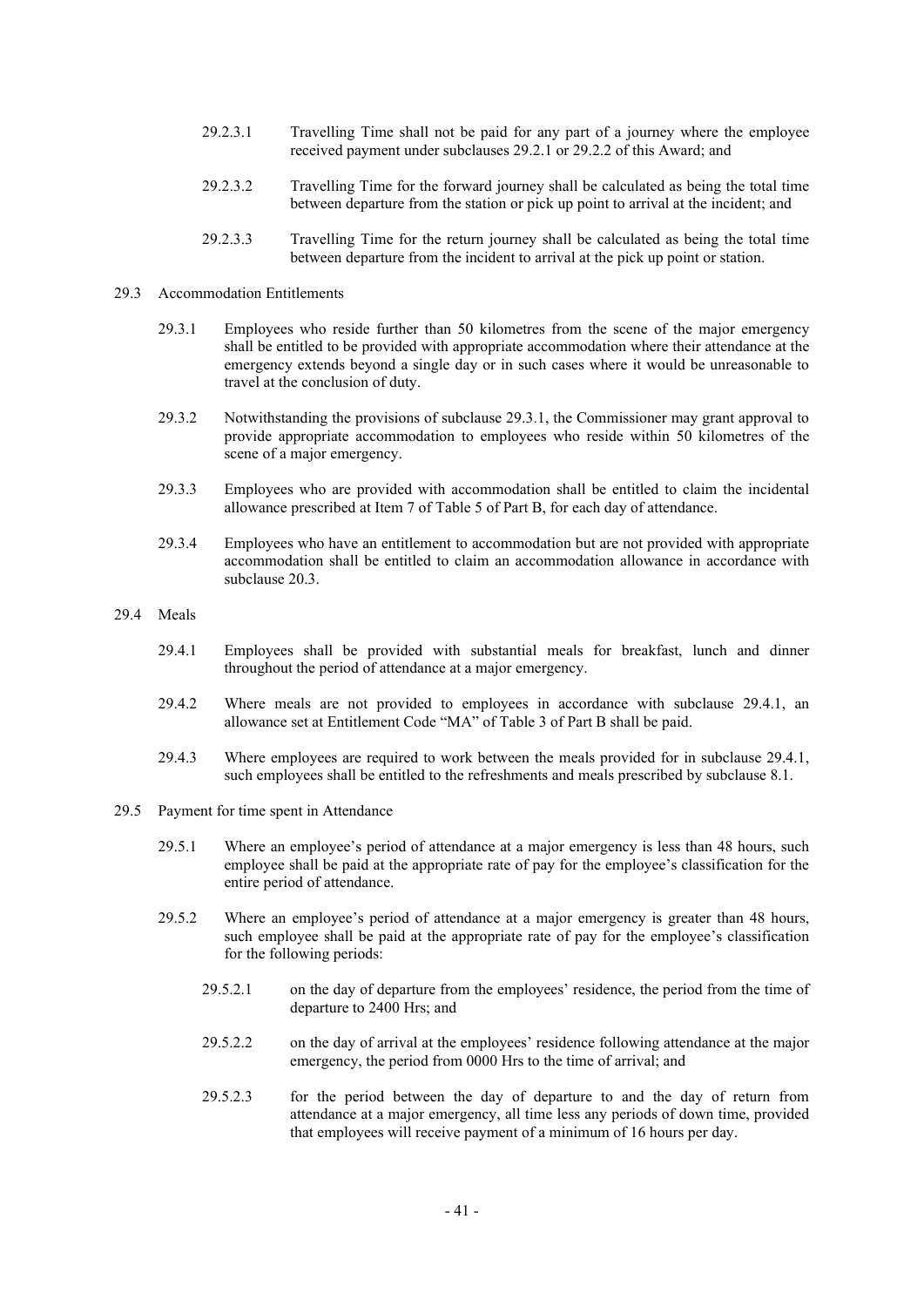29.2.3.1 Travelling Time shall not be paid for any part of a journey where the employee received payment under subclauses 29.2.1 or 29.2.2 of this Award; and

29.2.3.2 Travelling Time for the forward journey shall be calculated as being the total time between departure from the station or pick up point to arrival at the incident; and

29.2.3.3 Travelling Time for the return journey shall be calculated as being the total time between departure from the incident to arrival at the pick up point or station.

29.3 Accommodation Entitlements

29.3.1 Employees who reside further than 50 kilometres from the scene of the major emergency shall be entitled to be provided with appropriate accommodation where their attendance at the emergency extends beyond a single day or in such cases where it would be unreasonable to travel at the conclusion of duty.

29.3.2 Notwithstanding the provisions of subclause 29.3.1, the Commissioner may grant approval to provide appropriate accommodation to employees who reside within 50 kilometres of the scene of a major emergency.

29.3.3 Employees who are provided with accommodation shall be entitled to claim the incidental allowance prescribed at Item 7 of Table 5 of Part B, for each day of attendance.

29.3.4 Employees who have an entitlement to accommodation but are not provided with appropriate accommodation shall be entitled to claim an accommodation allowance in accordance with subclause 20.3.

29.4 Meals

29.4.1 Employees shall be provided with substantial meals for breakfast, lunch and dinner throughout the period of attendance at a major emergency.

29.4.2 Where meals are not provided to employees in accordance with subclause 29.4.1, an allowance set at Entitlement Code "MA" of Table 3 of Part B shall be paid.

29.4.3 Where employees are required to work between the meals provided for in subclause 29.4.1, such employees shall be entitled to the refreshments and meals prescribed by subclause 8.1.

29.5 Payment for time spent in Attendance

29.5.1 Where an employee's period of attendance at a major emergency is less than 48 hours, such employee shall be paid at the appropriate rate of pay for the employee's classification for the entire period of attendance.

29.5.2 Where an employee's period of attendance at a major emergency is greater than 48 hours, such employee shall be paid at the appropriate rate of pay for the employee's classification for the following periods:

29.5.2.1 on the day of departure from the employees' residence, the period from the time of departure to 2400 Hrs; and

29.5.2.2 on the day of arrival at the employees' residence following attendance at the major emergency, the period from 0000 Hrs to the time of arrival; and

29.5.2.3 for the period between the day of departure to and the day of return from attendance at a major emergency, all time less any periods of down time, provided that employees will receive payment of a minimum of 16 hours per day.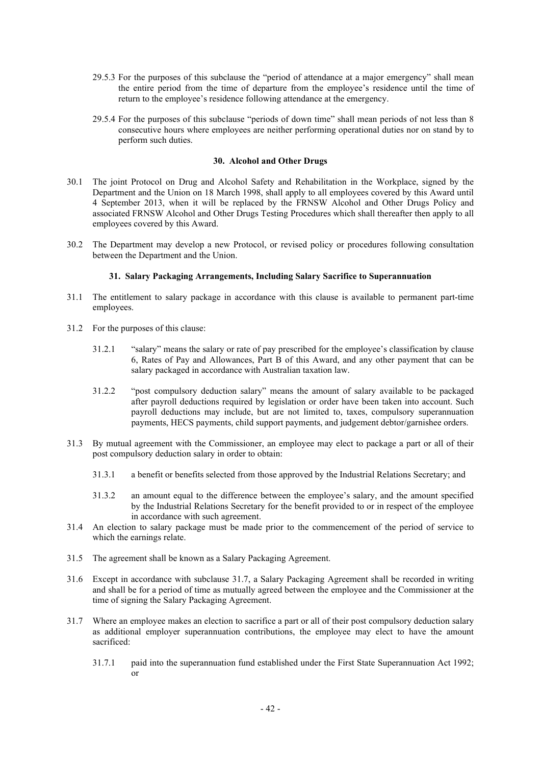29.5.3 For the purposes of this subclause the "period of attendance at a major emergency" shall mean the entire period from the time of departure from the employee's residence until the time of return to the employee's residence following attendance at the emergency.

29.5.4 For the purposes of this subclause "periods of down time" shall mean periods of not less than 8 consecutive hours where employees are neither performing operational duties nor on stand by to perform such duties.

**30. Alcohol and Other Drugs**

30.1 The joint Protocol on Drug and Alcohol Safety and Rehabilitation in the Workplace, signed by the Department and the Union on 18 March 1998, shall apply to all employees covered by this Award until 4 September 2013, when it will be replaced by the FRNSW Alcohol and Other Drugs Policy and associated FRNSW Alcohol and Other Drugs Testing Procedures which shall thereafter then apply to all employees covered by this Award.

30.2 The Department may develop a new Protocol, or revised policy or procedures following consultation between the Department and the Union.

**31. Salary Packaging Arrangements, Including Salary Sacrifice to Superannuation**

31.1 The entitlement to salary package in accordance with this clause is available to permanent part-time employees.

31.2 For the purposes of this clause:

31.2.1 "salary" means the salary or rate of pay prescribed for the employee's classification by clause 6, Rates of Pay and Allowances, Part B of this Award, and any other payment that can be salary packaged in accordance with Australian taxation law.

31.2.2 "post compulsory deduction salary" means the amount of salary available to be packaged after payroll deductions required by legislation or order have been taken into account. Such payroll deductions may include, but are not limited to, taxes, compulsory superannuation payments, HECS payments, child support payments, and judgement debtor/garnishee orders.

31.3 By mutual agreement with the Commissioner, an employee may elect to package a part or all of their post compulsory deduction salary in order to obtain:

31.3.1 a benefit or benefits selected from those approved by the Industrial Relations Secretary; and

31.3.2 an amount equal to the difference between the employee's salary, and the amount specified by the Industrial Relations Secretary for the benefit provided to or in respect of the employee in accordance with such agreement.

31.4 An election to salary package must be made prior to the commencement of the period of service to which the earnings relate.

31.5 The agreement shall be known as a Salary Packaging Agreement.

31.6 Except in accordance with subclause 31.7, a Salary Packaging Agreement shall be recorded in writing and shall be for a period of time as mutually agreed between the employee and the Commissioner at the time of signing the Salary Packaging Agreement.

31.7 Where an employee makes an election to sacrifice a part or all of their post compulsory deduction salary as additional employer superannuation contributions, the employee may elect to have the amount sacrificed:

31.7.1 paid into the superannuation fund established under the First State Superannuation Act 1992; or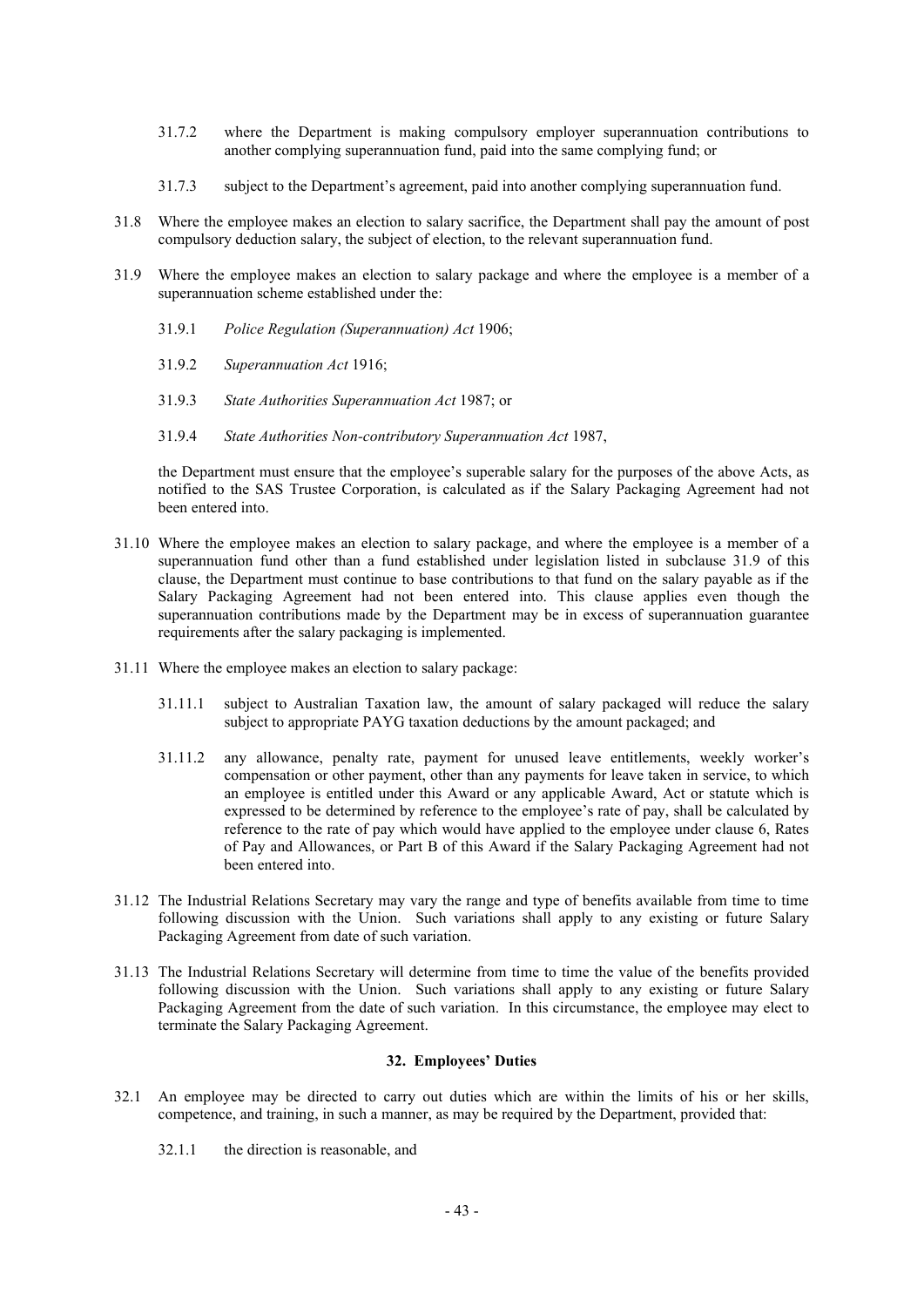31.7.2 where the Department is making compulsory employer superannuation contributions to another complying superannuation fund, paid into the same complying fund; or

31.7.3 subject to the Department's agreement, paid into another complying superannuation fund.

31.8 Where the employee makes an election to salary sacrifice, the Department shall pay the amount of post compulsory deduction salary, the subject of election, to the relevant superannuation fund.

31.9 Where the employee makes an election to salary package and where the employee is a member of a superannuation scheme established under the:

31.9.1 *Police Regulation (Superannuation) Act* 1906;

31.9.2 *Superannuation Act* 1916;

31.9.3 *State Authorities Superannuation Act* 1987; or

31.9.4 *State Authorities Non-contributory Superannuation Act* 1987,

the Department must ensure that the employee's superable salary for the purposes of the above Acts, as notified to the SAS Trustee Corporation, is calculated as if the Salary Packaging Agreement had not been entered into.

31.10 Where the employee makes an election to salary package, and where the employee is a member of a superannuation fund other than a fund established under legislation listed in subclause 31.9 of this clause, the Department must continue to base contributions to that fund on the salary payable as if the Salary Packaging Agreement had not been entered into. This clause applies even though the superannuation contributions made by the Department may be in excess of superannuation guarantee requirements after the salary packaging is implemented.

31.11 Where the employee makes an election to salary package:

31.11.1 subject to Australian Taxation law, the amount of salary packaged will reduce the salary subject to appropriate PAYG taxation deductions by the amount packaged; and

31.11.2 any allowance, penalty rate, payment for unused leave entitlements, weekly worker's compensation or other payment, other than any payments for leave taken in service, to which an employee is entitled under this Award or any applicable Award, Act or statute which is expressed to be determined by reference to the employee's rate of pay, shall be calculated by reference to the rate of pay which would have applied to the employee under clause 6, Rates of Pay and Allowances, or Part B of this Award if the Salary Packaging Agreement had not been entered into.

31.12 The Industrial Relations Secretary may vary the range and type of benefits available from time to time following discussion with the Union. Such variations shall apply to any existing or future Salary Packaging Agreement from date of such variation.

31.13 The Industrial Relations Secretary will determine from time to time the value of the benefits provided following discussion with the Union. Such variations shall apply to any existing or future Salary Packaging Agreement from the date of such variation. In this circumstance, the employee may elect to terminate the Salary Packaging Agreement.

## 32. Employees' Duties

32.1 An employee may be directed to carry out duties which are within the limits of his or her skills, competence, and training, in such a manner, as may be required by the Department, provided that:

32.1.1 the direction is reasonable, and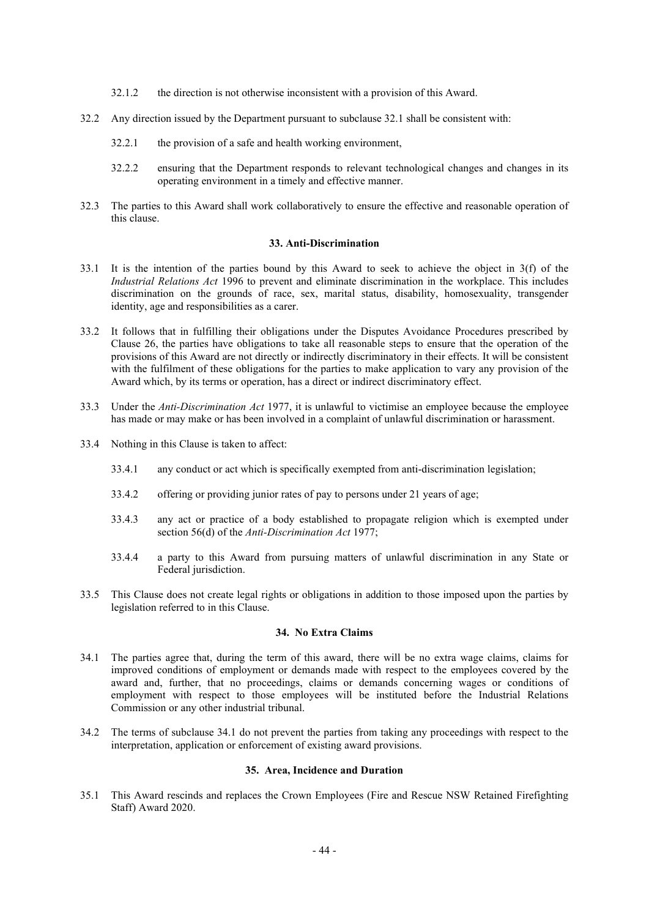32.1.2 the direction is not otherwise inconsistent with a provision of this Award.

32.2 Any direction issued by the Department pursuant to subclause 32.1 shall be consistent with:

32.2.1 the provision of a safe and health working environment,

32.2.2 ensuring that the Department responds to relevant technological changes and changes in its operating environment in a timely and effective manner.

32.3 The parties to this Award shall work collaboratively to ensure the effective and reasonable operation of this clause.

## 33. Anti-Discrimination

33.1 It is the intention of the parties bound by this Award to seek to achieve the object in 3(f) of the *Industrial Relations Act* 1996 to prevent and eliminate discrimination in the workplace. This includes discrimination on the grounds of race, sex, marital status, disability, homosexuality, transgender identity, age and responsibilities as a carer.

33.2 It follows that in fulfilling their obligations under the Disputes Avoidance Procedures prescribed by Clause 26, the parties have obligations to take all reasonable steps to ensure that the operation of the provisions of this Award are not directly or indirectly discriminatory in their effects. It will be consistent with the fulfilment of these obligations for the parties to make application to vary any provision of the Award which, by its terms or operation, has a direct or indirect discriminatory effect.

33.3 Under the *Anti-Discrimination Act* 1977, it is unlawful to victimise an employee because the employee has made or may make or has been involved in a complaint of unlawful discrimination or harassment.

33.4 Nothing in this Clause is taken to affect:

33.4.1 any conduct or act which is specifically exempted from anti-discrimination legislation;

33.4.2 offering or providing junior rates of pay to persons under 21 years of age;

33.4.3 any act or practice of a body established to propagate religion which is exempted under section 56(d) of the *Anti-Discrimination Act* 1977;

33.4.4 a party to this Award from pursuing matters of unlawful discrimination in any State or Federal jurisdiction.

33.5 This Clause does not create legal rights or obligations in addition to those imposed upon the parties by legislation referred to in this Clause.

## 34. No Extra Claims

34.1 The parties agree that, during the term of this award, there will be no extra wage claims, claims for improved conditions of employment or demands made with respect to the employees covered by the award and, further, that no proceedings, claims or demands concerning wages or conditions of employment with respect to those employees will be instituted before the Industrial Relations Commission or any other industrial tribunal.

34.2 The terms of subclause 34.1 do not prevent the parties from taking any proceedings with respect to the interpretation, application or enforcement of existing award provisions.

## 35. Area, Incidence and Duration

35.1 This Award rescinds and replaces the Crown Employees (Fire and Rescue NSW Retained Firefighting Staff) Award 2020.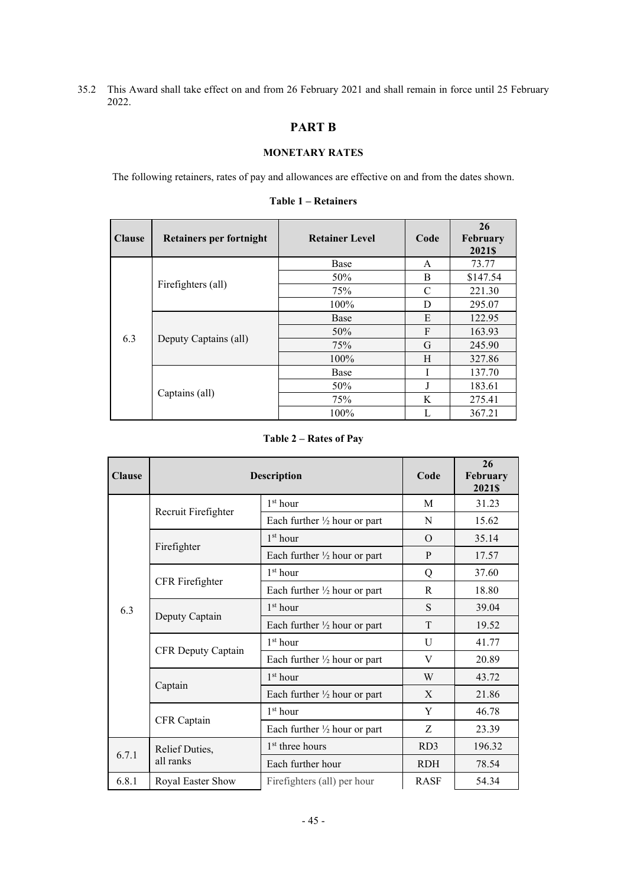35.2 This Award shall take effect on and from 26 February 2021 and shall remain in force until 25 February 2022.

## PART B

### MONETARY RATES

The following retainers, rates of pay and allowances are effective on and from the dates shown.

**Table 1 – Retainers**

| Clause | Retainers per fortnight | Retainer Level | Code | 26 February 2021$ |
|---|---|---|---|---|
| 6.3 | Firefighters (all) | Base | A | 73.77 |
| | | 50% | B | $147.54 |
| | | 75% | C | 221.30 |
| | | 100% | D | 295.07 |
| | Deputy Captains (all) | Base | E | 122.95 |
| | | 50% | F | 163.93 |
| | | 75% | G | 245.90 |
| | | 100% | H | 327.86 |
| | Captains (all) | Base | I | 137.70 |
| | | 50% | J | 183.61 |
| | | 75% | K | 275.41 |
| | | 100% | L | 367.21 |

**Table 2 – Rates of Pay**

| Clause | Description | | Code | 26 February 2021$ |
|---|---|---|---|---|
| 6.3 | Recruit Firefighter | 1st hour | M | 31.23 |
| | | Each further ½ hour or part | N | 15.62 |
| | Firefighter | 1st hour | O | 35.14 |
| | | Each further ½ hour or part | P | 17.57 |
| | CFR Firefighter | 1st hour | Q | 37.60 |
| | | Each further ½ hour or part | R | 18.80 |
| | Deputy Captain | 1st hour | S | 39.04 |
| | | Each further ½ hour or part | T | 19.52 |
| | CFR Deputy Captain | 1st hour | U | 41.77 |
| | | Each further ½ hour or part | V | 20.89 |
| | Captain | 1st hour | W | 43.72 |
| | | Each further ½ hour or part | X | 21.86 |
| | CFR Captain | 1st hour | Y | 46.78 |
| | | Each further ½ hour or part | Z | 23.39 |
| 6.7.1 | Relief Duties, all ranks | 1st three hours | RD3 | 196.32 |
| | | Each further hour | RDH | 78.54 |
| 6.8.1 | Royal Easter Show | Firefighters (all) per hour | RASF | 54.34 |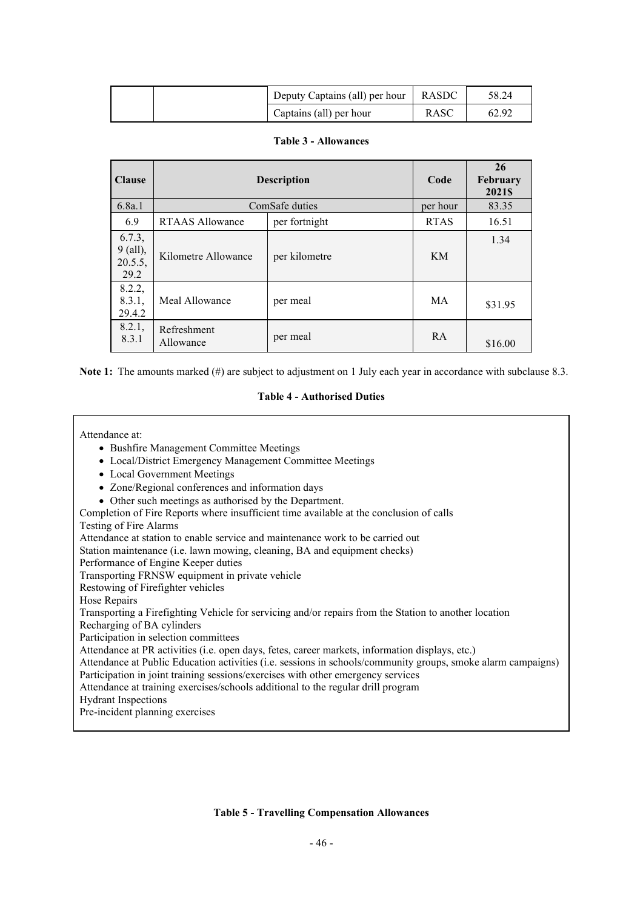| | | Deputy Captains (all) per hour | RASDC | 58.24 |
|---|---|---|---|---|
| | | Captains (all) per hour | RASC | 62.92 |

**Table 3 - Allowances**

| Clause | Description | | Code | 26 February 2021$ |
|---|---|---|---|---|
| 6.8a.1 | ComSafe duties | | per hour | 83.35 |
| 6.9 | RTAAS Allowance | per fortnight | RTAS | 16.51 |
| 6.7.3, 9 (all), 20.5.5, 29.2 | Kilometre Allowance | per kilometre | KM | 1.34 |
| 8.2.2, 8.3.1, 29.4.2 | Meal Allowance | per meal | MA | $31.95 |
| 8.2.1, 8.3.1 | Refreshment Allowance | per meal | RA | $16.00 |

**Note 1:** The amounts marked (#) are subject to adjustment on 1 July each year in accordance with subclause 8.3.

**Table 4 - Authorised Duties**

Attendance at:

- Bushfire Management Committee Meetings
- Local/District Emergency Management Committee Meetings
- Local Government Meetings
- Zone/Regional conferences and information days
- Other such meetings as authorised by the Department.

Completion of Fire Reports where insufficient time available at the conclusion of calls
Testing of Fire Alarms
Attendance at station to enable service and maintenance work to be carried out
Station maintenance (i.e. lawn mowing, cleaning, BA and equipment checks)
Performance of Engine Keeper duties
Transporting FRNSW equipment in private vehicle
Restowing of Firefighter vehicles
Hose Repairs
Transporting a Firefighting Vehicle for servicing and/or repairs from the Station to another location
Recharging of BA cylinders
Participation in selection committees
Attendance at PR activities (i.e. open days, fetes, career markets, information displays, etc.)
Attendance at Public Education activities (i.e. sessions in schools/community groups, smoke alarm campaigns)
Participation in joint training sessions/exercises with other emergency services
Attendance at training exercises/schools additional to the regular drill program
Hydrant Inspections
Pre-incident planning exercises

**Table 5 - Travelling Compensation Allowances**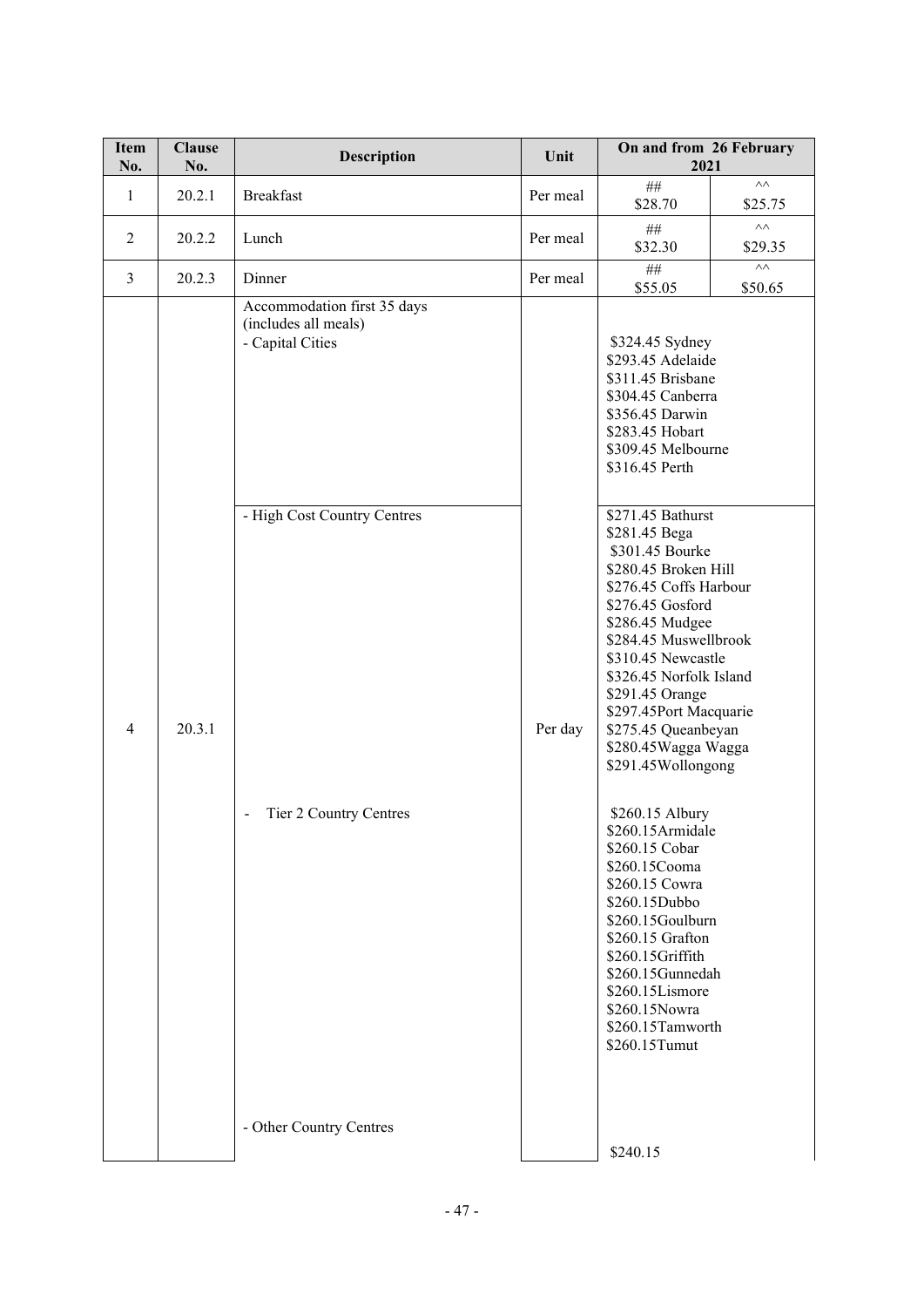| Item No. | Clause No. | Description | Unit | On and from 26 February 2021 | |
|---|---|---|---|---|---|
| 1 | 20.2.1 | Breakfast | Per meal | ## $28.70 | ^^ $25.75 |
| 2 | 20.2.2 | Lunch | Per meal | ## $32.30 | ^^ $29.35 |
| 3 | 20.2.3 | Dinner | Per meal | ## $55.05 | ^^ $50.65 |
| 4 | 20.3.1 | Accommodation first 35 days (includes all meals)<br>- Capital Cities | Per day | $324.45 Sydney<br>$293.45 Adelaide<br>$311.45 Brisbane<br>$304.45 Canberra<br>$356.45 Darwin<br>$283.45 Hobart<br>$309.45 Melbourne<br>$316.45 Perth | |
| | | - High Cost Country Centres | | $271.45 Bathurst<br>$281.45 Bega<br>$301.45 Bourke<br>$280.45 Broken Hill<br>$276.45 Coffs Harbour<br>$276.45 Gosford<br>$286.45 Mudgee<br>$284.45 Muswellbrook<br>$310.45 Newcastle<br>$326.45 Norfolk Island<br>$291.45 Orange<br>$297.45Port Macquarie<br>$275.45 Queanbeyan<br>$280.45Wagga Wagga<br>$291.45Wollongong | |
| | | - Tier 2 Country Centres | | $260.15 Albury<br>$260.15Armidale<br>$260.15 Cobar<br>$260.15Cooma<br>$260.15 Cowra<br>$260.15Dubbo<br>$260.15Goulburn<br>$260.15 Grafton<br>$260.15Griffith<br>$260.15Gunnedah<br>$260.15Lismore<br>$260.15Nowra<br>$260.15Tamworth<br>$260.15Tumut | |
| | | - Other Country Centres | | $240.15 | |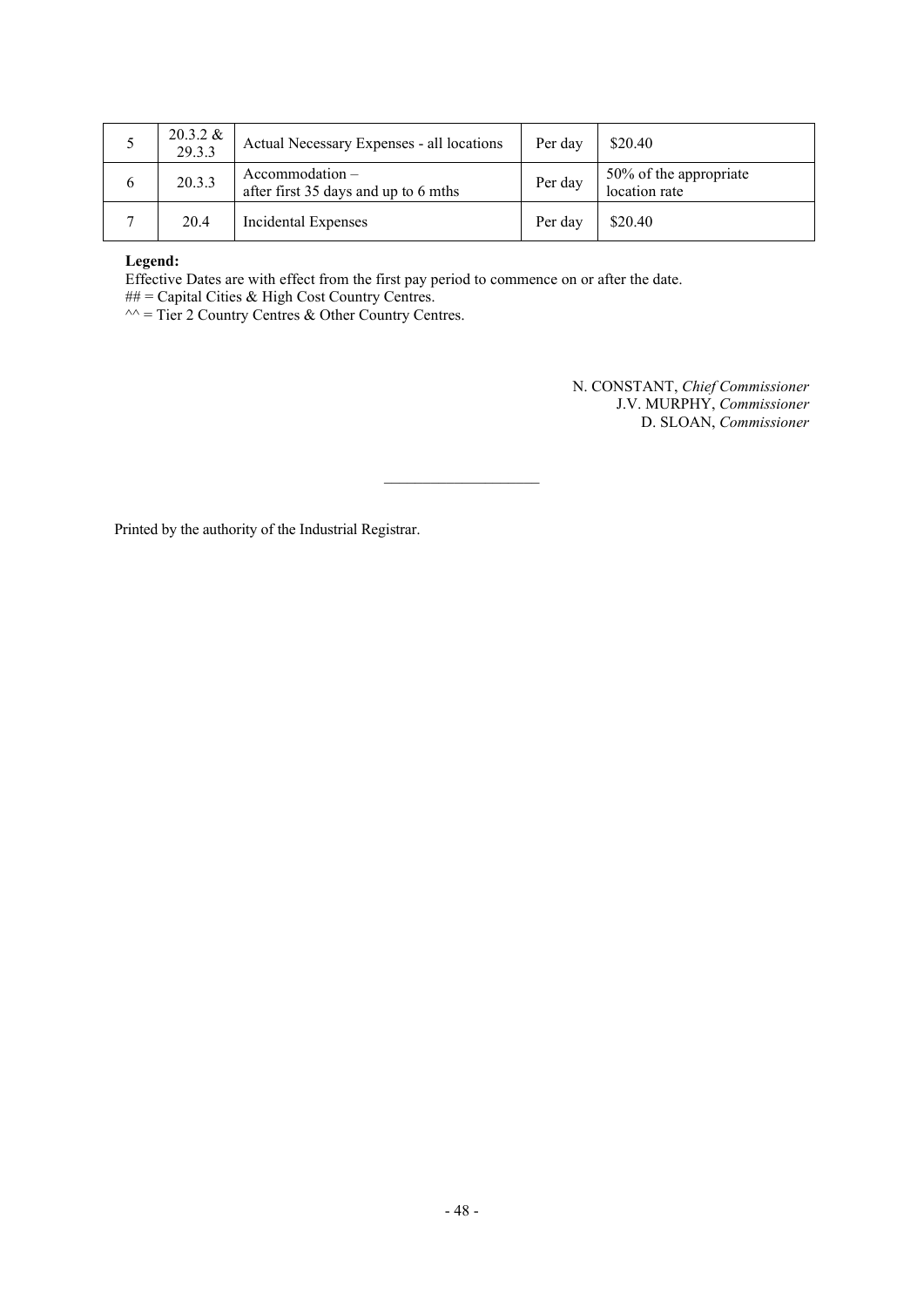| | | | | |
|---|---|---|---|---|
| 5 | 20.3.2 & 29.3.3 | Actual Necessary Expenses - all locations | Per day | $20.40 |
| 6 | 20.3.3 | Accommodation – after first 35 days and up to 6 mths | Per day | 50% of the appropriate location rate |
| 7 | 20.4 | Incidental Expenses | Per day | $20.40 |

**Legend:**

Effective Dates are with effect from the first pay period to commence on or after the date.

## = Capital Cities & High Cost Country Centres.

^^ = Tier 2 Country Centres & Other Country Centres.

N. CONSTANT, *Chief Commissioner*
J.V. MURPHY, *Commissioner*
D. SLOAN, *Commissioner*

---

Printed by the authority of the Industrial Registrar.